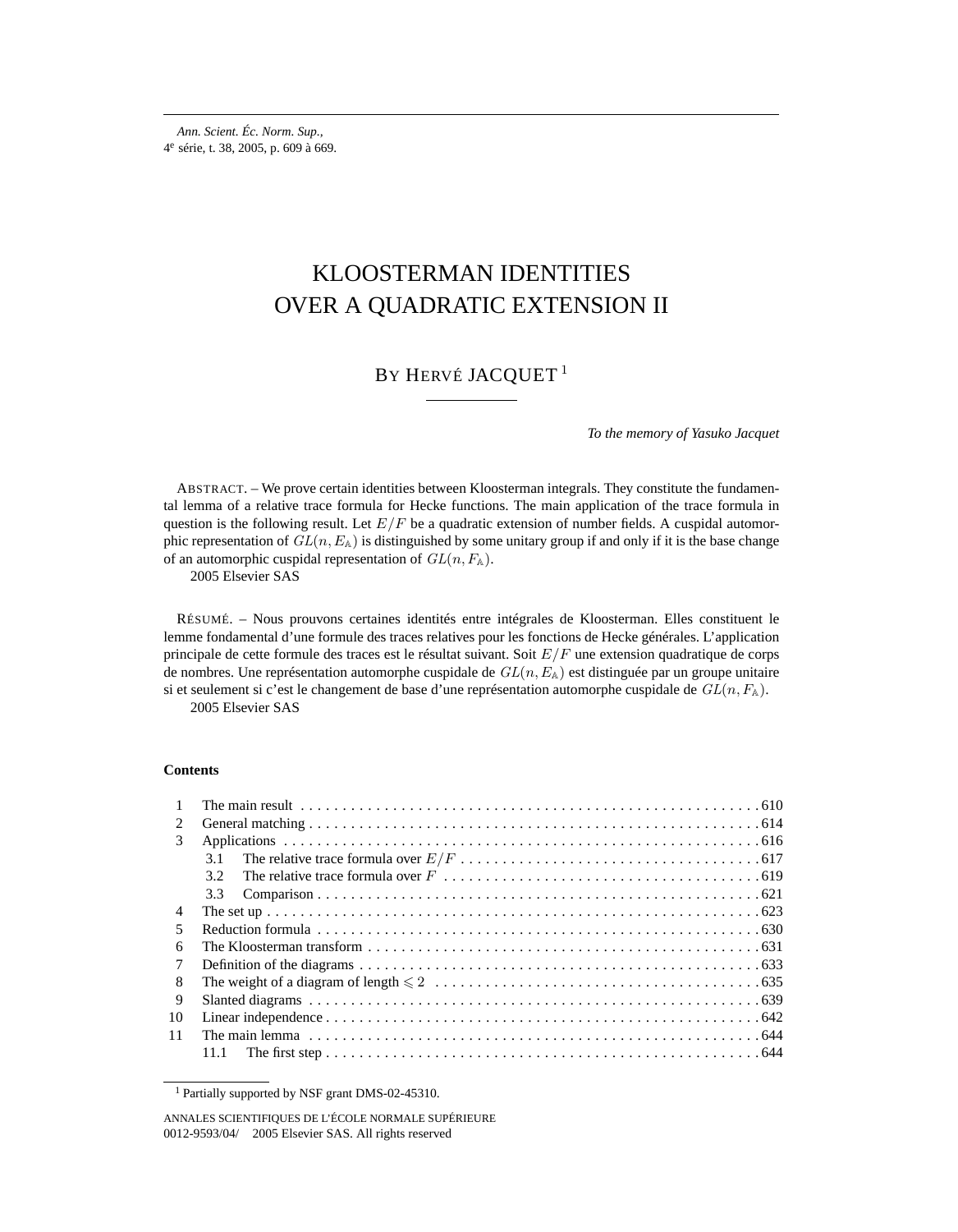# KLOOSTERMAN IDENTITIES OVER A QUADRATIC EXTENSION II

BY HERVÉ JACQUET [1]

*To the memory of Yasuko Jacquet*

ABSTRACT. – We prove certain identities between Kloosterman integrals. They constitute the fundamental lemma of a relative trace formula for Hecke functions. The main application of the trace formula in question is the following result. Let $E/F$ be a quadratic extension of number fields. A cuspidal automorphic representation of $GL(n, E_{\mathbb{A}})$ is distinguished by some unitary group if and only if it is the base change of an automorphic cuspidal representation of $GL(n, F_{\mathbb{A}})$.

2005 Elsevier SAS

RÉSUMÉ. – Nous prouvons certaines identités entre intégrales de Kloosterman. Elles constituent le lemme fondamental d'une formule des traces relatives pour les fonctions de Hecke générales. L'application principale de cette formule des traces est le résultat suivant. Soit $E/F$ une extension quadratique de corps de nombres. Une représentation automorphe cuspidale de $GL(n, E_{\mathbb{A}})$ est distinguée par un groupe unitaire si et seulement si c'est le changement de base d'une représentation automorphe cuspidale de $GL(n, F_{\mathbb{A}})$.

2005 Elsevier SAS

**Contents**

| | | |
|---|---|---|
| 1 | The main result | 610 |
| 2 | General matching | 614 |
| 3 | Applications | 616 |
| 3.1 | The relative trace formula over $E/F$ | 617 |
| 3.2 | The relative trace formula over $F$ | 619 |
| 3.3 | Comparison | 621 |
| 4 | The set up | 623 |
| 5 | Reduction formula | 630 |
| 6 | The Kloosterman transform | 631 |
| 7 | Definition of the diagrams | 633 |
| 8 | The weight of a diagram of length $\leqslant 2$ | 635 |
| 9 | Slanted diagrams | 639 |
| 10 | Linear independence | 642 |
| 11 | The main lemma | 644 |
| 11.1 | The first step | 644 |

[1] Partially supported by NSF grant DMS-02-45310.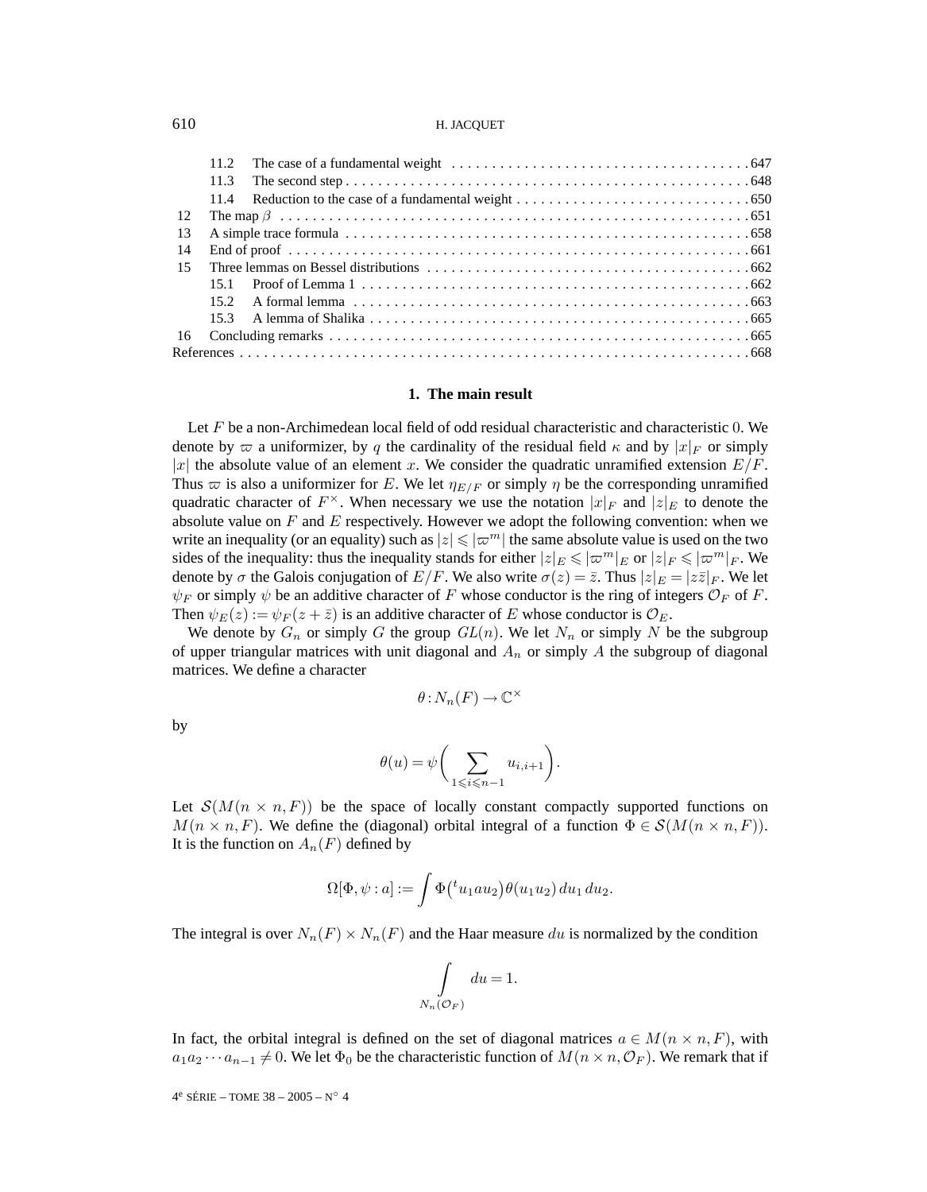| | | |
|---|---|---|
| 11.2 | The case of a fundamental weight | 647 |
| 11.3 | The second step | 648 |
| 11.4 | Reduction to the case of a fundamental weight | 650 |
| 12 | The map $\beta$ | 651 |
| 13 | A simple trace formula | 658 |
| 14 | End of proof | 661 |
| 15 | Three lemmas on Bessel distributions | 662 |
| 15.1 | Proof of Lemma 1 | 662 |
| 15.2 | A formal lemma | 663 |
| 15.3 | A lemma of Shalika | 665 |
| 16 | Concluding remarks | 665 |
| References | | 668 |

## 1. The main result

Let $F$ be a non-Archimedean local field of odd residual characteristic and characteristic $0$. We denote by $\varpi$ a uniformizer, by $q$ the cardinality of the residual field $\kappa$ and by $|x|_F$ or simply $|x|$ the absolute value of an element $x$. We consider the quadratic unramified extension $E/F$. Thus $\varpi$ is also a uniformizer for $E$. We let $\eta_{E/F}$ or simply $\eta$ be the corresponding unramified quadratic character of $F^\times$. When necessary we use the notation $|x|_F$ and $|z|_E$ to denote the absolute value on $F$ and $E$ respectively. However we adopt the following convention: when we write an inequality (or an equality) such as $|z| \leqslant |\varpi^m|$ the same absolute value is used on the two sides of the inequality: thus the inequality stands for either $|z|_E \leqslant |\varpi^m|_E$ or $|z|_F \leqslant |\varpi^m|_F$. We denote by $\sigma$ the Galois conjugation of $E/F$. We also write $\sigma(z) = \bar{z}$. Thus $|z|_E = |z\bar{z}|_F$. We let $\psi_F$ or simply $\psi$ be an additive character of $F$ whose conductor is the ring of integers $\mathcal{O}_F$ of $F$. Then $\psi_E(z) := \psi_F(z + \bar{z})$ is an additive character of $E$ whose conductor is $\mathcal{O}_E$.

We denote by $G_n$ or simply $G$ the group $GL(n)$. We let $N_n$ or simply $N$ be the subgroup of upper triangular matrices with unit diagonal and $A_n$ or simply $A$ the subgroup of diagonal matrices. We define a character

$$\theta : N_n(F) \to \mathbb{C}^\times$$

by

$$\theta(u) = \psi\biggl(\sum_{1 \leqslant i \leqslant n-1} u_{i,i+1}\biggr).$$

Let $\mathcal{S}(M(n \times n, F))$ be the space of locally constant compactly supported functions on $M(n \times n, F)$. We define the (diagonal) orbital integral of a function $\Phi \in \mathcal{S}(M(n \times n, F))$. It is the function on $A_n(F)$ defined by

$$\Omega[\Phi, \psi : a] := \int \Phi\bigl({}^t u_1 a u_2\bigr) \theta(u_1 u_2)\, du_1\, du_2.$$

The integral is over $N_n(F) \times N_n(F)$ and the Haar measure $du$ is normalized by the condition

$$\int\limits_{N_n(\mathcal{O}_F)} du = 1.$$

In fact, the orbital integral is defined on the set of diagonal matrices $a \in M(n \times n, F)$, with $a_1 a_2 \cdots a_{n-1} \neq 0$. We let $\Phi_0$ be the characteristic function of $M(n \times n, \mathcal{O}_F)$. We remark that if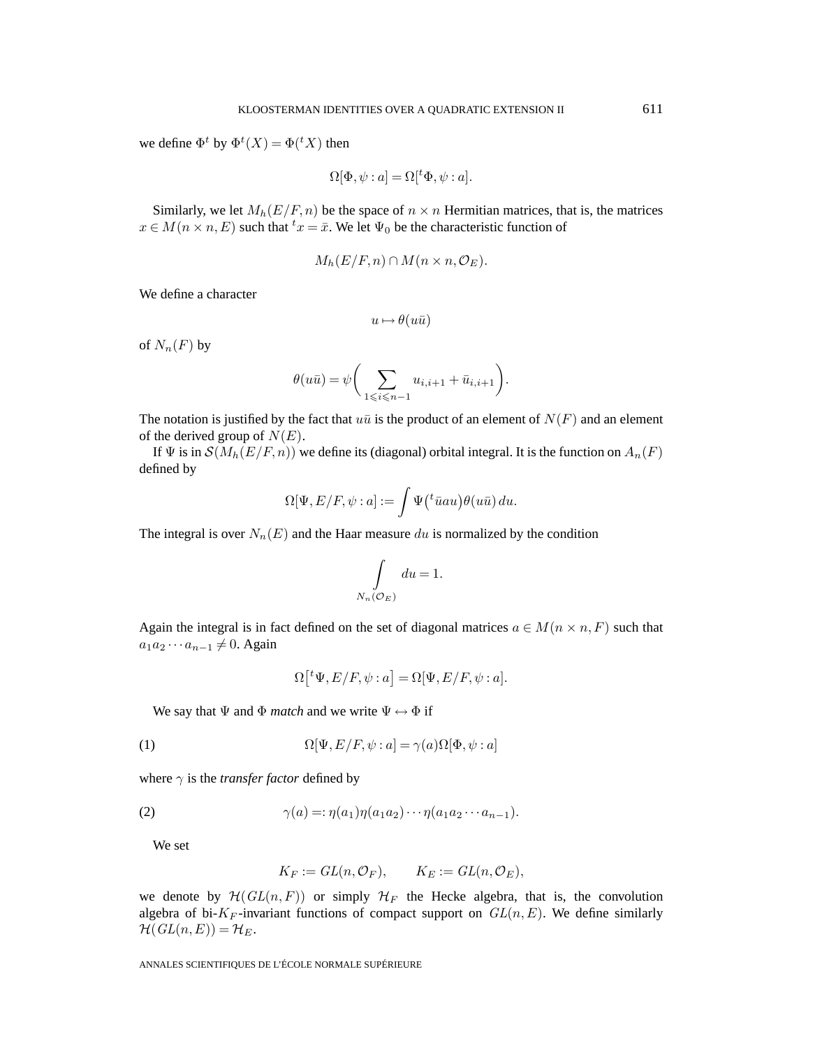we define $\Phi^t$ by $\Phi^t(X) = \Phi({}^tX)$ then

$$\Omega[\Phi, \psi : a] = \Omega[{}^t\Phi, \psi : a].$$

Similarly, we let $M_h(E/F, n)$ be the space of $n \times n$ Hermitian matrices, that is, the matrices $x \in M(n \times n, E)$ such that ${}^tx = \bar{x}$. We let $\Psi_0$ be the characteristic function of

$$M_h(E/F, n) \cap M(n \times n, \mathcal{O}_E).$$

We define a character

$$u \mapsto \theta(u\bar{u})$$

of $N_n(F)$ by

$$\theta(u\bar{u}) = \psi\biggl(\sum_{1 \leqslant i \leqslant n-1} u_{i,i+1} + \bar{u}_{i,i+1}\biggr).$$

The notation is justified by the fact that $u\bar{u}$ is the product of an element of $N(F)$ and an element of the derived group of $N(E)$.

If $\Psi$ is in $\mathcal{S}(M_h(E/F, n))$ we define its (diagonal) orbital integral. It is the function on $A_n(F)$ defined by

$$\Omega[\Psi, E/F, \psi : a] := \int \Psi\bigl({}^t\bar{u}au\bigr)\theta(u\bar{u})\,du.$$

The integral is over $N_n(E)$ and the Haar measure $du$ is normalized by the condition

$$\int_{N_n(\mathcal{O}_E)} du = 1.$$

Again the integral is in fact defined on the set of diagonal matrices $a \in M(n \times n, F)$ such that $a_1 a_2 \cdots a_{n-1} \neq 0$. Again

$$\Omega\bigl[{}^t\Psi, E/F, \psi : a\bigr] = \Omega[\Psi, E/F, \psi : a].$$

We say that $\Psi$ and $\Phi$ *match* and we write $\Psi \leftrightarrow \Phi$ if

$$\Omega[\Psi, E/F, \psi : a] = \gamma(a)\Omega[\Phi, \psi : a] \tag{1}$$

where $\gamma$ is the *transfer factor* defined by

$$\gamma(a) =: \eta(a_1)\eta(a_1a_2)\cdots\eta(a_1a_2\cdots a_{n-1}). \tag{2}$$

We set

$$K_F := GL(n, \mathcal{O}_F), \qquad K_E := GL(n, \mathcal{O}_E),$$

we denote by $\mathcal{H}(GL(n, F))$ or simply $\mathcal{H}_F$ the Hecke algebra, that is, the convolution algebra of bi-$K_F$-invariant functions of compact support on $GL(n, E)$. We define similarly $\mathcal{H}(GL(n, E)) = \mathcal{H}_E$.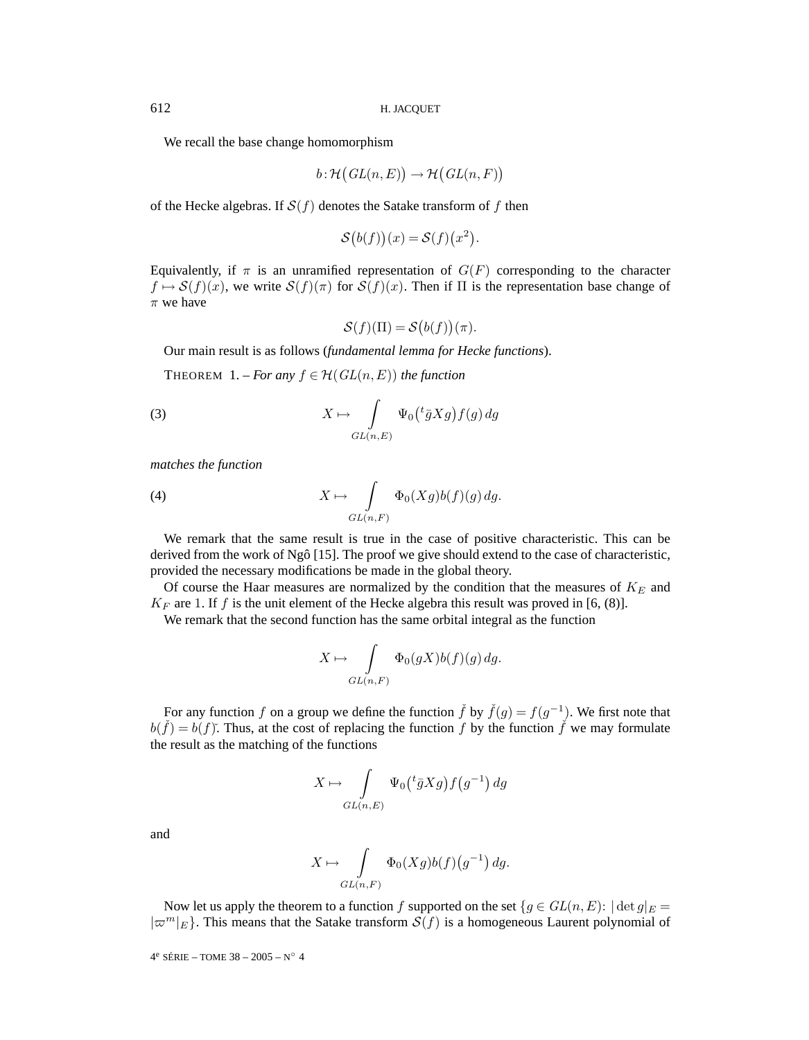We recall the base change homomorphism

$$b : \mathcal{H}\big(GL(n,E)\big) \to \mathcal{H}\big(GL(n,F)\big)$$

of the Hecke algebras. If $\mathcal{S}(f)$ denotes the Satake transform of $f$ then

$$\mathcal{S}\big(b(f)\big)(x) = \mathcal{S}(f)\big(x^2\big).$$

Equivalently, if $\pi$ is an unramified representation of $G(F)$ corresponding to the character $f \mapsto \mathcal{S}(f)(x)$, we write $\mathcal{S}(f)(\pi)$ for $\mathcal{S}(f)(x)$. Then if $\Pi$ is the representation base change of $\pi$ we have

$$\mathcal{S}(f)(\Pi) = \mathcal{S}\big(b(f)\big)(\pi).$$

Our main result is as follows (*fundamental lemma for Hecke functions*).

THEOREM 1. – *For any $f \in \mathcal{H}(GL(n,E))$ the function*

$$X \mapsto \int_{GL(n,E)} \Psi_0\big({}^t\bar{g}Xg\big) f(g)\, dg \tag{3}$$

*matches the function*

$$X \mapsto \int_{GL(n,F)} \Phi_0(Xg) b(f)(g)\, dg. \tag{4}$$

We remark that the same result is true in the case of positive characteristic. This can be derived from the work of Ngô [15]. The proof we give should extend to the case of characteristic, provided the necessary modifications be made in the global theory.

Of course the Haar measures are normalized by the condition that the measures of $K_E$ and $K_F$ are 1. If $f$ is the unit element of the Hecke algebra this result was proved in [6, (8)].

We remark that the second function has the same orbital integral as the function

$$X \mapsto \int_{GL(n,F)} \Phi_0(gX) b(f)(g)\, dg.$$

For any function $f$ on a group we define the function $\check{f}$ by $\check{f}(g) = f(g^{-1})$. We first note that $b(\check{f}) = b(f)\check{}$. Thus, at the cost of replacing the function $f$ by the function $\check{f}$ we may formulate the result as the matching of the functions

$$X \mapsto \int_{GL(n,E)} \Psi_0\big({}^t\bar{g}Xg\big) f\big(g^{-1}\big)\, dg$$

and

$$X \mapsto \int_{GL(n,F)} \Phi_0(Xg) b(f)\big(g^{-1}\big)\, dg.$$

Now let us apply the theorem to a function $f$ supported on the set $\{g \in GL(n,E)\colon |\det g|_E = |\varpi^m|_E\}$. This means that the Satake transform $\mathcal{S}(f)$ is a homogeneous Laurent polynomial of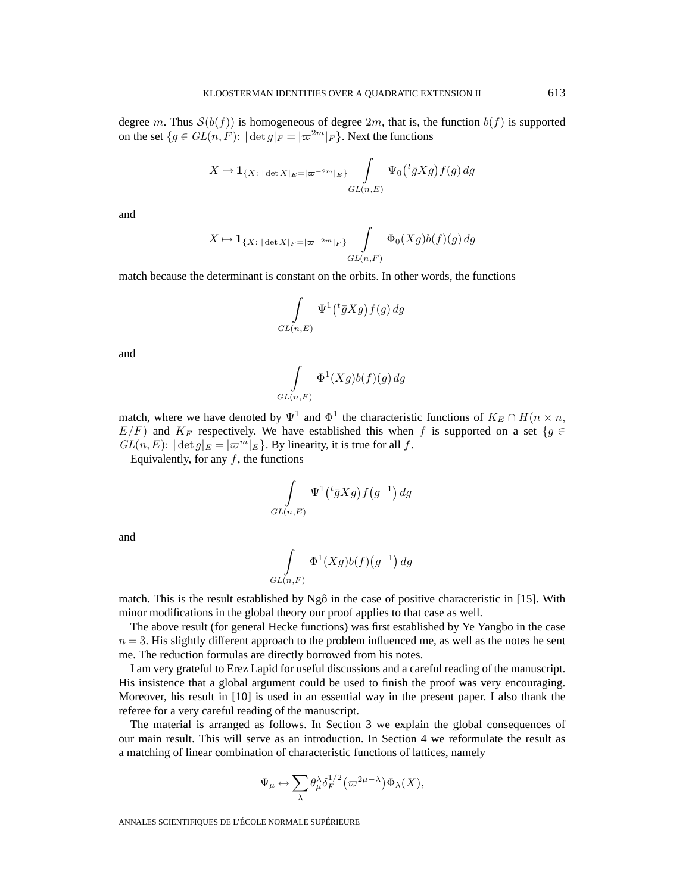degree $m$. Thus $\mathcal{S}(b(f))$ is homogeneous of degree $2m$, that is, the function $b(f)$ is supported on the set $\{g \in GL(n,F)\colon |\det g|_F = |\varpi^{2m}|_F\}$. Next the functions

$$X \mapsto \mathbf{1}_{\{X\colon |\det X|_E = |\varpi^{-2m}|_E\}} \int_{GL(n,E)} \Psi_0\big({}^t\bar{g}Xg\big) f(g)\, dg$$

and

$$X \mapsto \mathbf{1}_{\{X\colon |\det X|_F = |\varpi^{-2m}|_F\}} \int_{GL(n,F)} \Phi_0(Xg) b(f)(g)\, dg$$

match because the determinant is constant on the orbits. In other words, the functions

$$\int_{GL(n,E)} \Psi^1\big({}^t\bar{g}Xg\big) f(g)\, dg$$

and

$$\int_{GL(n,F)} \Phi^1(Xg) b(f)(g)\, dg$$

match, where we have denoted by $\Psi^1$ and $\Phi^1$ the characteristic functions of $K_E \cap H(n \times n, E/F)$ and $K_F$ respectively. We have established this when $f$ is supported on a set $\{g \in GL(n,E)\colon |\det g|_E = |\varpi^m|_E\}$. By linearity, it is true for all $f$.

Equivalently, for any $f$, the functions

$$\int_{GL(n,E)} \Psi^1\big({}^t\bar{g}Xg\big) f\big(g^{-1}\big)\, dg$$

and

$$\int_{GL(n,F)} \Phi^1(Xg) b(f)\big(g^{-1}\big)\, dg$$

match. This is the result established by Ngô in the case of positive characteristic in [15]. With minor modifications in the global theory our proof applies to that case as well.

The above result (for general Hecke functions) was first established by Ye Yangbo in the case $n = 3$. His slightly different approach to the problem influenced me, as well as the notes he sent me. The reduction formulas are directly borrowed from his notes.

I am very grateful to Erez Lapid for useful discussions and a careful reading of the manuscript. His insistence that a global argument could be used to finish the proof was very encouraging. Moreover, his result in [10] is used in an essential way in the present paper. I also thank the referee for a very careful reading of the manuscript.

The material is arranged as follows. In Section 3 we explain the global consequences of our main result. This will serve as an introduction. In Section 4 we reformulate the result as a matching of linear combination of characteristic functions of lattices, namely

$$\Psi_\mu \leftrightarrow \sum_\lambda \theta_\mu^\lambda \delta_F^{1/2}\big(\varpi^{2\mu-\lambda}\big)\Phi_\lambda(X),$$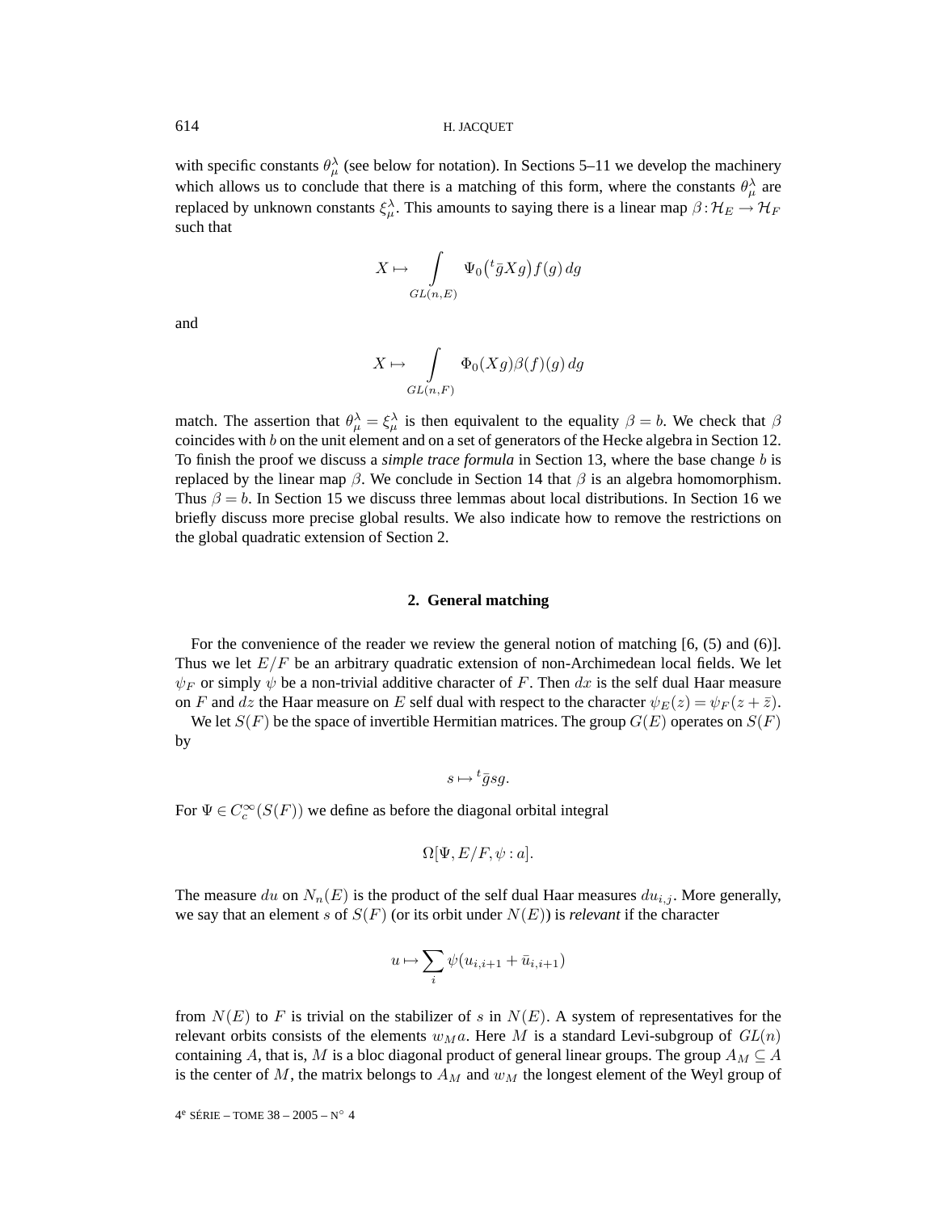with specific constants $\theta_\mu^\lambda$ (see below for notation). In Sections 5–11 we develop the machinery which allows us to conclude that there is a matching of this form, where the constants $\theta_\mu^\lambda$ are replaced by unknown constants $\xi_\mu^\lambda$. This amounts to saying there is a linear map $\beta:\mathcal{H}_E \to \mathcal{H}_F$ such that

$$X \mapsto \int\limits_{GL(n,E)} \Psi_0\left({}^t\bar{g}Xg\right) f(g)\,dg$$

and

$$X \mapsto \int\limits_{GL(n,F)} \Phi_0(Xg)\beta(f)(g)\,dg$$

match. The assertion that $\theta_\mu^\lambda = \xi_\mu^\lambda$ is then equivalent to the equality $\beta = b$. We check that $\beta$ coincides with $b$ on the unit element and on a set of generators of the Hecke algebra in Section 12. To finish the proof we discuss a *simple trace formula* in Section 13, where the base change $b$ is replaced by the linear map $\beta$. We conclude in Section 14 that $\beta$ is an algebra homomorphism. Thus $\beta = b$. In Section 15 we discuss three lemmas about local distributions. In Section 16 we briefly discuss more precise global results. We also indicate how to remove the restrictions on the global quadratic extension of Section 2.

## 2. General matching

For the convenience of the reader we review the general notion of matching [6, (5) and (6)]. Thus we let $E/F$ be an arbitrary quadratic extension of non-Archimedean local fields. We let $\psi_F$ or simply $\psi$ be a non-trivial additive character of $F$. Then $dx$ is the self dual Haar measure on $F$ and $dz$ the Haar measure on $E$ self dual with respect to the character $\psi_E(z) = \psi_F(z + \bar{z})$.

We let $S(F)$ be the space of invertible Hermitian matrices. The group $G(E)$ operates on $S(F)$ by

$$s \mapsto {}^t\bar{g}sg.$$

For $\Psi \in C_c^\infty(S(F))$ we define as before the diagonal orbital integral

$$\Omega[\Psi, E/F, \psi : a].$$

The measure $du$ on $N_n(E)$ is the product of the self dual Haar measures $du_{i,j}$. More generally, we say that an element $s$ of $S(F)$ (or its orbit under $N(E)$) is *relevant* if the character

$$u \mapsto \sum_i \psi(u_{i,i+1} + \bar{u}_{i,i+1})$$

from $N(E)$ to $F$ is trivial on the stabilizer of $s$ in $N(E)$. A system of representatives for the relevant orbits consists of the elements $w_M a$. Here $M$ is a standard Levi-subgroup of $GL(n)$ containing $A$, that is, $M$ is a bloc diagonal product of general linear groups. The group $A_M \subseteq A$ is the center of $M$, the matrix belongs to $A_M$ and $w_M$ the longest element of the Weyl group of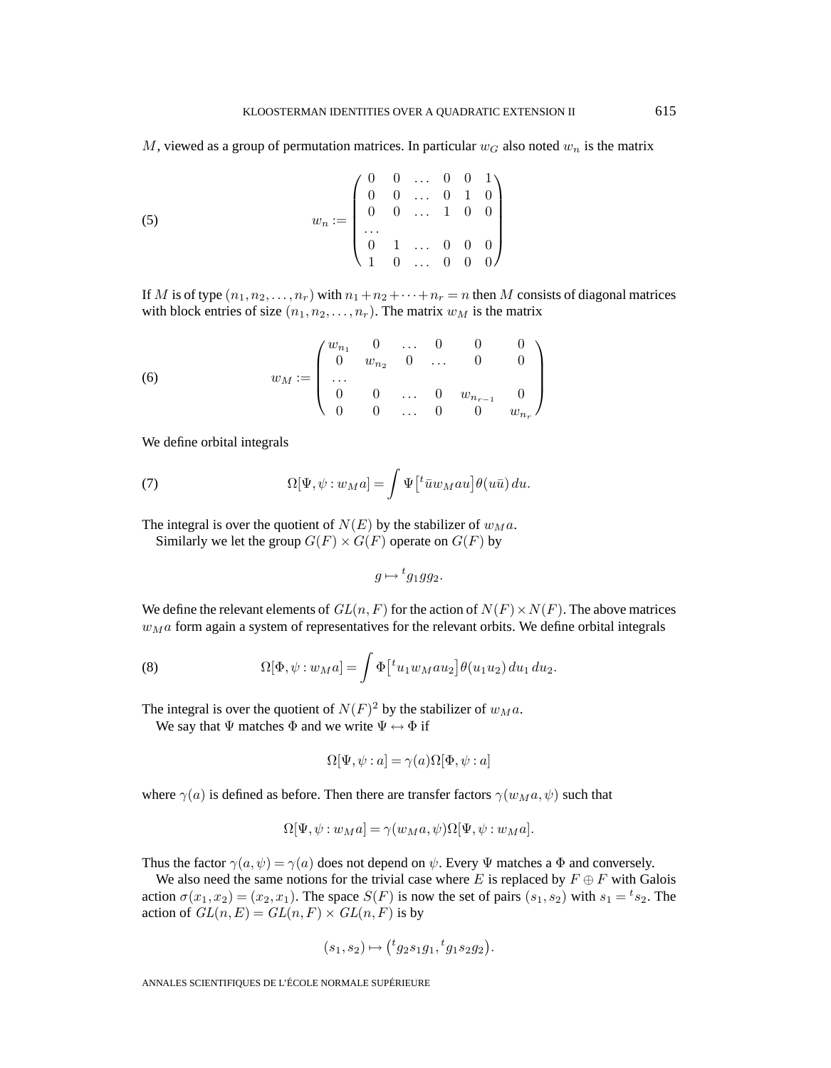$M$, viewed as a group of permutation matrices. In particular $w_G$ also noted $w_n$ is the matrix

$$w_n := \begin{pmatrix} 0 & 0 & \dots & 0 & 0 & 1 \\ 0 & 0 & \dots & 0 & 1 & 0 \\ 0 & 0 & \dots & 1 & 0 & 0 \\ \dots \\ 0 & 1 & \dots & 0 & 0 & 0 \\ 1 & 0 & \dots & 0 & 0 & 0 \end{pmatrix} \tag{5}$$

If $M$ is of type $(n_1, n_2, \dots, n_r)$ with $n_1 + n_2 + \dots + n_r = n$ then $M$ consists of diagonal matrices with block entries of size $(n_1, n_2, \dots, n_r)$. The matrix $w_M$ is the matrix

$$w_M := \begin{pmatrix} w_{n_1} & 0 & \dots & 0 & 0 & 0 \\ 0 & w_{n_2} & 0 & \dots & 0 & 0 \\ \dots \\ 0 & 0 & \dots & 0 & w_{n_{r-1}} & 0 \\ 0 & 0 & \dots & 0 & 0 & w_{n_r} \end{pmatrix} \tag{6}$$

We define orbital integrals

$$\Omega[\Psi, \psi : w_M a] = \int \Psi\big[{}^t \bar{u} w_M a u\big] \theta(u\bar{u})\, du. \tag{7}$$

The integral is over the quotient of $N(E)$ by the stabilizer of $w_M a$.

Similarly we let the group $G(F) \times G(F)$ operate on $G(F)$ by

$$g \mapsto {}^t g_1 g g_2.$$

We define the relevant elements of $GL(n, F)$ for the action of $N(F) \times N(F)$. The above matrices $w_M a$ form again a system of representatives for the relevant orbits. We define orbital integrals

$$\Omega[\Phi, \psi : w_M a] = \int \Phi\big[{}^t u_1 w_M a u_2\big] \theta(u_1 u_2)\, du_1\, du_2. \tag{8}$$

The integral is over the quotient of $N(F)^2$ by the stabilizer of $w_M a$.

We say that $\Psi$ matches $\Phi$ and we write $\Psi \leftrightarrow \Phi$ if

$$\Omega[\Psi, \psi : a] = \gamma(a) \Omega[\Phi, \psi : a]$$

where $\gamma(a)$ is defined as before. Then there are transfer factors $\gamma(w_M a, \psi)$ such that

$$\Omega[\Psi, \psi : w_M a] = \gamma(w_M a, \psi) \Omega[\Psi, \psi : w_M a].$$

Thus the factor $\gamma(a, \psi) = \gamma(a)$ does not depend on $\psi$. Every $\Psi$ matches a $\Phi$ and conversely.

We also need the same notions for the trivial case where $E$ is replaced by $F \oplus F$ with Galois action $\sigma(x_1, x_2) = (x_2, x_1)$. The space $S(F)$ is now the set of pairs $(s_1, s_2)$ with $s_1 = {}^t s_2$. The action of $GL(n, E) = GL(n, F) \times GL(n, F)$ is by

$$(s_1, s_2) \mapsto \big({}^t g_2 s_1 g_1, {}^t g_1 s_2 g_2\big).$$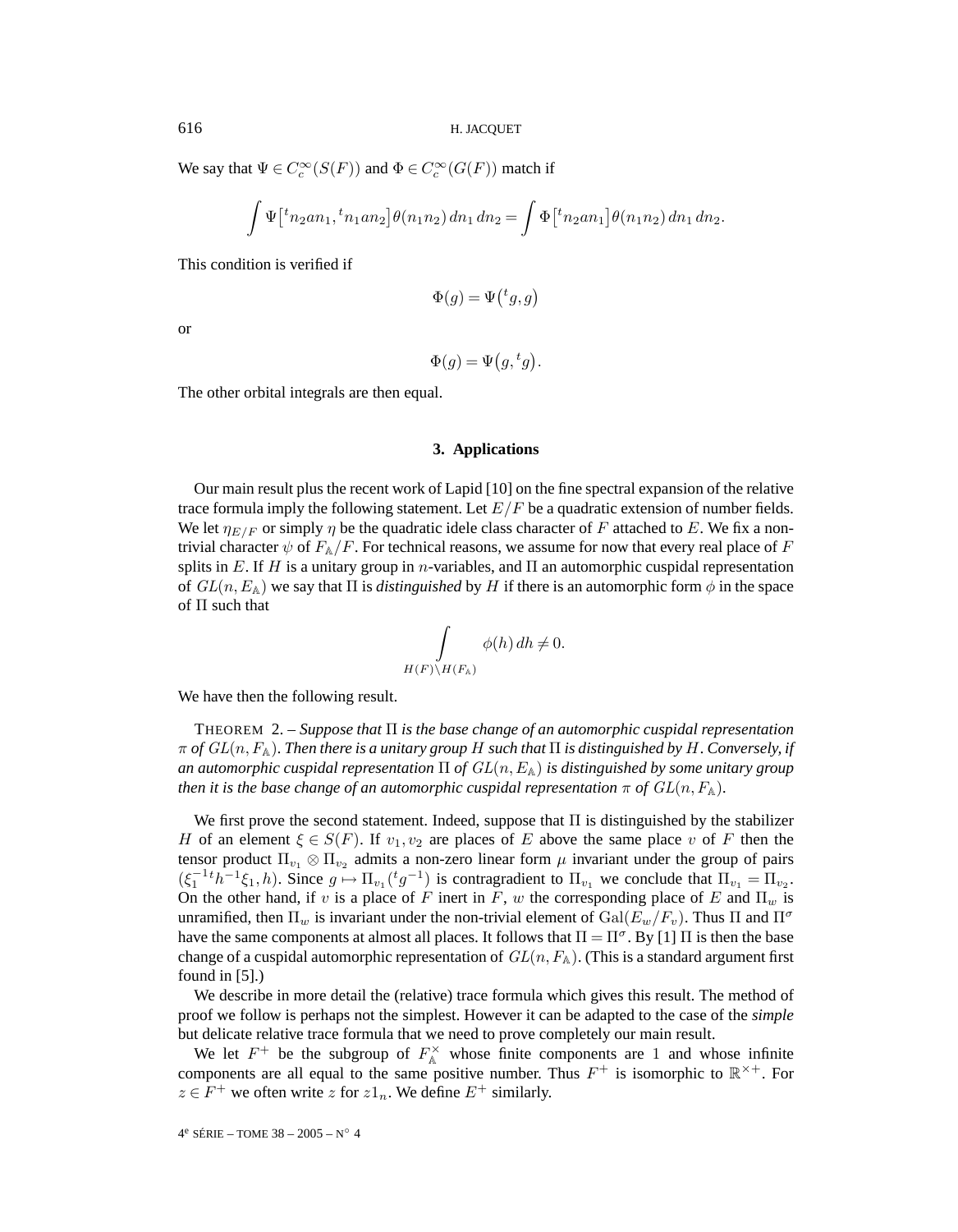We say that $\Psi \in C_c^\infty(S(F))$ and $\Phi \in C_c^\infty(G(F))$ match if

$$\int \Psi\left[{}^t n_2 a n_1, {}^t n_1 a n_2\right] \theta(n_1 n_2)\, dn_1\, dn_2 = \int \Phi\left[{}^t n_2 a n_1\right] \theta(n_1 n_2)\, dn_1\, dn_2.$$

This condition is verified if

$$\Phi(g) = \Psi\left({}^t g, g\right)$$

or

$$\Phi(g) = \Psi\left(g, {}^t g\right).$$

The other orbital integrals are then equal.

## 3. Applications

Our main result plus the recent work of Lapid [10] on the fine spectral expansion of the relative trace formula imply the following statement. Let $E/F$ be a quadratic extension of number fields. We let $\eta_{E/F}$ or simply $\eta$ be the quadratic idele class character of $F$ attached to $E$. We fix a non-trivial character $\psi$ of $F_{\mathbb{A}}/F$. For technical reasons, we assume for now that every real place of $F$ splits in $E$. If $H$ is a unitary group in $n$-variables, and $\Pi$ an automorphic cuspidal representation of $GL(n, E_{\mathbb{A}})$ we say that $\Pi$ is *distinguished* by $H$ if there is an automorphic form $\phi$ in the space of $\Pi$ such that

$$\int_{H(F)\backslash H(F_{\mathbb{A}})} \phi(h)\, dh \neq 0.$$

We have then the following result.

THEOREM 2. – *Suppose that $\Pi$ is the base change of an automorphic cuspidal representation $\pi$ of $GL(n, F_{\mathbb{A}})$. Then there is a unitary group $H$ such that $\Pi$ is distinguished by $H$. Conversely, if an automorphic cuspidal representation $\Pi$ of $GL(n, E_{\mathbb{A}})$ is distinguished by some unitary group then it is the base change of an automorphic cuspidal representation $\pi$ of $GL(n, F_{\mathbb{A}})$.*

We first prove the second statement. Indeed, suppose that $\Pi$ is distinguished by the stabilizer $H$ of an element $\xi \in S(F)$. If $v_1, v_2$ are places of $E$ above the same place $v$ of $F$ then the tensor product $\Pi_{v_1} \otimes \Pi_{v_2}$ admits a non-zero linear form $\mu$ invariant under the group of pairs $(\xi_1^{-1}{}^t h^{-1} \xi_1, h)$. Since $g \mapsto \Pi_{v_1}({}^t g^{-1})$ is contragradient to $\Pi_{v_1}$ we conclude that $\Pi_{v_1} = \Pi_{v_2}$. On the other hand, if $v$ is a place of $F$ inert in $F$, $w$ the corresponding place of $E$ and $\Pi_w$ is unramified, then $\Pi_w$ is invariant under the non-trivial element of $\mathrm{Gal}(E_w/F_v)$. Thus $\Pi$ and $\Pi^\sigma$ have the same components at almost all places. It follows that $\Pi = \Pi^\sigma$. By [1] $\Pi$ is then the base change of a cuspidal automorphic representation of $GL(n, F_{\mathbb{A}})$. (This is a standard argument first found in [5].)

We describe in more detail the (relative) trace formula which gives this result. The method of proof we follow is perhaps not the simplest. However it can be adapted to the case of the *simple* but delicate relative trace formula that we need to prove completely our main result.

We let $F^+$ be the subgroup of $F_{\mathbb{A}}^\times$ whose finite components are $1$ and whose infinite components are all equal to the same positive number. Thus $F^+$ is isomorphic to $\mathbb{R}^{\times +}$. For $z \in F^+$ we often write $z$ for $z1_n$. We define $E^+$ similarly.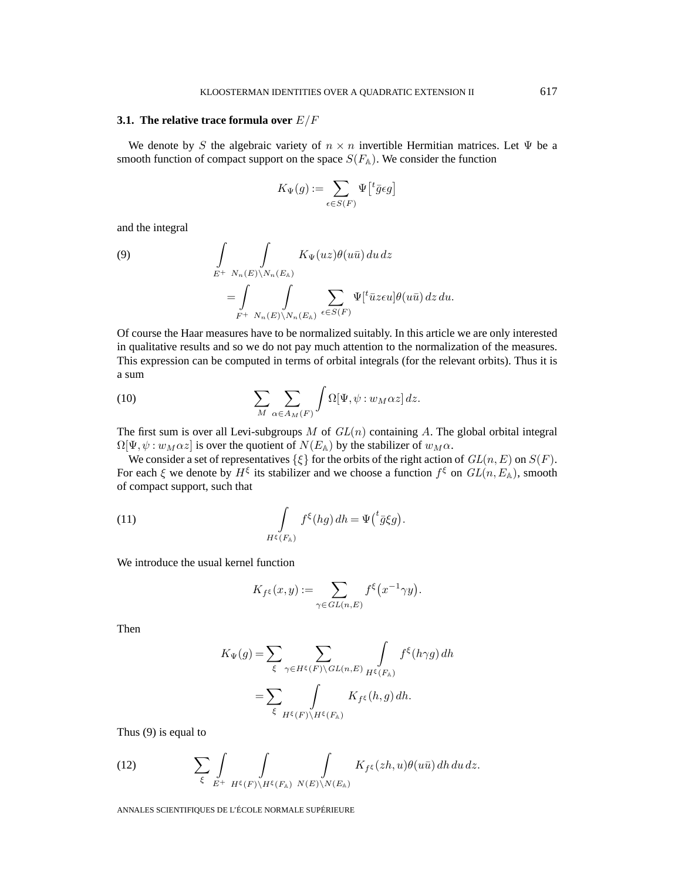### 3.1. The relative trace formula over $E/F$

We denote by $S$ the algebraic variety of $n \times n$ invertible Hermitian matrices. Let $\Psi$ be a smooth function of compact support on the space $S(F_{\mathbb{A}})$. We consider the function

$$K_\Psi(g) := \sum_{\epsilon \in S(F)} \Psi\big[{}^t\bar{g}\epsilon g\big]$$

and the integral

$$\int_{E^+} \int_{N_n(E)\backslash N_n(E_{\mathbb{A}})} K_\Psi(uz)\theta(u\bar{u})\,du\,dz \tag{9}$$
$$= \int_{F^+} \int_{N_n(E)\backslash N_n(E_{\mathbb{A}})} \sum_{\epsilon \in S(F)} \Psi\big[{}^t\bar{u}z\epsilon u\big]\theta(u\bar{u})\,dz\,du.$$

Of course the Haar measures have to be normalized suitably. In this article we are only interested in qualitative results and so we do not pay much attention to the normalization of the measures. This expression can be computed in terms of orbital integrals (for the relevant orbits). Thus it is a sum

$$\sum_M \sum_{\alpha \in A_M(F)} \int \Omega[\Psi, \psi : w_M \alpha z]\,dz. \tag{10}$$

The first sum is over all Levi-subgroups $M$ of $GL(n)$ containing $A$. The global orbital integral $\Omega[\Psi, \psi : w_M \alpha z]$ is over the quotient of $N(E_{\mathbb{A}})$ by the stabilizer of $w_M \alpha$.

We consider a set of representatives $\{\xi\}$ for the orbits of the right action of $GL(n,E)$ on $S(F)$. For each $\xi$ we denote by $H^\xi$ its stabilizer and we choose a function $f^\xi$ on $GL(n, E_{\mathbb{A}})$, smooth of compact support, such that

$$\int_{H^\xi(F_{\mathbb{A}})} f^\xi(hg)\,dh = \Psi\big({}^t\bar{g}\xi g\big). \tag{11}$$

We introduce the usual kernel function

$$K_{f^\xi}(x,y) := \sum_{\gamma \in GL(n,E)} f^\xi\big(x^{-1}\gamma y\big).$$

Then

$$K_\Psi(g) = \sum_\xi \sum_{\gamma \in H^\xi(F)\backslash GL(n,E)} \int_{H^\xi(F_{\mathbb{A}})} f^\xi(h\gamma g)\,dh$$
$$= \sum_\xi \int_{H^\xi(F)\backslash H^\xi(F_{\mathbb{A}})} K_{f^\xi}(h,g)\,dh.$$

Thus (9) is equal to

$$\sum_\xi \int_{E^+} \int_{H^\xi(F)\backslash H^\xi(F_{\mathbb{A}})} \int_{N(E)\backslash N(E_{\mathbb{A}})} K_{f^\xi}(zh,u)\theta(u\bar{u})\,dh\,du\,dz. \tag{12}$$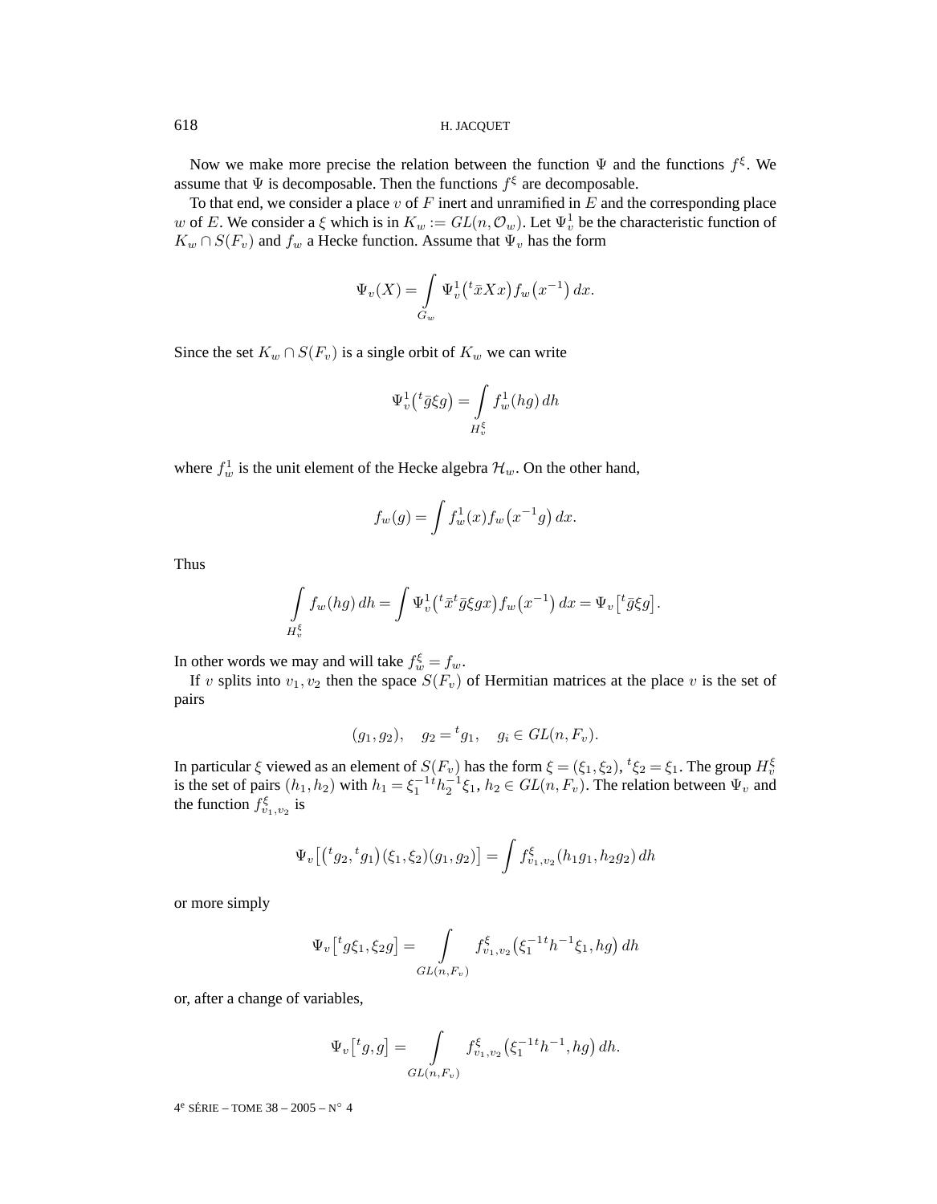Now we make more precise the relation between the function $\Psi$ and the functions $f^\xi$. We assume that $\Psi$ is decomposable. Then the functions $f^\xi$ are decomposable.

To that end, we consider a place $v$ of $F$ inert and unramified in $E$ and the corresponding place $w$ of $E$. We consider a $\xi$ which is in $K_w := GL(n, \mathcal{O}_w)$. Let $\Psi_v^1$ be the characteristic function of $K_w \cap S(F_v)$ and $f_w$ a Hecke function. Assume that $\Psi_v$ has the form

$$\Psi_v(X) = \int_{G_w} \Psi_v^1\big({}^t\bar{x}Xx\big) f_w\big(x^{-1}\big)\, dx.$$

Since the set $K_w \cap S(F_v)$ is a single orbit of $K_w$ we can write

$$\Psi_v^1\big({}^t\bar{g}\xi g\big) = \int_{H_v^\xi} f_w^1(hg)\, dh$$

where $f_w^1$ is the unit element of the Hecke algebra $\mathcal{H}_w$. On the other hand,

$$f_w(g) = \int f_w^1(x) f_w\big(x^{-1}g\big)\, dx.$$

Thus

$$\int_{H_v^\xi} f_w(hg)\, dh = \int \Psi_v^1\big({}^t\bar{x}{}^t\bar{g}\xi g x\big) f_w\big(x^{-1}\big)\, dx = \Psi_v\big[{}^t\bar{g}\xi g\big].$$

In other words we may and will take $f_w^\xi = f_w$.

If $v$ splits into $v_1, v_2$ then the space $S(F_v)$ of Hermitian matrices at the place $v$ is the set of pairs

$$(g_1, g_2), \quad g_2 = {}^t g_1, \quad g_i \in GL(n, F_v).$$

In particular $\xi$ viewed as an element of $S(F_v)$ has the form $\xi = (\xi_1, \xi_2)$, ${}^t\xi_2 = \xi_1$. The group $H_v^\xi$ is the set of pairs $(h_1, h_2)$ with $h_1 = \xi_1^{-1}{}^t h_2^{-1}\xi_1$, $h_2 \in GL(n, F_v)$. The relation between $\Psi_v$ and the function $f_{v_1,v_2}^\xi$ is

$$\Psi_v\big[\big({}^t g_2, {}^t g_1\big)(\xi_1, \xi_2)(g_1, g_2)\big] = \int f_{v_1,v_2}^\xi(h_1 g_1, h_2 g_2)\, dh$$

or more simply

$$\Psi_v\big[{}^t g\xi_1, \xi_2 g\big] = \int_{GL(n,F_v)} f_{v_1,v_2}^\xi\big(\xi_1^{-1}{}^t h^{-1}\xi_1, hg\big)\, dh$$

or, after a change of variables,

$$\Psi_v\big[{}^t g, g\big] = \int_{GL(n,F_v)} f_{v_1,v_2}^\xi\big(\xi_1^{-1}{}^t h^{-1}, hg\big)\, dh.$$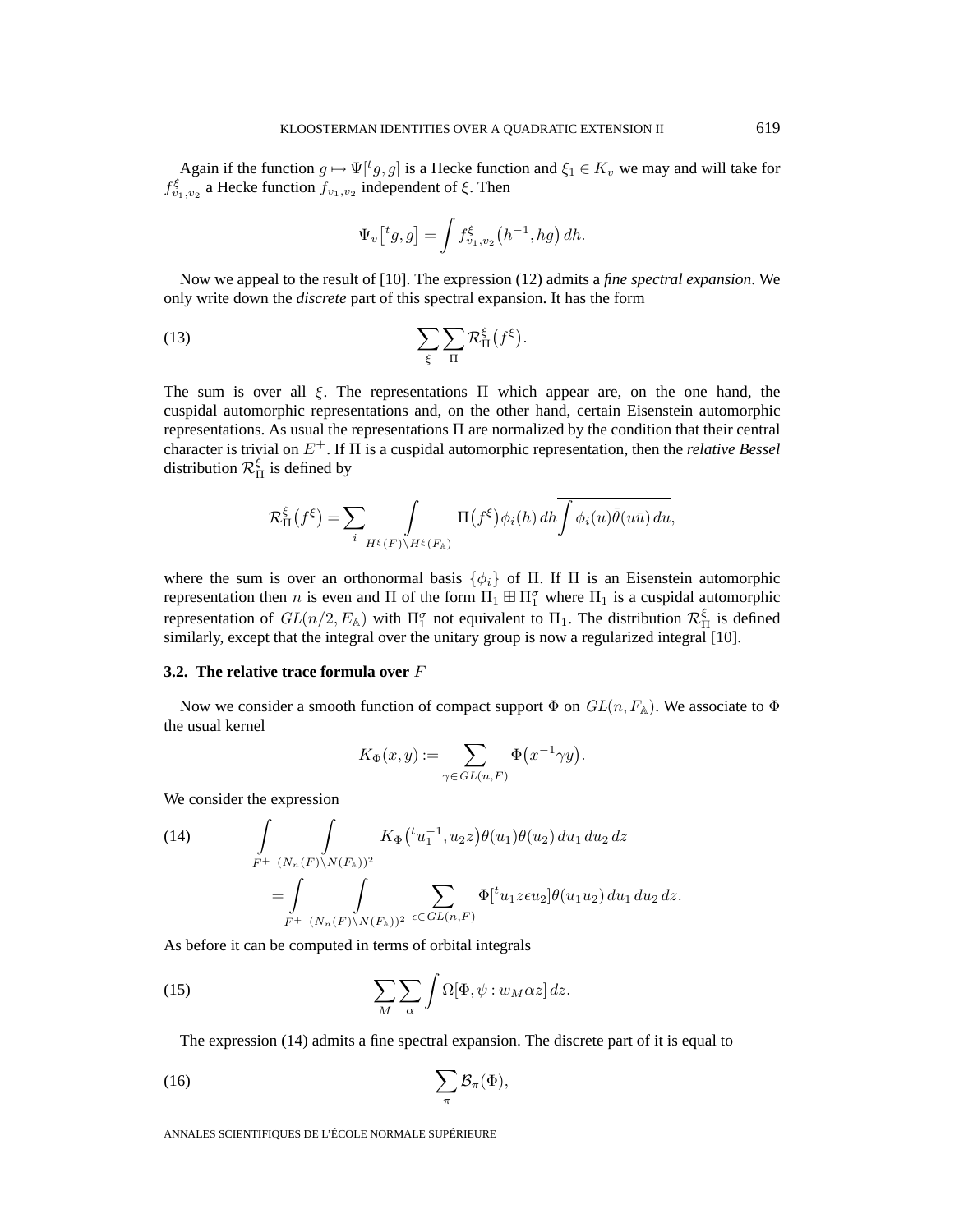Again if the function $g \mapsto \Psi[{}^t g, g]$ is a Hecke function and $\xi_1 \in K_v$ we may and will take for $f^{\xi}_{v_1,v_2}$ a Hecke function $f_{v_1,v_2}$ independent of $\xi$. Then

$$\Psi_v\big[{}^t g, g\big] = \int f^{\xi}_{v_1,v_2}\big(h^{-1}, hg\big)\,dh.$$

Now we appeal to the result of [10]. The expression (12) admits a *fine spectral expansion*. We only write down the *discrete* part of this spectral expansion. It has the form

$$\sum_{\xi}\sum_{\Pi}\mathcal{R}^{\xi}_{\Pi}\big(f^{\xi}\big). \tag{13}$$

The sum is over all $\xi$. The representations $\Pi$ which appear are, on the one hand, the cuspidal automorphic representations and, on the other hand, certain Eisenstein automorphic representations. As usual the representations $\Pi$ are normalized by the condition that their central character is trivial on $E^+$. If $\Pi$ is a cuspidal automorphic representation, then the ***relative Bessel*** distribution $\mathcal{R}^{\xi}_{\Pi}$ is defined by

$$\mathcal{R}^{\xi}_{\Pi}\big(f^{\xi}\big) = \sum_i \int_{H^{\xi}(F)\backslash H^{\xi}(F_{\mathbb{A}})} \Pi\big(f^{\xi}\big)\phi_i(h)\,dh\,\overline{\int \phi_i(u)\bar{\theta}(u\bar{u})\,du},$$

where the sum is over an orthonormal basis $\{\phi_i\}$ of $\Pi$. If $\Pi$ is an Eisenstein automorphic representation then $n$ is even and $\Pi$ of the form $\Pi_1 \boxplus \Pi_1^{\sigma}$ where $\Pi_1$ is a cuspidal automorphic representation of $GL(n/2, E_{\mathbb{A}})$ with $\Pi_1^{\sigma}$ not equivalent to $\Pi_1$. The distribution $\mathcal{R}^{\xi}_{\Pi}$ is defined similarly, except that the integral over the unitary group is now a regularized integral [10].

### 3.2. The relative trace formula over $F$

Now we consider a smooth function of compact support $\Phi$ on $GL(n, F_{\mathbb{A}})$. We associate to $\Phi$ the usual kernel

$$K_{\Phi}(x,y) := \sum_{\gamma \in GL(n,F)} \Phi\big(x^{-1}\gamma y\big).$$

We consider the expression

$$\begin{aligned}
&\int_{F^+}\int_{(N_n(F)\backslash N(F_{\mathbb{A}}))^2} K_{\Phi}\big({}^t u_1^{-1}, u_2 z\big)\theta(u_1)\theta(u_2)\,du_1\,du_2\,dz \\
&\quad = \int_{F^+}\int_{(N_n(F)\backslash N(F_{\mathbb{A}}))^2} \sum_{\epsilon \in GL(n,F)} \Phi[{}^t u_1 z \epsilon u_2]\theta(u_1 u_2)\,du_1\,du_2\,dz.
\end{aligned} \tag{14}$$

As before it can be computed in terms of orbital integrals

$$\sum_M \sum_{\alpha} \int \Omega[\Phi, \psi : w_M \alpha z]\,dz. \tag{15}$$

The expression (14) admits a fine spectral expansion. The discrete part of it is equal to

$$\sum_{\pi} \mathcal{B}_{\pi}(\Phi), \tag{16}$$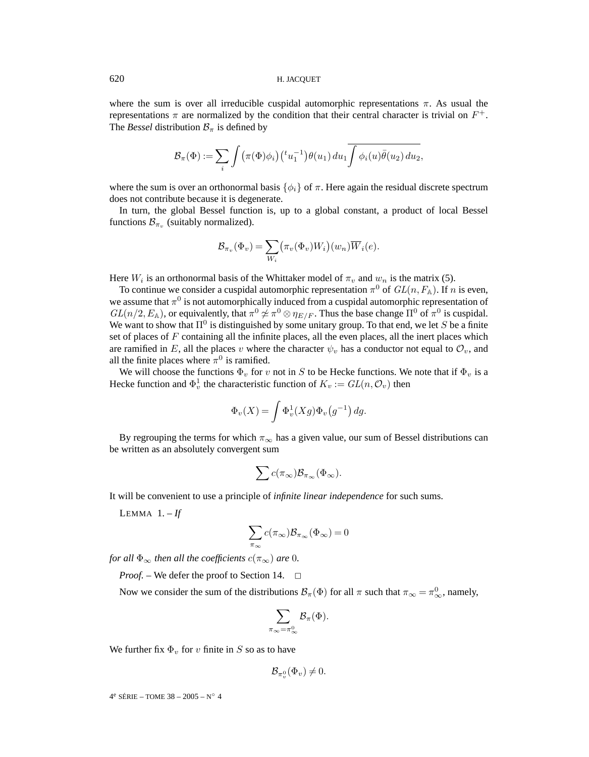where the sum is over all irreducible cuspidal automorphic representations $\pi$. As usual the representations $\pi$ are normalized by the condition that their central character is trivial on $F^+$. The *Bessel* distribution $\mathcal{B}_\pi$ is defined by

$$\mathcal{B}_\pi(\Phi) := \sum_i \int \big(\pi(\Phi)\phi_i\big)\big({}^t u_1^{-1}\big)\theta(u_1)\,du_1 \overline{\int \phi_i(u)\bar{\theta}(u_2)\,du_2},$$

where the sum is over an orthonormal basis $\{\phi_i\}$ of $\pi$. Here again the residual discrete spectrum does not contribute because it is degenerate.

In turn, the global Bessel function is, up to a global constant, a product of local Bessel functions $\mathcal{B}_{\pi_v}$ (suitably normalized).

$$\mathcal{B}_{\pi_v}(\Phi_v) = \sum_{W_i} \big(\pi_v(\Phi_v)W_i\big)(w_n)\overline{W}_i(e).$$

Here $W_i$ is an orthonormal basis of the Whittaker model of $\pi_v$ and $w_n$ is the matrix (5).

To continue we consider a cuspidal automorphic representation $\pi^0$ of $GL(n, F_{\mathbb{A}})$. If $n$ is even, we assume that $\pi^0$ is not automorphically induced from a cuspidal automorphic representation of $GL(n/2, E_{\mathbb{A}})$, or equivalently, that $\pi^0 \not\simeq \pi^0 \otimes \eta_{E/F}$. Thus the base change $\Pi^0$ of $\pi^0$ is cuspidal. We want to show that $\Pi^0$ is distinguished by some unitary group. To that end, we let $S$ be a finite set of places of $F$ containing all the infinite places, all the even places, all the inert places which are ramified in $E$, all the places $v$ where the character $\psi_v$ has a conductor not equal to $\mathcal{O}_v$, and all the finite places where $\pi^0$ is ramified.

We will choose the functions $\Phi_v$ for $v$ not in $S$ to be Hecke functions. We note that if $\Phi_v$ is a Hecke function and $\Phi_v^1$ the characteristic function of $K_v := GL(n, \mathcal{O}_v)$ then

$$\Phi_v(X) = \int \Phi_v^1(Xg)\Phi_v\big(g^{-1}\big)\,dg.$$

By regrouping the terms for which $\pi_\infty$ has a given value, our sum of Bessel distributions can be written as an absolutely convergent sum

$$\sum c(\pi_\infty)\mathcal{B}_{\pi_\infty}(\Phi_\infty).$$

It will be convenient to use a principle of *infinite linear independence* for such sums.

LEMMA 1. – *If*

$$\sum_{\pi_\infty} c(\pi_\infty)\mathcal{B}_{\pi_\infty}(\Phi_\infty) = 0$$

*for all $\Phi_\infty$ then all the coefficients $c(\pi_\infty)$ are 0.*

*Proof.* – We defer the proof to Section 14. □

Now we consider the sum of the distributions $\mathcal{B}_\pi(\Phi)$ for all $\pi$ such that $\pi_\infty = \pi^0_\infty$, namely,

$$\sum_{\pi_\infty = \pi^0_\infty} \mathcal{B}_\pi(\Phi).$$

We further fix $\Phi_v$ for $v$ finite in $S$ so as to have

$$\mathcal{B}_{\pi^0_v}(\Phi_v) \neq 0.$$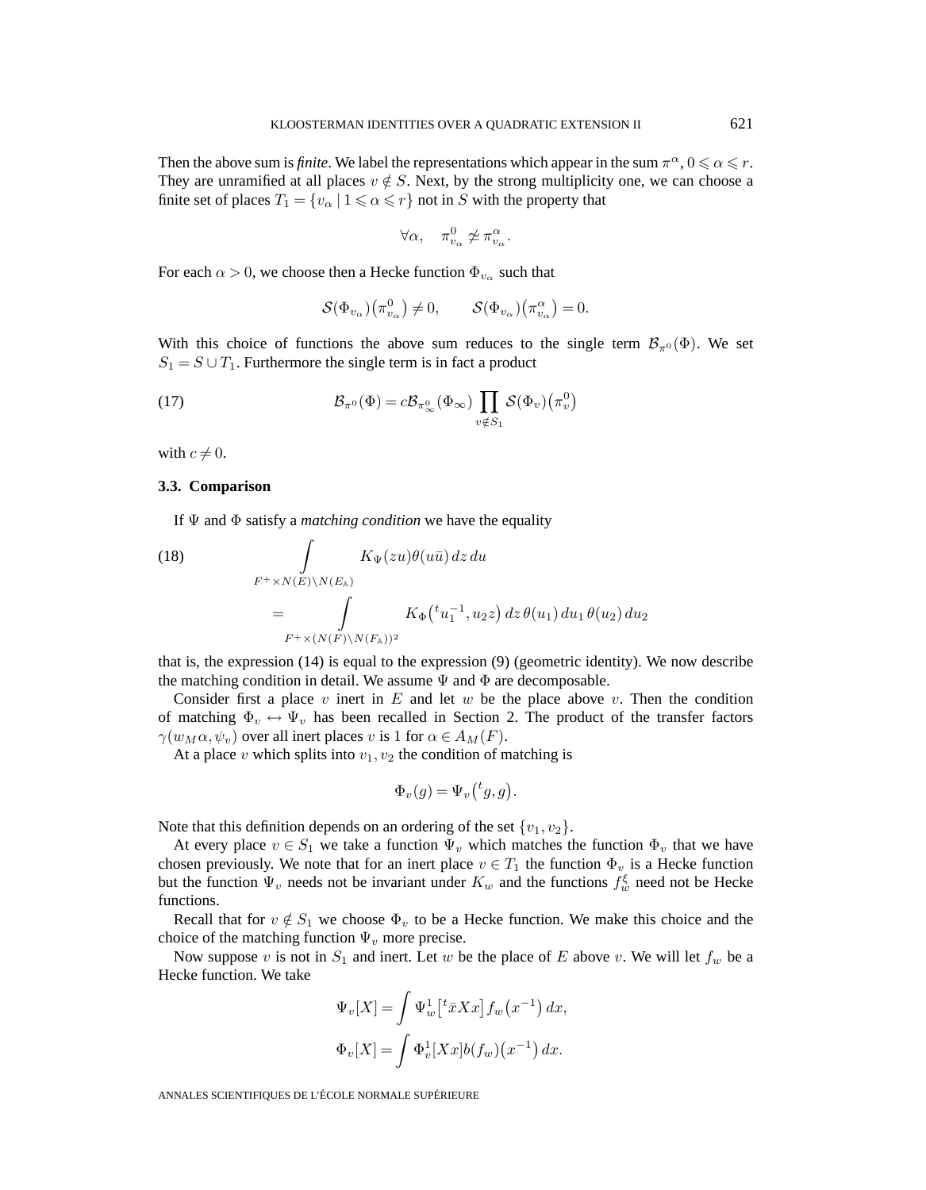Then the above sum is *finite*. We label the representations which appear in the sum $\pi^\alpha$, $0 \leqslant \alpha \leqslant r$. They are unramified at all places $v \notin S$. Next, by the strong multiplicity one, we can choose a finite set of places $T_1 = \{v_\alpha \mid 1 \leqslant \alpha \leqslant r\}$ not in $S$ with the property that

$$\forall \alpha, \quad \pi^0_{v_\alpha} \not\simeq \pi^\alpha_{v_\alpha}.$$

For each $\alpha > 0$, we choose then a Hecke function $\Phi_{v_\alpha}$ such that

$$\mathcal{S}(\Phi_{v_\alpha})\big(\pi^0_{v_\alpha}\big) \neq 0, \qquad \mathcal{S}(\Phi_{v_\alpha})\big(\pi^\alpha_{v_\alpha}\big) = 0.$$

With this choice of functions the above sum reduces to the single term $\mathcal{B}_{\pi^0}(\Phi)$. We set $S_1 = S \cup T_1$. Furthermore the single term is in fact a product

$$\mathcal{B}_{\pi^0}(\Phi) = c\mathcal{B}_{\pi^0_\infty}(\Phi_\infty) \prod_{v \notin S_1} \mathcal{S}(\Phi_v)\big(\pi^0_v\big) \tag{17}$$

with $c \neq 0$.

### 3.3. Comparison

If $\Psi$ and $\Phi$ satisfy a *matching condition* we have the equality

$$\begin{aligned}
&\int\limits_{F^+ \times N(E)\backslash N(E_{\mathbb{A}})} K_\Psi(zu)\theta(u\bar{u})\,dz\,du \\
&\quad = \int\limits_{F^+ \times (N(F)\backslash N(F_{\mathbb{A}}))^2} K_\Phi\big({}^t u_1^{-1}, u_2 z\big)\,dz\,\theta(u_1)\,du_1\,\theta(u_2)\,du_2
\end{aligned} \tag{18}$$

that is, the expression (14) is equal to the expression (9) (geometric identity). We now describe the matching condition in detail. We assume $\Psi$ and $\Phi$ are decomposable.

Consider first a place $v$ inert in $E$ and let $w$ be the place above $v$. Then the condition of matching $\Phi_v \leftrightarrow \Psi_v$ has been recalled in Section 2. The product of the transfer factors $\gamma(w_M\alpha, \psi_v)$ over all inert places $v$ is 1 for $\alpha \in A_M(F)$.

At a place $v$ which splits into $v_1, v_2$ the condition of matching is

$$\Phi_v(g) = \Psi_v\big({}^t g, g\big).$$

Note that this definition depends on an ordering of the set $\{v_1, v_2\}$.

At every place $v \in S_1$ we take a function $\Psi_v$ which matches the function $\Phi_v$ that we have chosen previously. We note that for an inert place $v \in T_1$ the function $\Phi_v$ is a Hecke function but the function $\Psi_v$ needs not be invariant under $K_w$ and the functions $f^\xi_w$ need not be Hecke functions.

Recall that for $v \notin S_1$ we choose $\Phi_v$ to be a Hecke function. We make this choice and the choice of the matching function $\Psi_v$ more precise.

Now suppose $v$ is not in $S_1$ and inert. Let $w$ be the place of $E$ above $v$. We will let $f_w$ be a Hecke function. We take

$$\Psi_v[X] = \int \Psi^1_w\big[{}^t\bar{x}Xx\big] f_w\big(x^{-1}\big)\,dx,$$

$$\Phi_v[X] = \int \Phi^1_v[Xx] b(f_w)\big(x^{-1}\big)\,dx.$$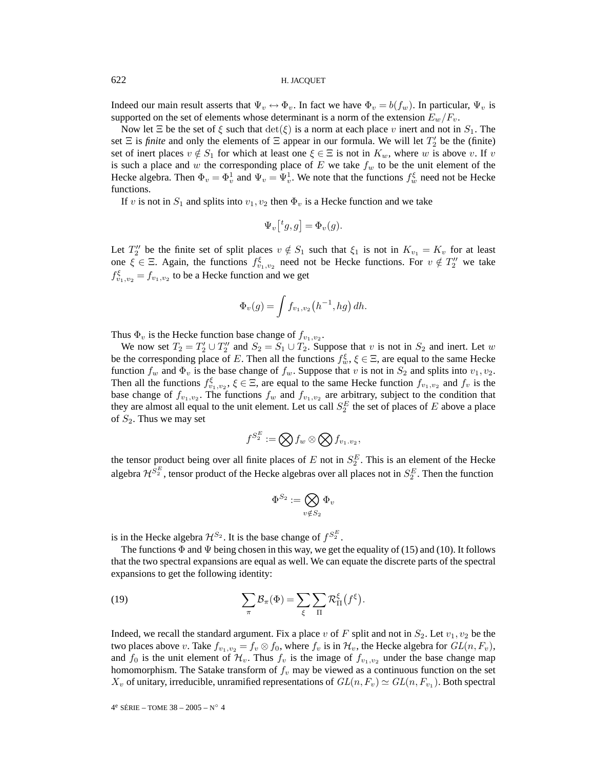Indeed our main result asserts that $\Psi_v \leftrightarrow \Phi_v$. In fact we have $\Phi_v = b(f_w)$. In particular, $\Psi_v$ is supported on the set of elements whose determinant is a norm of the extension $E_w/F_v$.

Now let $\Xi$ be the set of $\xi$ such that $\det(\xi)$ is a norm at each place $v$ inert and not in $S_1$. The set $\Xi$ is *finite* and only the elements of $\Xi$ appear in our formula. We will let $T_2'$ be the (finite) set of inert places $v \notin S_1$ for which at least one $\xi \in \Xi$ is not in $K_w$, where $w$ is above $v$. If $v$ is such a place and $w$ the corresponding place of $E$ we take $f_w$ to be the unit element of the Hecke algebra. Then $\Phi_v = \Phi_v^1$ and $\Psi_v = \Psi_v^1$. We note that the functions $f_w^\xi$ need not be Hecke functions.

If $v$ is not in $S_1$ and splits into $v_1, v_2$ then $\Phi_v$ is a Hecke function and we take

$$\Psi_v\left[{}^t g, g\right] = \Phi_v(g).$$

Let $T_2''$ be the finite set of split places $v \notin S_1$ such that $\xi_1$ is not in $K_{v_1} = K_v$ for at least one $\xi \in \Xi$. Again, the functions $f_{v_1,v_2}^\xi$ need not be Hecke functions. For $v \notin T_2''$ we take $f_{v_1,v_2}^\xi = f_{v_1,v_2}$ to be a Hecke function and we get

$$\Phi_v(g) = \int f_{v_1,v_2}\left(h^{-1}, hg\right) dh.$$

Thus $\Phi_v$ is the Hecke function base change of $f_{v_1,v_2}$.

We now set $T_2 = T_2' \cup T_2''$ and $S_2 = S_1 \cup T_2$. Suppose that $v$ is not in $S_2$ and inert. Let $w$ be the corresponding place of $E$. Then all the functions $f_w^\xi$, $\xi \in \Xi$, are equal to the same Hecke function $f_w$ and $\Phi_v$ is the base change of $f_w$. Suppose that $v$ is not in $S_2$ and splits into $v_1, v_2$. Then all the functions $f_{v_1,v_2}^\xi$, $\xi \in \Xi$, are equal to the same Hecke function $f_{v_1,v_2}$ and $f_v$ is the base change of $f_{v_1,v_2}$. The functions $f_w$ and $f_{v_1,v_2}$ are arbitrary, subject to the condition that they are almost all equal to the unit element. Let us call $S_2^E$ the set of places of $E$ above a place of $S_2$. Thus we may set

$$f^{S_2^E} := \bigotimes f_w \otimes \bigotimes f_{v_1.v_2},$$

the tensor product being over all finite places of $E$ not in $S_2^E$. This is an element of the Hecke algebra $\mathcal{H}^{S_2^E}$, tensor product of the Hecke algebras over all places not in $S_2^E$. Then the function

$$\Phi^{S_2} := \bigotimes_{v \notin S_2} \Phi_v$$

is in the Hecke algebra $\mathcal{H}^{S_2}$. It is the base change of $f^{S_2^E}$.

The functions $\Phi$ and $\Psi$ being chosen in this way, we get the equality of (15) and (10). It follows that the two spectral expansions are equal as well. We can equate the discrete parts of the spectral expansions to get the following identity:

$$\sum_\pi \mathcal{B}_\pi(\Phi) = \sum_\xi \sum_\Pi \mathcal{R}_\Pi^\xi\left(f^\xi\right). \tag{19}$$

Indeed, we recall the standard argument. Fix a place $v$ of $F$ split and not in $S_2$. Let $v_1, v_2$ be the two places above $v$. Take $f_{v_1,v_2} = f_v \otimes f_0$, where $f_v$ is in $\mathcal{H}_v$, the Hecke algebra for $GL(n, F_v)$, and $f_0$ is the unit element of $\mathcal{H}_v$. Thus $f_v$ is the image of $f_{v_1,v_2}$ under the base change map homomorphism. The Satake transform of $f_v$ may be viewed as a continuous function on the set $X_v$ of unitary, irreducible, unramified representations of $GL(n, F_v) \simeq GL(n, F_{v_1})$. Both spectral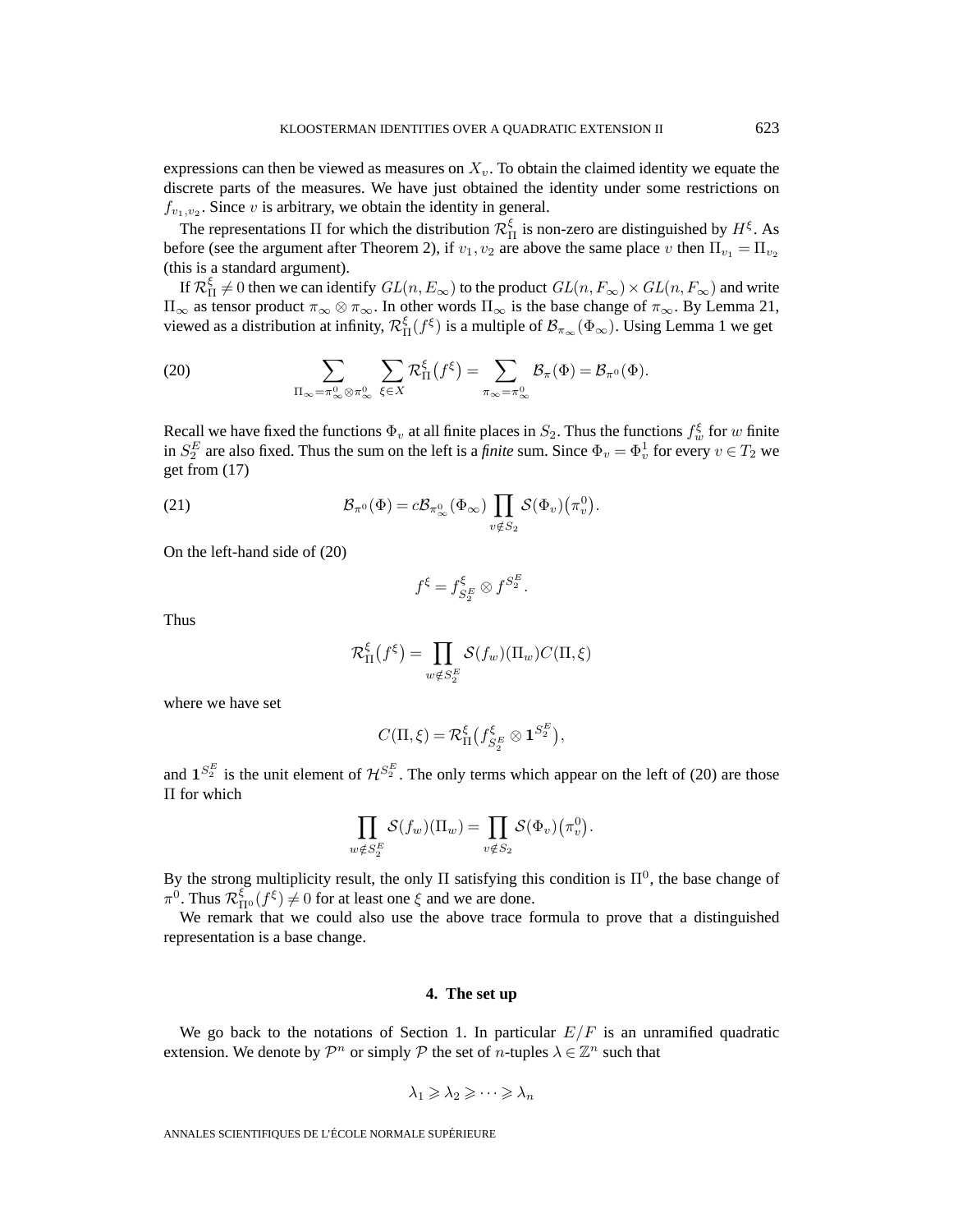expressions can then be viewed as measures on $X_v$. To obtain the claimed identity we equate the discrete parts of the measures. We have just obtained the identity under some restrictions on $f_{v_1,v_2}$. Since $v$ is arbitrary, we obtain the identity in general.

The representations $\Pi$ for which the distribution $\mathcal{R}_\Pi^\xi$ is non-zero are distinguished by $H^\xi$. As before (see the argument after Theorem 2), if $v_1, v_2$ are above the same place $v$ then $\Pi_{v_1} = \Pi_{v_2}$ (this is a standard argument).

If $\mathcal{R}_\Pi^\xi \neq 0$ then we can identify $GL(n, E_\infty)$ to the product $GL(n, F_\infty) \times GL(n, F_\infty)$ and write $\Pi_\infty$ as tensor product $\pi_\infty \otimes \pi_\infty$. In other words $\Pi_\infty$ is the base change of $\pi_\infty$. By Lemma 21, viewed as a distribution at infinity, $\mathcal{R}_\Pi^\xi(f^\xi)$ is a multiple of $\mathcal{B}_{\pi_\infty}(\Phi_\infty)$. Using Lemma 1 we get

$$\sum_{\Pi_\infty = \pi_\infty^0 \otimes \pi_\infty^0} \sum_{\xi \in X} \mathcal{R}_\Pi^\xi\big(f^\xi\big) = \sum_{\pi_\infty = \pi_\infty^0} \mathcal{B}_\pi(\Phi) = \mathcal{B}_{\pi^0}(\Phi). \tag{20}$$

Recall we have fixed the functions $\Phi_v$ at all finite places in $S_2$. Thus the functions $f_w^\xi$ for $w$ finite in $S_2^E$ are also fixed. Thus the sum on the left is a *finite* sum. Since $\Phi_v = \Phi_v^1$ for every $v \in T_2$ we get from (17)

$$\mathcal{B}_{\pi^0}(\Phi) = c\mathcal{B}_{\pi_\infty^0}(\Phi_\infty) \prod_{v \notin S_2} \mathcal{S}(\Phi_v)\big(\pi_v^0\big). \tag{21}$$

On the left-hand side of (20)

$$f^\xi = f_{S_2^E}^\xi \otimes f^{S_2^E}.$$

Thus

$$\mathcal{R}_\Pi^\xi\big(f^\xi\big) = \prod_{w \notin S_2^E} \mathcal{S}(f_w)(\Pi_w) C(\Pi, \xi)$$

where we have set

$$C(\Pi, \xi) = \mathcal{R}_\Pi^\xi\big(f_{S_2^E}^\xi \otimes \mathbf{1}^{S_2^E}\big),$$

and $\mathbf{1}^{S_2^E}$ is the unit element of $\mathcal{H}^{S_2^E}$. The only terms which appear on the left of (20) are those $\Pi$ for which

$$\prod_{w \notin S_2^E} \mathcal{S}(f_w)(\Pi_w) = \prod_{v \notin S_2} \mathcal{S}(\Phi_v)\big(\pi_v^0\big).$$

By the strong multiplicity result, the only $\Pi$ satisfying this condition is $\Pi^0$, the base change of $\pi^0$. Thus $\mathcal{R}_{\Pi^0}^\xi(f^\xi) \neq 0$ for at least one $\xi$ and we are done.

We remark that we could also use the above trace formula to prove that a distinguished representation is a base change.

## 4. The set up

We go back to the notations of Section 1. In particular $E/F$ is an unramified quadratic extension. We denote by $\mathcal{P}^n$ or simply $\mathcal{P}$ the set of $n$-tuples $\lambda \in \mathbb{Z}^n$ such that

$$\lambda_1 \geqslant \lambda_2 \geqslant \cdots \geqslant \lambda_n$$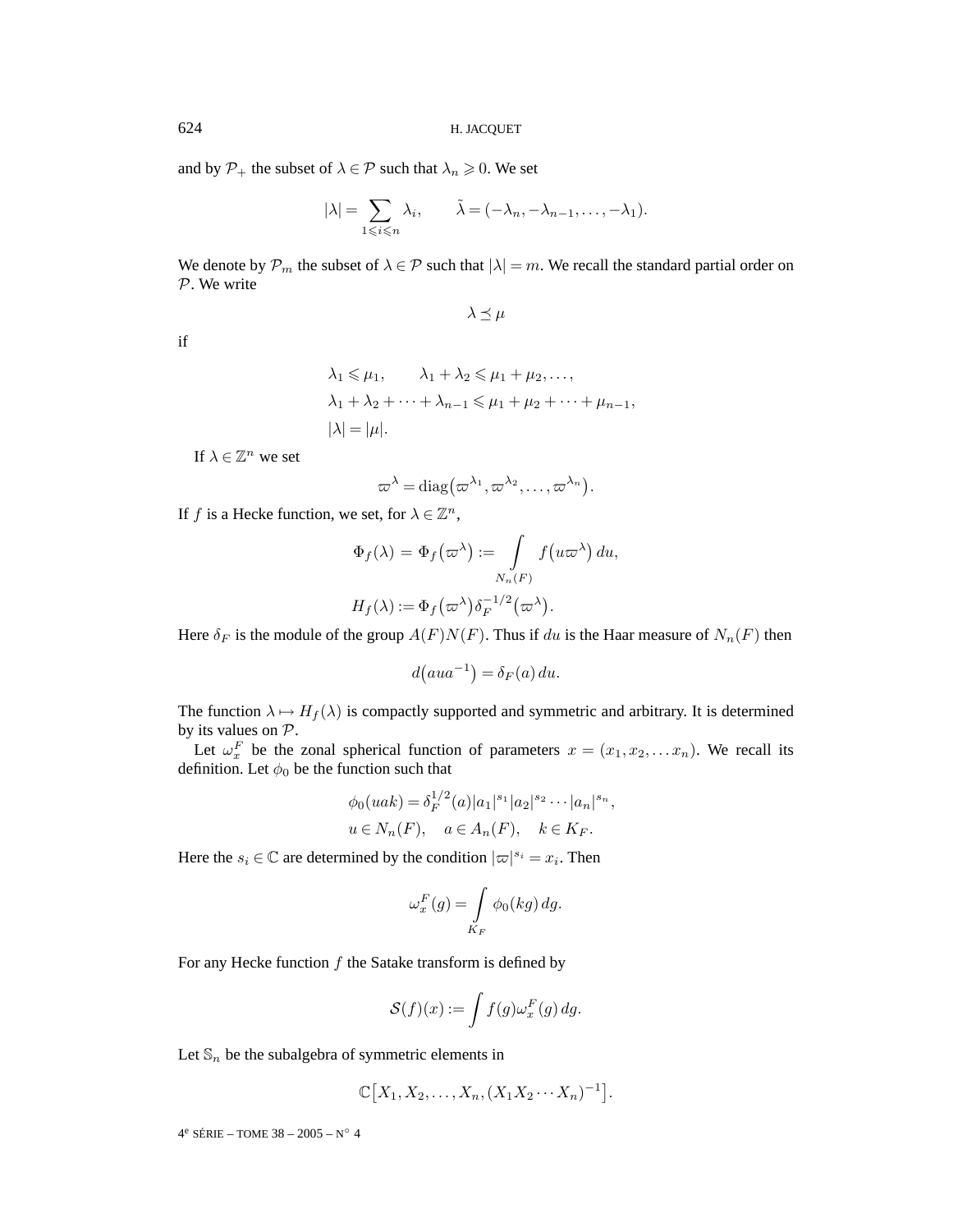and by $\mathcal{P}_+$ the subset of $\lambda \in \mathcal{P}$ such that $\lambda_n \geqslant 0$. We set

$$|\lambda| = \sum_{1 \leqslant i \leqslant n} \lambda_i, \qquad \tilde{\lambda} = (-\lambda_n, -\lambda_{n-1}, \ldots, -\lambda_1).$$

We denote by $\mathcal{P}_m$ the subset of $\lambda \in \mathcal{P}$ such that $|\lambda| = m$. We recall the standard partial order on $\mathcal{P}$. We write

$$\lambda \preceq \mu$$

if

$$\begin{aligned}
&\lambda_1 \leqslant \mu_1, \qquad \lambda_1 + \lambda_2 \leqslant \mu_1 + \mu_2, \ldots, \\
&\lambda_1 + \lambda_2 + \cdots + \lambda_{n-1} \leqslant \mu_1 + \mu_2 + \cdots + \mu_{n-1}, \\
&|\lambda| = |\mu|.
\end{aligned}$$

If $\lambda \in \mathbb{Z}^n$ we set

$$\varpi^\lambda = \operatorname{diag}\bigl(\varpi^{\lambda_1}, \varpi^{\lambda_2}, \ldots, \varpi^{\lambda_n}\bigr).$$

If $f$ is a Hecke function, we set, for $\lambda \in \mathbb{Z}^n$,

$$\begin{aligned}
\Phi_f(\lambda) = \Phi_f\bigl(\varpi^\lambda\bigr) &:= \int_{N_n(F)} f\bigl(u\varpi^\lambda\bigr)\,du, \\
H_f(\lambda) &:= \Phi_f\bigl(\varpi^\lambda\bigr)\delta_F^{-1/2}\bigl(\varpi^\lambda\bigr).
\end{aligned}$$

Here $\delta_F$ is the module of the group $A(F)N(F)$. Thus if $du$ is the Haar measure of $N_n(F)$ then

$$d\bigl(aua^{-1}\bigr) = \delta_F(a)\,du.$$

The function $\lambda \mapsto H_f(\lambda)$ is compactly supported and symmetric and arbitrary. It is determined by its values on $\mathcal{P}$.

Let $\omega_x^F$ be the zonal spherical function of parameters $x = (x_1, x_2, \ldots x_n)$. We recall its definition. Let $\phi_0$ be the function such that

$$\begin{aligned}
&\phi_0(uak) = \delta_F^{1/2}(a)|a_1|^{s_1}|a_2|^{s_2}\cdots|a_n|^{s_n}, \\
&u \in N_n(F), \quad a \in A_n(F), \quad k \in K_F.
\end{aligned}$$

Here the $s_i \in \mathbb{C}$ are determined by the condition $|\varpi|^{s_i} = x_i$. Then

$$\omega_x^F(g) = \int_{K_F} \phi_0(kg)\,dg.$$

For any Hecke function $f$ the Satake transform is defined by

$$\mathcal{S}(f)(x) := \int f(g)\omega_x^F(g)\,dg.$$

Let $\mathbb{S}_n$ be the subalgebra of symmetric elements in

$$\mathbb{C}\bigl[X_1, X_2, \ldots, X_n, (X_1X_2\cdots X_n)^{-1}\bigr].$$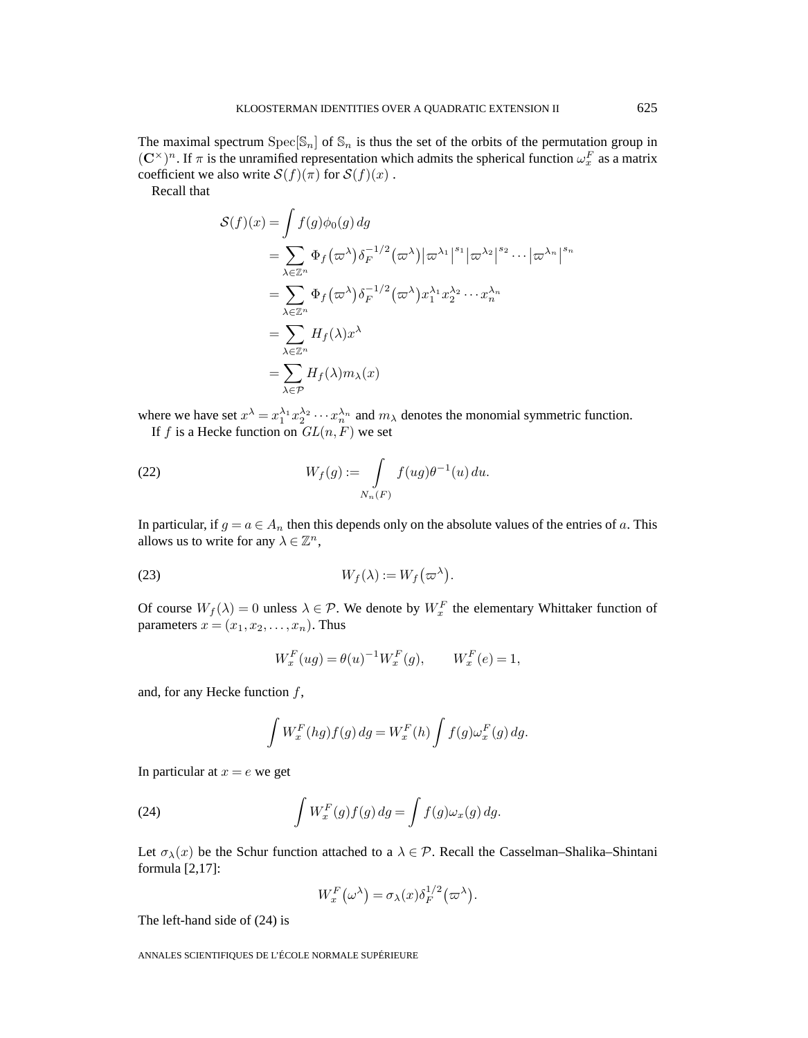The maximal spectrum $\mathrm{Spec}[\mathbb{S}_n]$ of $\mathbb{S}_n$ is thus the set of the orbits of the permutation group in $(\mathbf{C}^\times)^n$. If $\pi$ is the unramified representation which admits the spherical function $\omega_x^F$ as a matrix coefficient we also write $\mathcal{S}(f)(\pi)$ for $\mathcal{S}(f)(x)$ .

Recall that

$$
\begin{aligned}
\mathcal{S}(f)(x) &= \int f(g)\phi_0(g)\,dg \\
&= \sum_{\lambda\in\mathbb{Z}^n} \Phi_f\big(\varpi^\lambda\big)\delta_F^{-1/2}\big(\varpi^\lambda\big)\big|\varpi^{\lambda_1}\big|^{s_1}\big|\varpi^{\lambda_2}\big|^{s_2}\cdots\big|\varpi^{\lambda_n}\big|^{s_n} \\
&= \sum_{\lambda\in\mathbb{Z}^n} \Phi_f\big(\varpi^\lambda\big)\delta_F^{-1/2}\big(\varpi^\lambda\big)x_1^{\lambda_1}x_2^{\lambda_2}\cdots x_n^{\lambda_n} \\
&= \sum_{\lambda\in\mathbb{Z}^n} H_f(\lambda)x^\lambda \\
&= \sum_{\lambda\in\mathcal{P}} H_f(\lambda)m_\lambda(x)
\end{aligned}
$$

where we have set $x^\lambda = x_1^{\lambda_1}x_2^{\lambda_2}\cdots x_n^{\lambda_n}$ and $m_\lambda$ denotes the monomial symmetric function.

If $f$ is a Hecke function on $GL(n,F)$ we set

$$
W_f(g) := \int_{N_n(F)} f(ug)\theta^{-1}(u)\,du. \tag{22}
$$

In particular, if $g = a \in A_n$ then this depends only on the absolute values of the entries of $a$. This allows us to write for any $\lambda \in \mathbb{Z}^n$,

$$
W_f(\lambda) := W_f\big(\varpi^\lambda\big). \tag{23}
$$

Of course $W_f(\lambda) = 0$ unless $\lambda \in \mathcal{P}$. We denote by $W_x^F$ the elementary Whittaker function of parameters $x = (x_1, x_2, \ldots, x_n)$. Thus

$$
W_x^F(ug) = \theta(u)^{-1}W_x^F(g), \qquad W_x^F(e) = 1,
$$

and, for any Hecke function $f$,

$$
\int W_x^F(hg)f(g)\,dg = W_x^F(h)\int f(g)\omega_x^F(g)\,dg.
$$

In particular at $x = e$ we get

$$
\int W_x^F(g)f(g)\,dg = \int f(g)\omega_x(g)\,dg. \tag{24}
$$

Let $\sigma_\lambda(x)$ be the Schur function attached to a $\lambda \in \mathcal{P}$. Recall the Casselman–Shalika–Shintani formula [2,17]:

$$
W_x^F\big(\omega^\lambda\big) = \sigma_\lambda(x)\delta_F^{1/2}\big(\varpi^\lambda\big).
$$

The left-hand side of (24) is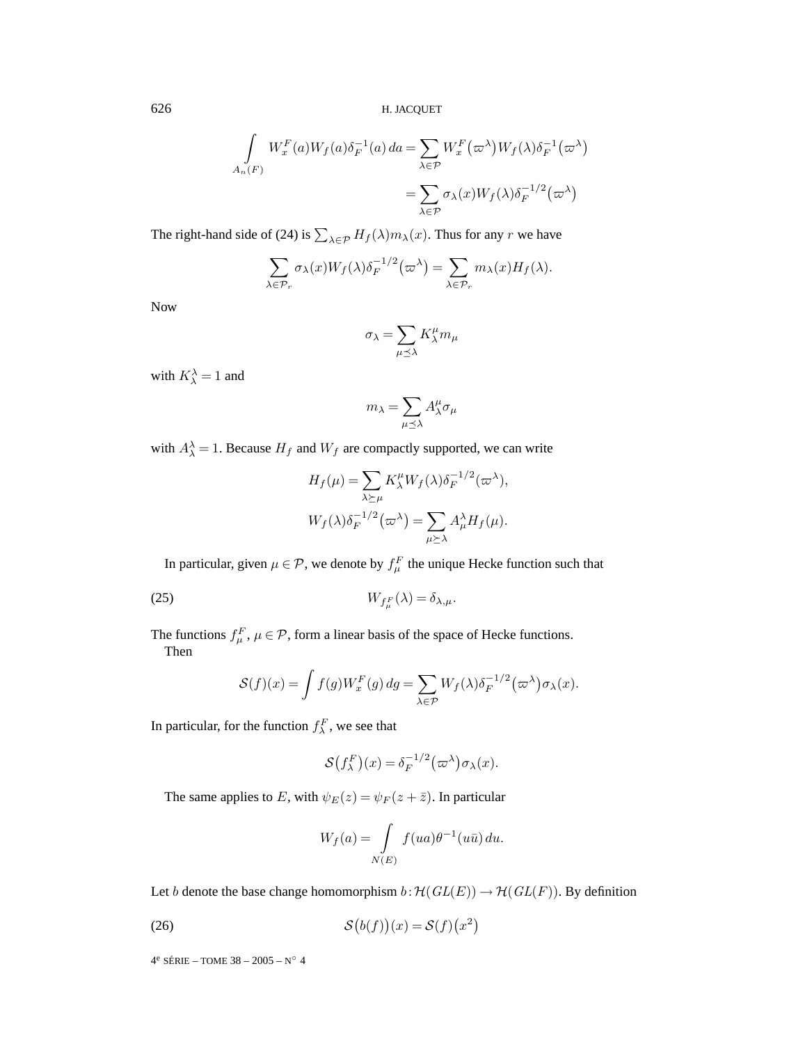$$\int_{A_n(F)} W_x^F(a) W_f(a) \delta_F^{-1}(a)\, da = \sum_{\lambda \in \mathcal{P}} W_x^F\big(\varpi^\lambda\big) W_f(\lambda) \delta_F^{-1}\big(\varpi^\lambda\big)$$

$$= \sum_{\lambda \in \mathcal{P}} \sigma_\lambda(x) W_f(\lambda) \delta_F^{-1/2}\big(\varpi^\lambda\big)$$

The right-hand side of (24) is $\sum_{\lambda \in \mathcal{P}} H_f(\lambda) m_\lambda(x)$. Thus for any $r$ we have

$$\sum_{\lambda \in \mathcal{P}_r} \sigma_\lambda(x) W_f(\lambda) \delta_F^{-1/2}\big(\varpi^\lambda\big) = \sum_{\lambda \in \mathcal{P}_r} m_\lambda(x) H_f(\lambda).$$

Now

$$\sigma_\lambda = \sum_{\mu \preceq \lambda} K_\lambda^\mu m_\mu$$

with $K_\lambda^\lambda = 1$ and

$$m_\lambda = \sum_{\mu \preceq \lambda} A_\lambda^\mu \sigma_\mu$$

with $A_\lambda^\lambda = 1$. Because $H_f$ and $W_f$ are compactly supported, we can write

$$H_f(\mu) = \sum_{\lambda \succeq \mu} K_\lambda^\mu W_f(\lambda) \delta_F^{-1/2}(\varpi^\lambda),$$

$$W_f(\lambda) \delta_F^{-1/2}\big(\varpi^\lambda\big) = \sum_{\mu \succeq \lambda} A_\mu^\lambda H_f(\mu).$$

In particular, given $\mu \in \mathcal{P}$, we denote by $f_\mu^F$ the unique Hecke function such that

$$W_{f_\mu^F}(\lambda) = \delta_{\lambda,\mu}. \tag{25}$$

The functions $f_\mu^F$, $\mu \in \mathcal{P}$, form a linear basis of the space of Hecke functions.

Then

$$\mathcal{S}(f)(x) = \int f(g) W_x^F(g)\, dg = \sum_{\lambda \in \mathcal{P}} W_f(\lambda) \delta_F^{-1/2}\big(\varpi^\lambda\big) \sigma_\lambda(x).$$

In particular, for the function $f_\lambda^F$, we see that

$$\mathcal{S}\big(f_\lambda^F\big)(x) = \delta_F^{-1/2}\big(\varpi^\lambda\big) \sigma_\lambda(x).$$

The same applies to $E$, with $\psi_E(z) = \psi_F(z + \bar{z})$. In particular

$$W_f(a) = \int_{N(E)} f(ua) \theta^{-1}(u\bar{u})\, du.$$

Let $b$ denote the base change homomorphism $b : \mathcal{H}(GL(E)) \to \mathcal{H}(GL(F))$. By definition

$$\mathcal{S}\big(b(f)\big)(x) = \mathcal{S}(f)\big(x^2\big) \tag{26}$$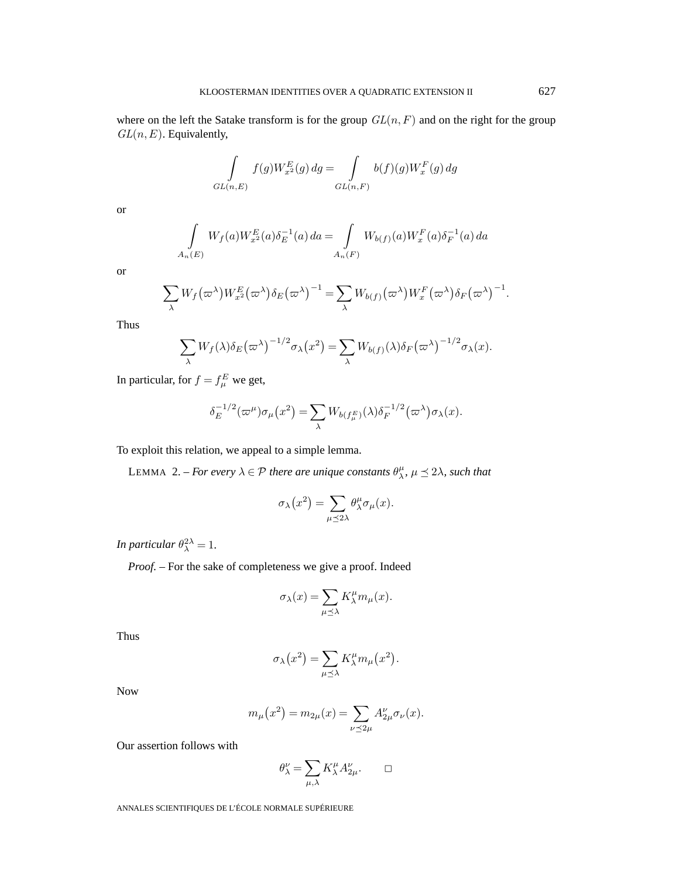where on the left the Satake transform is for the group $GL(n,F)$ and on the right for the group $GL(n,E)$. Equivalently,

$$\int\limits_{GL(n,E)} f(g) W^E_{x^2}(g)\,dg = \int\limits_{GL(n,F)} b(f)(g) W^F_x(g)\,dg$$

or

$$\int\limits_{A_n(E)} W_f(a) W^E_{x^2}(a)\delta_E^{-1}(a)\,da = \int\limits_{A_n(F)} W_{b(f)}(a) W^F_x(a)\delta_F^{-1}(a)\,da$$

or

$$\sum_\lambda W_f\big(\varpi^\lambda\big) W^E_{x^2}\big(\varpi^\lambda\big)\delta_E\big(\varpi^\lambda\big)^{-1} = \sum_\lambda W_{b(f)}\big(\varpi^\lambda\big) W^F_x\big(\varpi^\lambda\big)\delta_F\big(\varpi^\lambda\big)^{-1}.$$

Thus

$$\sum_\lambda W_f(\lambda)\delta_E\big(\varpi^\lambda\big)^{-1/2}\sigma_\lambda\big(x^2\big) = \sum_\lambda W_{b(f)}(\lambda)\delta_F\big(\varpi^\lambda\big)^{-1/2}\sigma_\lambda(x).$$

In particular, for $f = f^E_\mu$ we get,

$$\delta_E^{-1/2}(\varpi^\mu)\sigma_\mu\big(x^2\big) = \sum_\lambda W_{b(f^E_\mu)}(\lambda)\delta_F^{-1/2}\big(\varpi^\lambda\big)\sigma_\lambda(x).$$

To exploit this relation, we appeal to a simple lemma.

LEMMA 2. – *For every $\lambda \in \mathcal{P}$ there are unique constants $\theta^\mu_\lambda$, $\mu \preceq 2\lambda$, such that*

$$\sigma_\lambda\big(x^2\big) = \sum_{\mu \preceq 2\lambda} \theta^\mu_\lambda \sigma_\mu(x).$$

*In particular $\theta^{2\lambda}_\lambda = 1$.*

*Proof.* – For the sake of completeness we give a proof. Indeed

$$\sigma_\lambda(x) = \sum_{\mu \preceq \lambda} K^\mu_\lambda m_\mu(x).$$

Thus

$$\sigma_\lambda\big(x^2\big) = \sum_{\mu \preceq \lambda} K^\mu_\lambda m_\mu\big(x^2\big).$$

Now

$$m_\mu\big(x^2\big) = m_{2\mu}(x) = \sum_{\nu \preceq 2\mu} A^\nu_{2\mu}\sigma_\nu(x).$$

Our assertion follows with

$$\theta^\nu_\lambda = \sum_{\mu,\lambda} K^\mu_\lambda A^\nu_{2\mu}. \qquad \square$$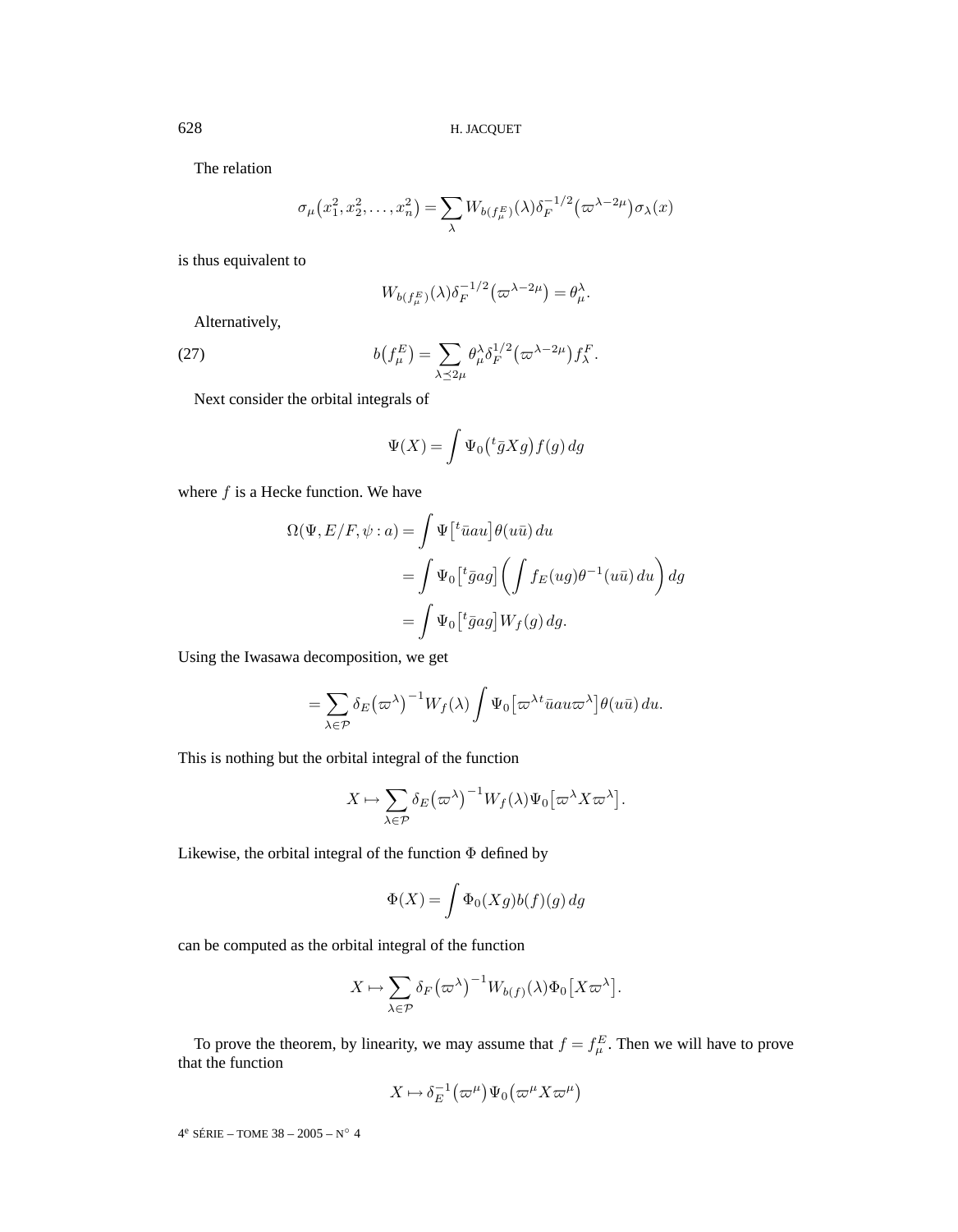The relation

$$\sigma_\mu\big(x_1^2, x_2^2, \ldots, x_n^2\big) = \sum_\lambda W_{b(f_\mu^E)}(\lambda)\delta_F^{-1/2}\big(\varpi^{\lambda-2\mu}\big)\sigma_\lambda(x)$$

is thus equivalent to

$$W_{b(f_\mu^E)}(\lambda)\delta_F^{-1/2}\big(\varpi^{\lambda-2\mu}\big) = \theta_\mu^\lambda.$$

Alternatively,

$$b\big(f_\mu^E\big) = \sum_{\lambda \preceq 2\mu} \theta_\mu^\lambda \delta_F^{1/2}\big(\varpi^{\lambda-2\mu}\big) f_\lambda^F. \tag{27}$$

Next consider the orbital integrals of

$$\Psi(X) = \int \Psi_0\big({}^t\bar{g}Xg\big) f(g)\,dg$$

where $f$ is a Hecke function. We have

$$\begin{aligned}
\Omega(\Psi, E/F, \psi : a) &= \int \Psi\big[{}^t\bar{u}au\big]\theta(u\bar{u})\,du \\
&= \int \Psi_0\big[{}^t\bar{g}ag\big]\left(\int f_E(ug)\theta^{-1}(u\bar{u})\,du\right)dg \\
&= \int \Psi_0\big[{}^t\bar{g}ag\big] W_f(g)\,dg.
\end{aligned}$$

Using the Iwasawa decomposition, we get

$$= \sum_{\lambda \in \mathcal{P}} \delta_E\big(\varpi^\lambda\big)^{-1} W_f(\lambda) \int \Psi_0\big[\varpi^{\lambda t}\bar{u}au\varpi^\lambda\big]\theta(u\bar{u})\,du.$$

This is nothing but the orbital integral of the function

$$X \mapsto \sum_{\lambda \in \mathcal{P}} \delta_E\big(\varpi^\lambda\big)^{-1} W_f(\lambda)\Psi_0\big[\varpi^\lambda X \varpi^\lambda\big].$$

Likewise, the orbital integral of the function $\Phi$ defined by

$$\Phi(X) = \int \Phi_0(Xg) b(f)(g)\,dg$$

can be computed as the orbital integral of the function

$$X \mapsto \sum_{\lambda \in \mathcal{P}} \delta_F\big(\varpi^\lambda\big)^{-1} W_{b(f)}(\lambda)\Phi_0\big[X\varpi^\lambda\big].$$

To prove the theorem, by linearity, we may assume that $f = f_\mu^E$. Then we will have to prove that the function

$$X \mapsto \delta_E^{-1}\big(\varpi^\mu\big)\Psi_0\big(\varpi^\mu X \varpi^\mu\big)$$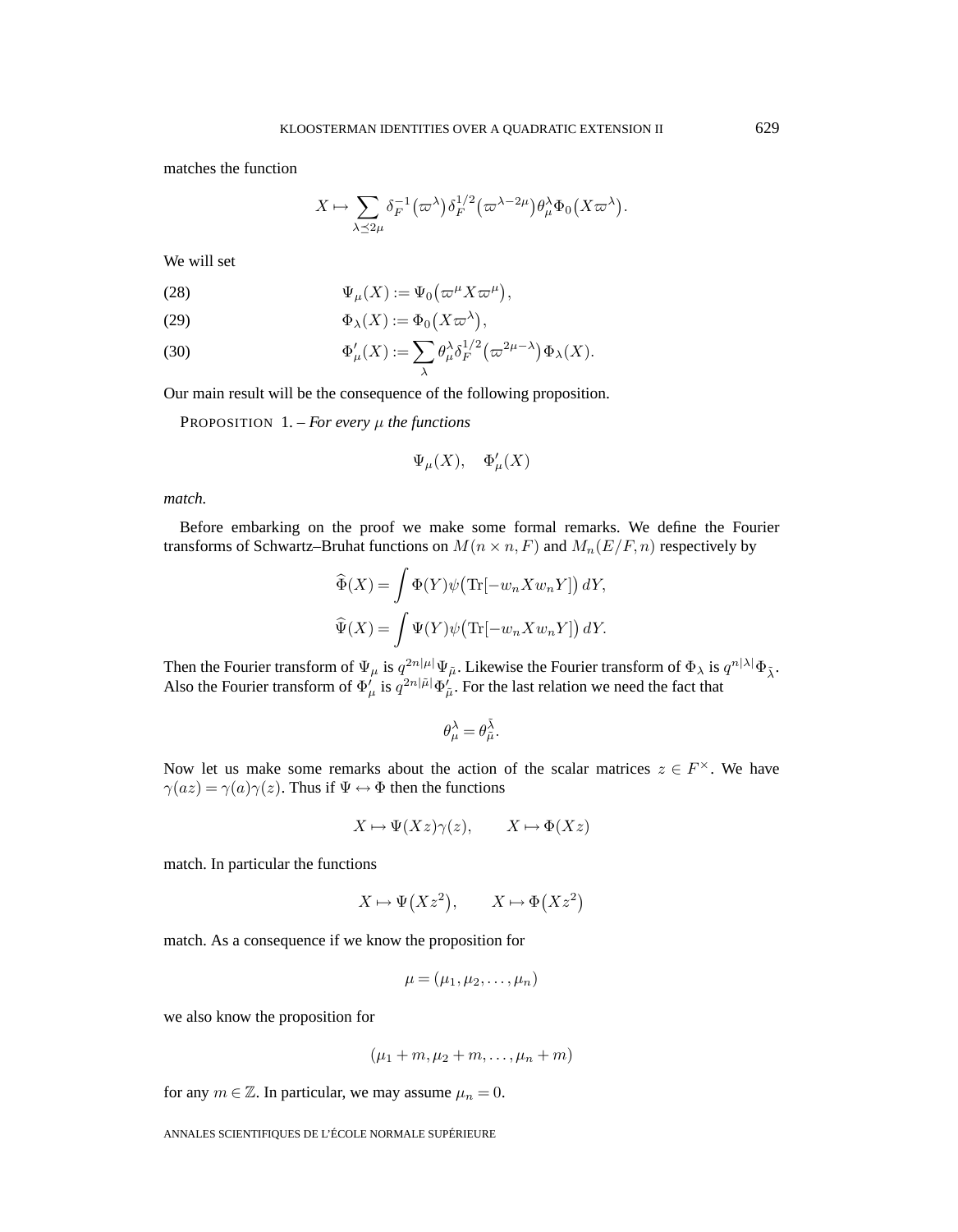matches the function

$$X \mapsto \sum_{\lambda \preceq 2\mu} \delta_F^{-1}\big(\varpi^\lambda\big)\delta_F^{1/2}\big(\varpi^{\lambda-2\mu}\big)\theta_\mu^\lambda \Phi_0\big(X\varpi^\lambda\big).$$

We will set

$$\Psi_\mu(X) := \Psi_0\big(\varpi^\mu X \varpi^\mu\big), \tag{28}$$

$$\Phi_\lambda(X) := \Phi_0\big(X\varpi^\lambda\big), \tag{29}$$

$$\Phi'_\mu(X) := \sum_\lambda \theta_\mu^\lambda \delta_F^{1/2}\big(\varpi^{2\mu-\lambda}\big)\Phi_\lambda(X). \tag{30}$$

Our main result will be the consequence of the following proposition.

PROPOSITION 1. – *For every $\mu$ the functions*

$$\Psi_\mu(X), \quad \Phi'_\mu(X)$$

*match.*

Before embarking on the proof we make some formal remarks. We define the Fourier transforms of Schwartz–Bruhat functions on $M(n \times n, F)$ and $M_n(E/F, n)$ respectively by

$$\widehat{\Phi}(X) = \int \Phi(Y)\psi\big(\mathrm{Tr}[-w_n X w_n Y]\big)\, dY,$$

$$\widehat{\Psi}(X) = \int \Psi(Y)\psi\big(\mathrm{Tr}[-w_n X w_n Y]\big)\, dY.$$

Then the Fourier transform of $\Psi_\mu$ is $q^{2n|\mu|}\Psi_{\tilde{\mu}}$. Likewise the Fourier transform of $\Phi_\lambda$ is $q^{n|\lambda|}\Phi_{\tilde{\lambda}}$. Also the Fourier transform of $\Phi'_\mu$ is $q^{2n|\tilde{\mu}|}\Phi'_{\tilde{\mu}}$. For the last relation we need the fact that

$$\theta_\mu^\lambda = \theta_{\tilde{\mu}}^{\tilde{\lambda}}.$$

Now let us make some remarks about the action of the scalar matrices $z \in F^\times$. We have $\gamma(az) = \gamma(a)\gamma(z)$. Thus if $\Psi \leftrightarrow \Phi$ then the functions

$$X \mapsto \Psi(Xz)\gamma(z), \qquad X \mapsto \Phi(Xz)$$

match. In particular the functions

$$X \mapsto \Psi\big(Xz^2\big), \qquad X \mapsto \Phi\big(Xz^2\big)$$

match. As a consequence if we know the proposition for

$$\mu = (\mu_1, \mu_2, \ldots, \mu_n)$$

we also know the proposition for

$$(\mu_1 + m, \mu_2 + m, \ldots, \mu_n + m)$$

for any $m \in \mathbb{Z}$. In particular, we may assume $\mu_n = 0$.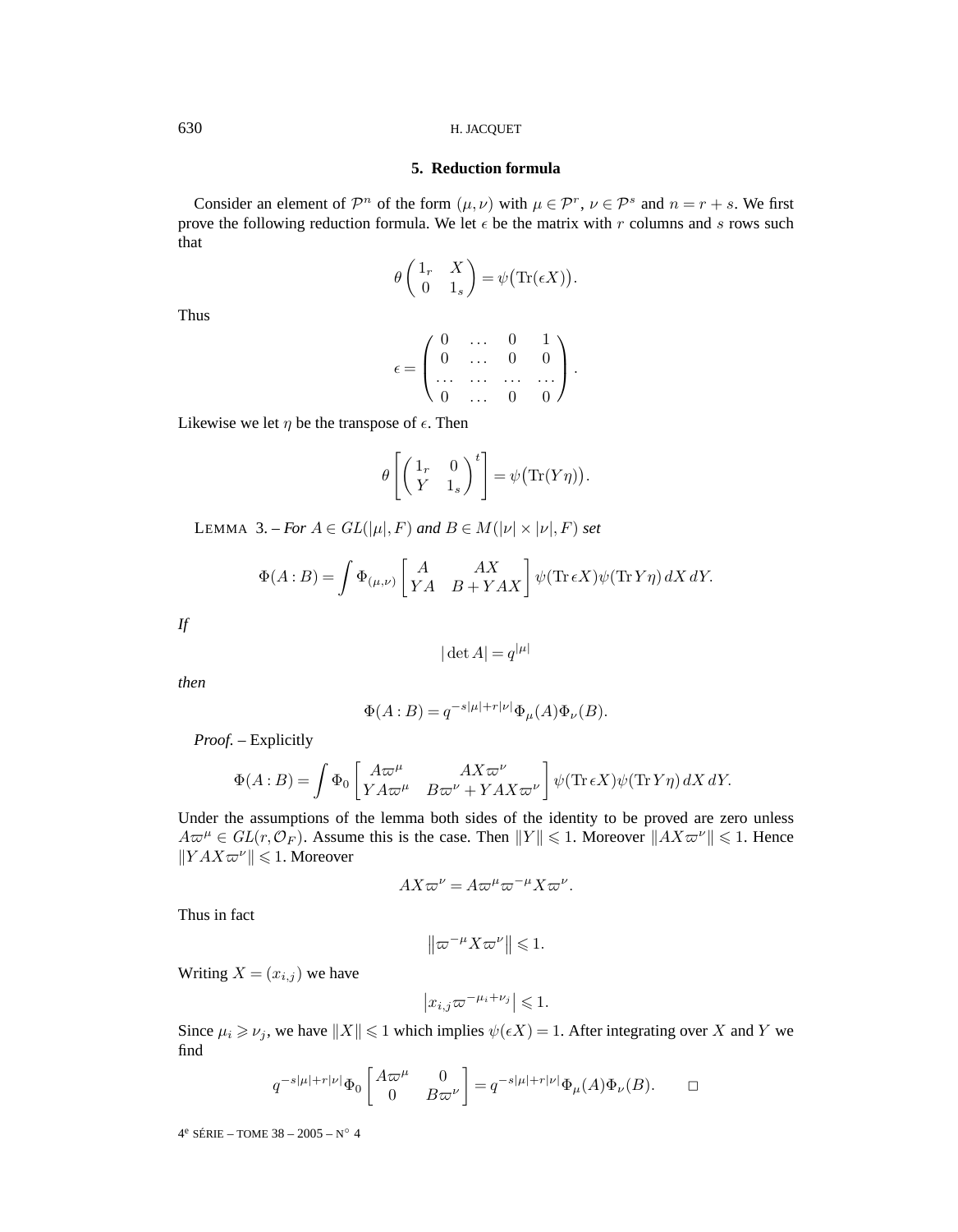## 5. Reduction formula

Consider an element of $\mathcal{P}^n$ of the form $(\mu,\nu)$ with $\mu \in \mathcal{P}^r$, $\nu \in \mathcal{P}^s$ and $n = r+s$. We first prove the following reduction formula. We let $\epsilon$ be the matrix with $r$ columns and $s$ rows such that

$$\theta\begin{pmatrix} 1_r & X \\ 0 & 1_s \end{pmatrix} = \psi\big(\mathrm{Tr}(\epsilon X)\big).$$

Thus

$$\epsilon = \begin{pmatrix} 0 & \dots & 0 & 1 \\ 0 & \dots & 0 & 0 \\ \dots & \dots & \dots & \dots \\ 0 & \dots & 0 & 0 \end{pmatrix}.$$

Likewise we let $\eta$ be the transpose of $\epsilon$. Then

$$\theta\left[\begin{pmatrix} 1_r & 0 \\ Y & 1_s \end{pmatrix}^t\right] = \psi\big(\mathrm{Tr}(Y\eta)\big).$$

LEMMA 3. – *For $A \in GL(|\mu|, F)$ and $B \in M(|\nu| \times |\nu|, F)$ set*

$$\Phi(A:B) = \int \Phi_{(\mu,\nu)}\begin{bmatrix} A & AX \\ YA & B+YAX \end{bmatrix} \psi(\mathrm{Tr}\,\epsilon X)\psi(\mathrm{Tr}\,Y\eta)\,dX\,dY.$$

*If*

$$|\det A| = q^{|\mu|}$$

*then*

$$\Phi(A:B) = q^{-s|\mu|+r|\nu|}\Phi_\mu(A)\Phi_\nu(B).$$

*Proof.* – Explicitly

$$\Phi(A:B) = \int \Phi_0\begin{bmatrix} A\varpi^\mu & AX\varpi^\nu \\ YA\varpi^\mu & B\varpi^\nu + YAX\varpi^\nu \end{bmatrix} \psi(\mathrm{Tr}\,\epsilon X)\psi(\mathrm{Tr}\,Y\eta)\,dX\,dY.$$

Under the assumptions of the lemma both sides of the identity to be proved are zero unless $A\varpi^\mu \in GL(r, \mathcal{O}_F)$. Assume this is the case. Then $\|Y\| \leqslant 1$. Moreover $\|AX\varpi^\nu\| \leqslant 1$. Hence $\|YAX\varpi^\nu\| \leqslant 1$. Moreover

$$AX\varpi^\nu = A\varpi^\mu\varpi^{-\mu}X\varpi^\nu.$$

Thus in fact

$$\left\|\varpi^{-\mu}X\varpi^\nu\right\| \leqslant 1.$$

Writing $X = (x_{i,j})$ we have

$$\left|x_{i,j}\varpi^{-\mu_i+\nu_j}\right| \leqslant 1.$$

Since $\mu_i \geqslant \nu_j$, we have $\|X\| \leqslant 1$ which implies $\psi(\epsilon X) = 1$. After integrating over $X$ and $Y$ we find

$$q^{-s|\mu|+r|\nu|}\Phi_0\begin{bmatrix} A\varpi^\mu & 0 \\ 0 & B\varpi^\nu \end{bmatrix} = q^{-s|\mu|+r|\nu|}\Phi_\mu(A)\Phi_\nu(B). \qquad \square$$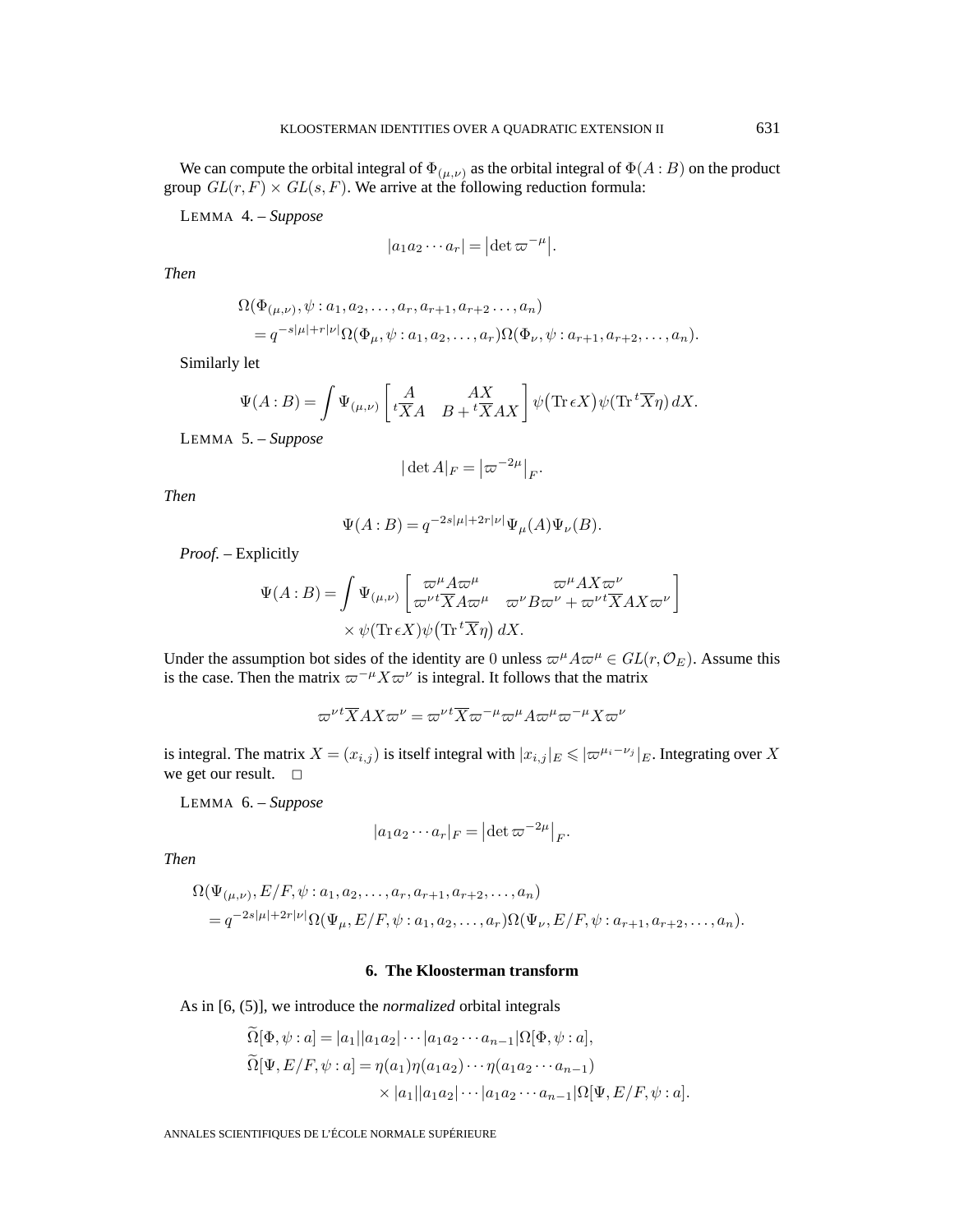We can compute the orbital integral of $\Phi_{(\mu,\nu)}$ as the orbital integral of $\Phi(A:B)$ on the product group $GL(r,F)\times GL(s,F)$. We arrive at the following reduction formula:

LEMMA 4. – *Suppose*

$$|a_1a_2\cdots a_r| = \left|\det \varpi^{-\mu}\right|.$$

*Then*

$$\begin{aligned}&\Omega(\Phi_{(\mu,\nu)},\psi : a_1,a_2,\ldots,a_r,a_{r+1},a_{r+2}\ldots,a_n)\\&\quad = q^{-s|\mu|+r|\nu|}\Omega(\Phi_\mu,\psi : a_1,a_2,\ldots,a_r)\Omega(\Phi_\nu,\psi : a_{r+1},a_{r+2},\ldots,a_n).\end{aligned}$$

Similarly let

$$\Psi(A:B) = \int \Psi_{(\mu,\nu)}\begin{bmatrix} A & AX\\ {}^t\overline{X}A & B+{}^t\overline{X}AX\end{bmatrix}\psi\big(\operatorname{Tr}\epsilon X\big)\psi(\operatorname{Tr}{}^t\overline{X}\eta)\,dX.$$

LEMMA 5. – *Suppose*

$$|\det A|_F = \left|\varpi^{-2\mu}\right|_F.$$

*Then*

$$\Psi(A:B) = q^{-2s|\mu|+2r|\nu|}\Psi_\mu(A)\Psi_\nu(B).$$

*Proof.* – Explicitly

$$\begin{aligned}\Psi(A:B) = \int \Psi_{(\mu,\nu)}&\begin{bmatrix} \varpi^\mu A\varpi^\mu & \varpi^\mu AX\varpi^\nu\\ \varpi^{\nu\,t}\overline{X}A\varpi^\mu & \varpi^\nu B\varpi^\nu+\varpi^{\nu\,t}\overline{X}AX\varpi^\nu\end{bmatrix}\\ &\times\psi(\operatorname{Tr}\epsilon X)\psi\big(\operatorname{Tr}{}^t\overline{X}\eta\big)\,dX.\end{aligned}$$

Under the assumption bot sides of the identity are 0 unless $\varpi^\mu A\varpi^\mu \in GL(r,\mathcal{O}_E)$. Assume this is the case. Then the matrix $\varpi^{-\mu}X\varpi^\nu$ is integral. It follows that the matrix

$$\varpi^{\nu\,t}\overline{X}AX\varpi^\nu = \varpi^{\nu\,t}\overline{X}\varpi^{-\mu}\varpi^\mu A\varpi^\mu\varpi^{-\mu}X\varpi^\nu$$

is integral. The matrix $X=(x_{i,j})$ is itself integral with $|x_{i,j}|_E \leqslant |\varpi^{\mu_i-\nu_j}|_E$. Integrating over $X$ we get our result. □

LEMMA 6. – *Suppose*

$$|a_1a_2\cdots a_r|_F = \left|\det \varpi^{-2\mu}\right|_F.$$

*Then*

$$\begin{aligned}&\Omega(\Psi_{(\mu,\nu)},E/F,\psi : a_1,a_2,\ldots,a_r,a_{r+1},a_{r+2},\ldots,a_n)\\&\quad = q^{-2s|\mu|+2r|\nu|}\Omega(\Psi_\mu,E/F,\psi : a_1,a_2,\ldots,a_r)\Omega(\Psi_\nu,E/F,\psi : a_{r+1},a_{r+2},\ldots,a_n).\end{aligned}$$

## 6. The Kloosterman transform

As in [6, (5)], we introduce the *normalized* orbital integrals

$$\begin{aligned}\widetilde{\Omega}[\Phi,\psi : a] &= |a_1||a_1a_2|\cdots|a_1a_2\cdots a_{n-1}|\Omega[\Phi,\psi : a],\\ \widetilde{\Omega}[\Psi,E/F,\psi : a] &= \eta(a_1)\eta(a_1a_2)\cdots\eta(a_1a_2\cdots a_{n-1})\\ &\qquad\times|a_1||a_1a_2|\cdots|a_1a_2\cdots a_{n-1}|\Omega[\Psi,E/F,\psi : a].\end{aligned}$$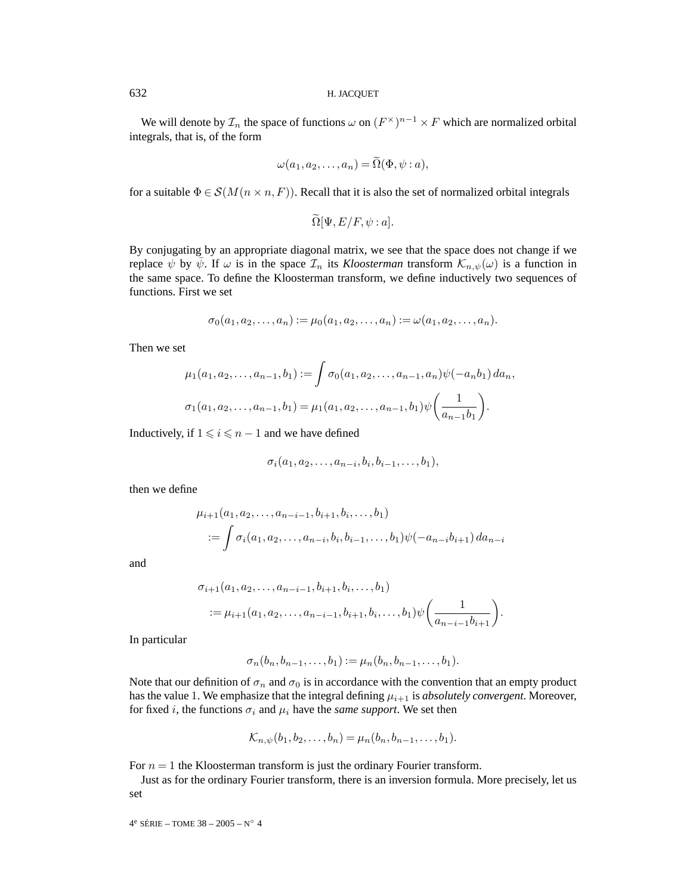We will denote by $\mathcal{I}_n$ the space of functions $\omega$ on $(F^\times)^{n-1} \times F$ which are normalized orbital integrals, that is, of the form

$$\omega(a_1, a_2, \ldots, a_n) = \widetilde{\Omega}(\Phi, \psi : a),$$

for a suitable $\Phi \in \mathcal{S}(M(n \times n, F))$. Recall that it is also the set of normalized orbital integrals

$$\widetilde{\Omega}[\Psi, E/F, \psi : a].$$

By conjugating by an appropriate diagonal matrix, we see that the space does not change if we replace $\psi$ by $\bar{\psi}$. If $\omega$ is in the space $\mathcal{I}_n$ its *Kloosterman* transform $\mathcal{K}_{n,\psi}(\omega)$ is a function in the same space. To define the Kloosterman transform, we define inductively two sequences of functions. First we set

$$\sigma_0(a_1, a_2, \ldots, a_n) := \mu_0(a_1, a_2, \ldots, a_n) := \omega(a_1, a_2, \ldots, a_n).$$

Then we set

$$\mu_1(a_1, a_2, \ldots, a_{n-1}, b_1) := \int \sigma_0(a_1, a_2, \ldots, a_{n-1}, a_n)\psi(-a_n b_1)\, da_n,$$

$$\sigma_1(a_1, a_2, \ldots, a_{n-1}, b_1) = \mu_1(a_1, a_2, \ldots, a_{n-1}, b_1)\psi\left(\frac{1}{a_{n-1} b_1}\right).$$

Inductively, if $1 \leqslant i \leqslant n-1$ and we have defined

$$\sigma_i(a_1, a_2, \ldots, a_{n-i}, b_i, b_{i-1}, \ldots, b_1),$$

then we define

$$\mu_{i+1}(a_1, a_2, \ldots, a_{n-i-1}, b_{i+1}, b_i, \ldots, b_1) := \int \sigma_i(a_1, a_2, \ldots, a_{n-i}, b_i, b_{i-1}, \ldots, b_1)\psi(-a_{n-i} b_{i+1})\, da_{n-i}$$

and

$$\sigma_{i+1}(a_1, a_2, \ldots, a_{n-i-1}, b_{i+1}, b_i, \ldots, b_1) := \mu_{i+1}(a_1, a_2, \ldots, a_{n-i-1}, b_{i+1}, b_i, \ldots, b_1)\psi\left(\frac{1}{a_{n-i-1} b_{i+1}}\right).$$

In particular

$$\sigma_n(b_n, b_{n-1}, \ldots, b_1) := \mu_n(b_n, b_{n-1}, \ldots, b_1).$$

Note that our definition of $\sigma_n$ and $\sigma_0$ is in accordance with the convention that an empty product has the value 1. We emphasize that the integral defining $\mu_{i+1}$ is *absolutely convergent*. Moreover, for fixed $i$, the functions $\sigma_i$ and $\mu_i$ have the *same support*. We set then

$$\mathcal{K}_{n,\psi}(b_1, b_2, \ldots, b_n) = \mu_n(b_n, b_{n-1}, \ldots, b_1).$$

For $n = 1$ the Kloosterman transform is just the ordinary Fourier transform.

Just as for the ordinary Fourier transform, there is an inversion formula. More precisely, let us set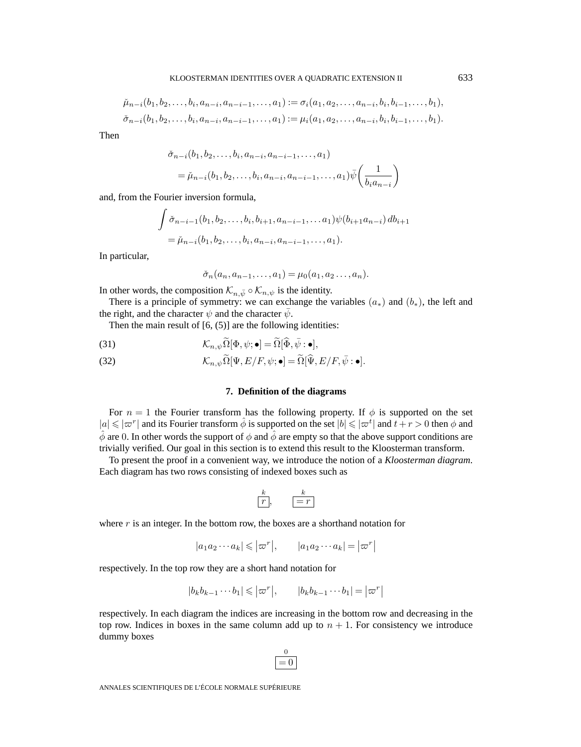$$\check{\mu}_{n-i}(b_1, b_2, \ldots, b_i, a_{n-i}, a_{n-i-1}, \ldots, a_1) := \sigma_i(a_1, a_2, \ldots, a_{n-i}, b_i, b_{i-1}, \ldots, b_1),$$
$$\check{\sigma}_{n-i}(b_1, b_2, \ldots, b_i, a_{n-i}, a_{n-i-1}, \ldots, a_1) := \mu_i(a_1, a_2, \ldots, a_{n-i}, b_i, b_{i-1}, \ldots, b_1).$$

Then

$$\begin{aligned}
&\check{\sigma}_{n-i}(b_1, b_2, \ldots, b_i, a_{n-i}, a_{n-i-1}, \ldots, a_1) \\
&\quad = \check{\mu}_{n-i}(b_1, b_2, \ldots, b_i, a_{n-i}, a_{n-i-1}, \ldots, a_1)\bar{\psi}\left(\frac{1}{b_i a_{n-i}}\right)
\end{aligned}$$

and, from the Fourier inversion formula,

$$\begin{aligned}
&\int \check{\sigma}_{n-i-1}(b_1, b_2, \ldots, b_i, b_{i+1}, a_{n-i-1}, \ldots a_1)\psi(b_{i+1}a_{n-i})\, db_{i+1} \\
&\quad = \check{\mu}_{n-i}(b_1, b_2, \ldots, b_i, a_{n-i}, a_{n-i-1}, \ldots, a_1).
\end{aligned}$$

In particular,

$$\check{\sigma}_n(a_n, a_{n-1}, \ldots, a_1) = \mu_0(a_1, a_2 \ldots, a_n).$$

In other words, the composition $\mathcal{K}_{n,\bar{\psi}} \circ \mathcal{K}_{n,\psi}$ is the identity.

There is a principle of symmetry: we can exchange the variables $(a_*)$ and $(b_*)$, the left and the right, and the character $\psi$ and the character $\bar{\psi}$.

Then the main result of [6, (5)] are the following identities:

$$\mathcal{K}_{n,\psi}\widetilde{\Omega}[\Phi, \psi; \bullet] = \widetilde{\Omega}[\widehat{\Phi}, \bar{\psi} : \bullet], \tag{31}$$

$$\mathcal{K}_{n,\psi}\widetilde{\Omega}[\Psi, E/F, \psi; \bullet] = \widetilde{\Omega}[\widehat{\Psi}, E/F, \bar{\psi} : \bullet]. \tag{32}$$

## 7. Definition of the diagrams

For $n = 1$ the Fourier transform has the following property. If $\phi$ is supported on the set $|a| \leqslant |\varpi^r|$ and its Fourier transform $\hat{\phi}$ is supported on the set $|b| \leqslant |\varpi^t|$ and $t + r > 0$ then $\phi$ and $\hat{\phi}$ are $0$. In other words the support of $\phi$ and $\hat{\phi}$ are empty so that the above support conditions are trivially verified. Our goal in this section is to extend this result to the Kloosterman transform.

To present the proof in a convenient way, we introduce the notion of a *Kloosterman diagram*. Each diagram has two rows consisting of indexed boxes such as

$$\overset{k}{\boxed{r}}, \qquad \overset{k}{\boxed{= r}}$$

where $r$ is an integer. In the bottom row, the boxes are a shorthand notation for

$$|a_1 a_2 \cdots a_k| \leqslant |\varpi^r|, \qquad |a_1 a_2 \cdots a_k| = |\varpi^r|$$

respectively. In the top row they are a short hand notation for

$$|b_k b_{k-1} \cdots b_1| \leqslant |\varpi^r|, \qquad |b_k b_{k-1} \cdots b_1| = |\varpi^r|$$

respectively. In each diagram the indices are increasing in the bottom row and decreasing in the top row. Indices in boxes in the same column add up to $n + 1$. For consistency we introduce dummy boxes

$$\overset{0}{\boxed{= 0}}$$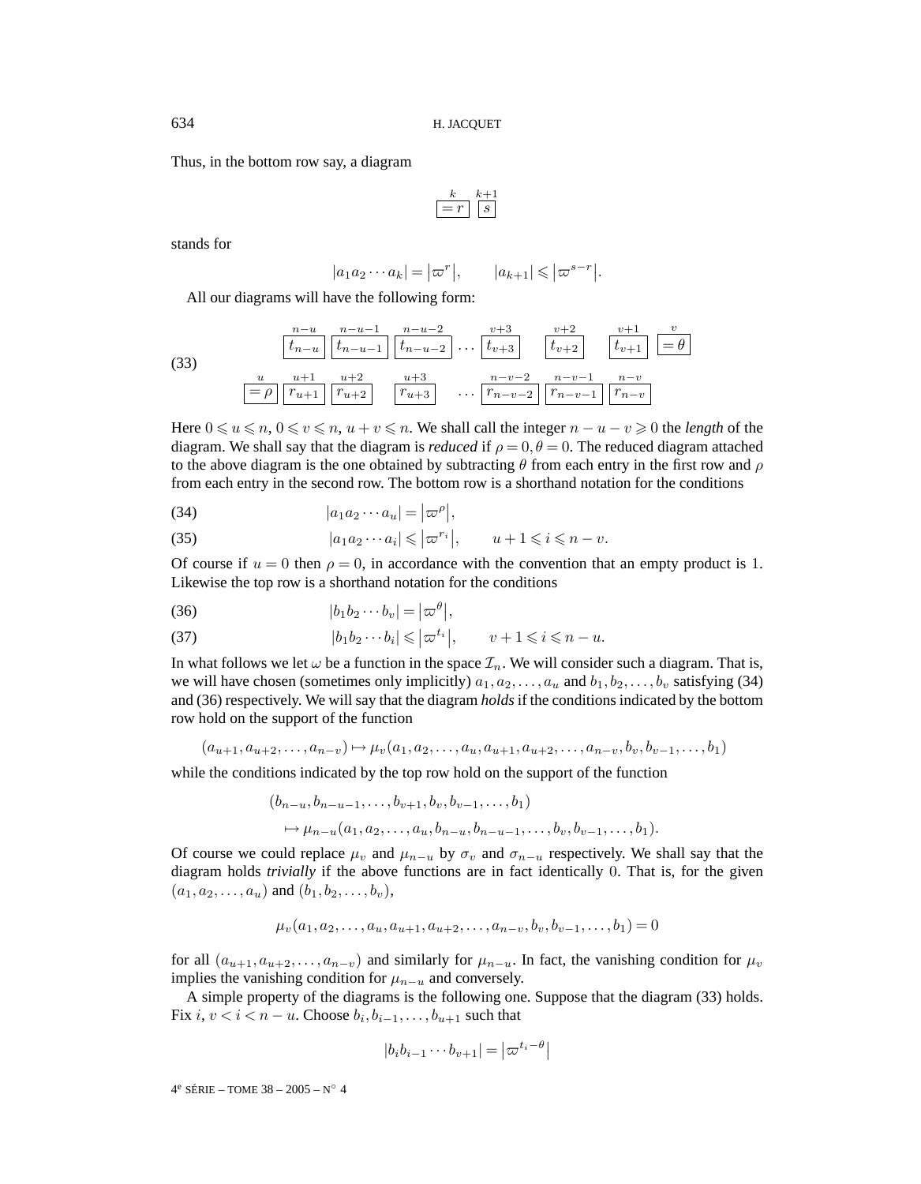Thus, in the bottom row say, a diagram

$$\overset{k}{\boxed{=r}}\quad \overset{k+1}{\boxed{s}}$$

stands for

$$|a_1 a_2 \cdots a_k| = \left|\varpi^r\right|, \qquad |a_{k+1}| \leqslant \left|\varpi^{s-r}\right|.$$

All our diagrams will have the following form:

$$\tag{33} \begin{array}{l} \qquad\quad \overset{n-u}{\boxed{t_{n-u}}}\ \overset{n-u-1}{\boxed{t_{n-u-1}}}\ \overset{n-u-2}{\boxed{t_{n-u-2}}}\ \cdots\ \overset{v+3}{\boxed{t_{v+3}}}\quad \overset{v+2}{\boxed{t_{v+2}}}\quad \overset{v+1}{\boxed{t_{v+1}}}\ \overset{v}{\boxed{=\theta}} \\ \overset{u}{\boxed{=\rho}}\ \overset{u+1}{\boxed{r_{u+1}}}\ \overset{u+2}{\boxed{r_{u+2}}}\quad \overset{u+3}{\boxed{r_{u+3}}}\quad \cdots\ \overset{n-v-2}{\boxed{r_{n-v-2}}}\ \overset{n-v-1}{\boxed{r_{n-v-1}}}\ \overset{n-v}{\boxed{r_{n-v}}} \end{array}$$

Here $0 \leqslant u \leqslant n$, $0 \leqslant v \leqslant n$, $u + v \leqslant n$. We shall call the integer $n - u - v \geqslant 0$ the *length* of the diagram. We shall say that the diagram is *reduced* if $\rho = 0, \theta = 0$. The reduced diagram attached to the above diagram is the one obtained by subtracting $\theta$ from each entry in the first row and $\rho$ from each entry in the second row. The bottom row is a shorthand notation for the conditions

$$\tag{34} |a_1 a_2 \cdots a_u| = \left|\varpi^{\rho}\right|,$$

$$\tag{35} |a_1 a_2 \cdots a_i| \leqslant \left|\varpi^{r_i}\right|, \qquad u + 1 \leqslant i \leqslant n - v.$$

Of course if $u = 0$ then $\rho = 0$, in accordance with the convention that an empty product is $1$. Likewise the top row is a shorthand notation for the conditions

$$\tag{36} |b_1 b_2 \cdots b_v| = \left|\varpi^{\theta}\right|,$$

$$\tag{37} |b_1 b_2 \cdots b_i| \leqslant \left|\varpi^{t_i}\right|, \qquad v + 1 \leqslant i \leqslant n - u.$$

In what follows we let $\omega$ be a function in the space $\mathcal{I}_n$. We will consider such a diagram. That is, we will have chosen (sometimes only implicitly) $a_1, a_2, \ldots, a_u$ and $b_1, b_2, \ldots, b_v$ satisfying (34) and (36) respectively. We will say that the diagram *holds* if the conditions indicated by the bottom row hold on the support of the function

$$(a_{u+1}, a_{u+2}, \ldots, a_{n-v}) \mapsto \mu_v(a_1, a_2, \ldots, a_u, a_{u+1}, a_{u+2}, \ldots, a_{n-v}, b_v, b_{v-1}, \ldots, b_1)$$

while the conditions indicated by the top row hold on the support of the function

$$\begin{aligned} &(b_{n-u}, b_{n-u-1}, \ldots, b_{v+1}, b_v, b_{v-1}, \ldots, b_1) \\ &\quad \mapsto \mu_{n-u}(a_1, a_2, \ldots, a_u, b_{n-u}, b_{n-u-1}, \ldots, b_v, b_{v-1}, \ldots, b_1). \end{aligned}$$

Of course we could replace $\mu_v$ and $\mu_{n-u}$ by $\sigma_v$ and $\sigma_{n-u}$ respectively. We shall say that the diagram holds *trivially* if the above functions are in fact identically $0$. That is, for the given $(a_1, a_2, \ldots, a_u)$ and $(b_1, b_2, \ldots, b_v)$,

$$\mu_v(a_1, a_2, \ldots, a_u, a_{u+1}, a_{u+2}, \ldots, a_{n-v}, b_v, b_{v-1}, \ldots, b_1) = 0$$

for all $(a_{u+1}, a_{u+2}, \ldots, a_{n-v})$ and similarly for $\mu_{n-u}$. In fact, the vanishing condition for $\mu_v$ implies the vanishing condition for $\mu_{n-u}$ and conversely.

A simple property of the diagrams is the following one. Suppose that the diagram (33) holds. Fix $i$, $v < i < n - u$. Choose $b_i, b_{i-1}, \ldots, b_{u+1}$ such that

$$|b_i b_{i-1} \cdots b_{v+1}| = \left|\varpi^{t_i - \theta}\right|$$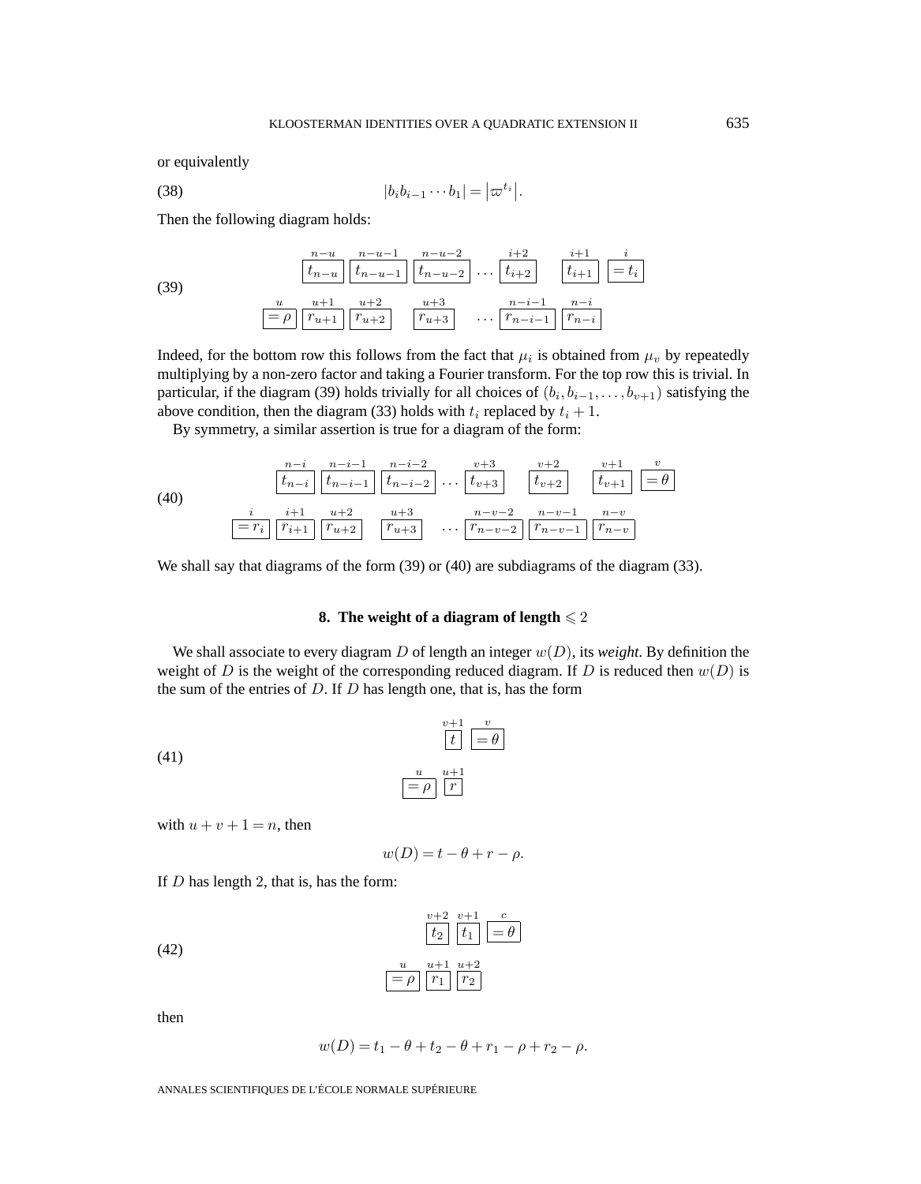or equivalently

$$|b_i b_{i-1} \cdots b_1| = \left|\varpi^{t_i}\right|. \tag{38}$$

Then the following diagram holds:

$$\begin{array}{cccccccccc} & \overset{n-u}{\boxed{t_{n-u}}} & \overset{n-u-1}{\boxed{t_{n-u-1}}} & \overset{n-u-2}{\boxed{t_{n-u-2}}} & \ldots & \overset{i+2}{\boxed{t_{i+2}}} & \overset{i+1}{\boxed{t_{i+1}}} & \overset{i}{\boxed{=t_i}} \\ \overset{u}{\boxed{=\rho}} & \overset{u+1}{\boxed{r_{u+1}}} & \overset{u+2}{\boxed{r_{u+2}}} & \overset{u+3}{\boxed{r_{u+3}}} & \ldots & \overset{n-i-1}{\boxed{r_{n-i-1}}} & \overset{n-i}{\boxed{r_{n-i}}} & \end{array} \tag{39}$$

Indeed, for the bottom row this follows from the fact that $\mu_i$ is obtained from $\mu_v$ by repeatedly multiplying by a non-zero factor and taking a Fourier transform. For the top row this is trivial. In particular, if the diagram (39) holds trivially for all choices of $(b_i, b_{i-1}, \ldots, b_{v+1})$ satisfying the above condition, then the diagram (33) holds with $t_i$ replaced by $t_i + 1$.

By symmetry, a similar assertion is true for a diagram of the form:

$$\begin{array}{cccccccccc} & \overset{n-i}{\boxed{t_{n-i}}} & \overset{n-i-1}{\boxed{t_{n-i-1}}} & \overset{n-i-2}{\boxed{t_{n-i-2}}} & \ldots & \overset{v+3}{\boxed{t_{v+3}}} & \overset{v+2}{\boxed{t_{v+2}}} & \overset{v+1}{\boxed{t_{v+1}}} & \overset{v}{\boxed{=\theta}} \\ \overset{i}{\boxed{=r_i}} & \overset{i+1}{\boxed{r_{i+1}}} & \overset{u+2}{\boxed{r_{u+2}}} & \overset{u+3}{\boxed{r_{u+3}}} & \ldots & \overset{n-v-2}{\boxed{r_{n-v-2}}} & \overset{n-v-1}{\boxed{r_{n-v-1}}} & \overset{n-v}{\boxed{r_{n-v}}} & \end{array} \tag{40}$$

We shall say that diagrams of the form (39) or (40) are subdiagrams of the diagram (33).

## 8. The weight of a diagram of length $\leqslant 2$

We shall associate to every diagram $D$ of length an integer $w(D)$, its *weight*. By definition the weight of $D$ is the weight of the corresponding reduced diagram. If $D$ is reduced then $w(D)$ is the sum of the entries of $D$. If $D$ has length one, that is, has the form

$$\begin{array}{ccc} & \overset{v+1}{\boxed{t}} & \overset{v}{\boxed{=\theta}} \\ \overset{u}{\boxed{=\rho}} & \overset{u+1}{\boxed{r}} & \end{array} \tag{41}$$

with $u + v + 1 = n$, then

$$w(D) = t - \theta + r - \rho.$$

If $D$ has length 2, that is, has the form:

$$\begin{array}{cccc} & \overset{v+2}{\boxed{t_2}} & \overset{v+1}{\boxed{t_1}} & \overset{c}{\boxed{=\theta}} \\ \overset{u}{\boxed{=\rho}} & \overset{u+1}{\boxed{r_1}} & \overset{u+2}{\boxed{r_2}} & \end{array} \tag{42}$$

then

$$w(D) = t_1 - \theta + t_2 - \theta + r_1 - \rho + r_2 - \rho.$$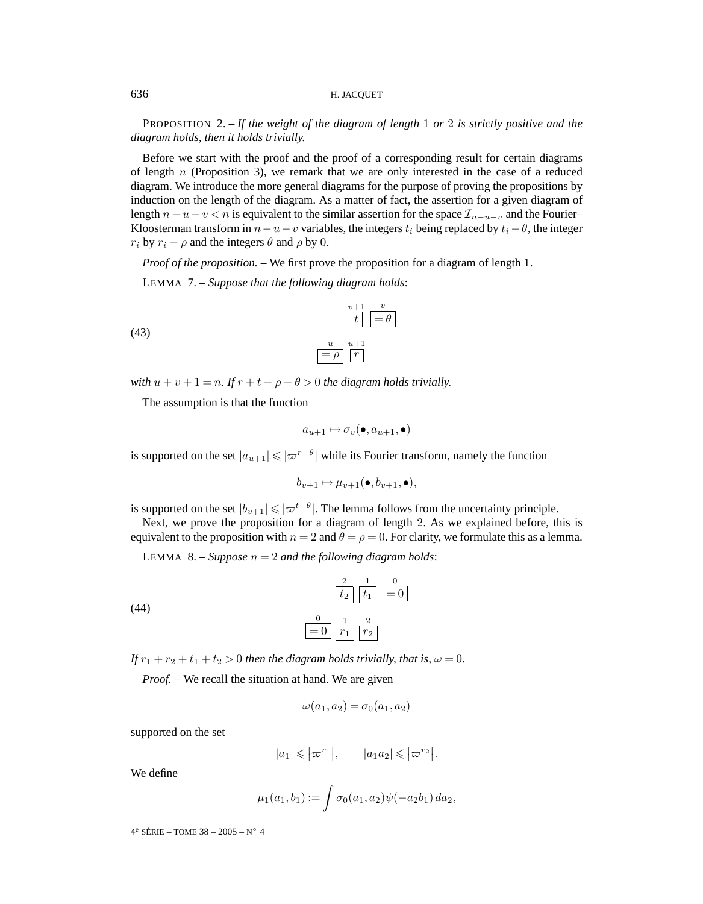PROPOSITION 2. – *If the weight of the diagram of length* 1 *or* 2 *is strictly positive and the diagram holds, then it holds trivially.*

Before we start with the proof and the proof of a corresponding result for certain diagrams of length $n$ (Proposition 3), we remark that we are only interested in the case of a reduced diagram. We introduce the more general diagrams for the purpose of proving the propositions by induction on the length of the diagram. As a matter of fact, the assertion for a given diagram of length $n-u-v<n$ is equivalent to the similar assertion for the space $\mathcal{I}_{n-u-v}$ and the Fourier–Kloosterman transform in $n-u-v$ variables, the integers $t_i$ being replaced by $t_i-\theta$, the integer $r_i$ by $r_i-\rho$ and the integers $\theta$ and $\rho$ by $0$.

*Proof of the proposition.* – We first prove the proposition for a diagram of length 1.

LEMMA 7. – *Suppose that the following diagram holds*:

$$
\begin{array}{cc}
\overset{v+1}{\boxed{t}} & \overset{v}{\boxed{=\theta}} \\[2ex]
\overset{u}{\boxed{=\rho}} & \overset{u+1}{\boxed{r}}
\end{array}
\tag{43}
$$

*with* $u+v+1=n$. *If* $r+t-\rho-\theta>0$ *the diagram holds trivially.*

The assumption is that the function

$$a_{u+1}\mapsto\sigma_v(\bullet,a_{u+1},\bullet)$$

is supported on the set $|a_{u+1}|\leqslant|\varpi^{r-\theta}|$ while its Fourier transform, namely the function

$$b_{v+1}\mapsto\mu_{v+1}(\bullet,b_{v+1},\bullet),$$

is supported on the set $|b_{v+1}|\leqslant|\varpi^{t-\theta}|$. The lemma follows from the uncertainty principle.

Next, we prove the proposition for a diagram of length 2. As we explained before, this is equivalent to the proposition with $n=2$ and $\theta=\rho=0$. For clarity, we formulate this as a lemma.

LEMMA 8. – *Suppose* $n=2$ *and the following diagram holds*:

$$
\begin{array}{ccc}
\overset{2}{\boxed{t_2}} & \overset{1}{\boxed{t_1}} & \overset{0}{\boxed{=0}} \\[2ex]
\overset{0}{\boxed{=0}} & \overset{1}{\boxed{r_1}} & \overset{2}{\boxed{r_2}}
\end{array}
\tag{44}
$$

*If* $r_1+r_2+t_1+t_2>0$ *then the diagram holds trivially, that is,* $\omega=0$.

*Proof.* – We recall the situation at hand. We are given

$$\omega(a_1,a_2)=\sigma_0(a_1,a_2)$$

supported on the set

$$|a_1|\leqslant|\varpi^{r_1}|,\qquad |a_1a_2|\leqslant|\varpi^{r_2}|.$$

We define

$$\mu_1(a_1,b_1):=\int\sigma_0(a_1,a_2)\psi(-a_2b_1)\,da_2,$$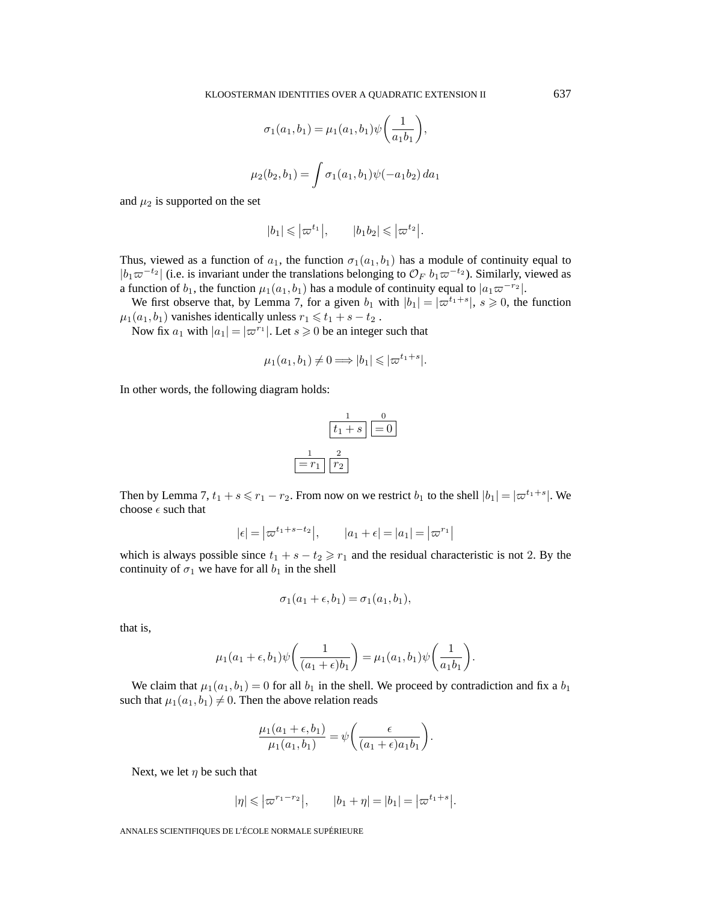$$\sigma_1(a_1, b_1) = \mu_1(a_1, b_1)\psi\left(\frac{1}{a_1 b_1}\right),$$

$$\mu_2(b_2, b_1) = \int \sigma_1(a_1, b_1)\psi(-a_1 b_2)\, da_1$$

and $\mu_2$ is supported on the set

$$|b_1| \leqslant \left|\varpi^{t_1}\right|, \qquad |b_1 b_2| \leqslant \left|\varpi^{t_2}\right|.$$

Thus, viewed as a function of $a_1$, the function $\sigma_1(a_1, b_1)$ has a module of continuity equal to $|b_1 \varpi^{-t_2}|$ (i.e. is invariant under the translations belonging to $\mathcal{O}_F\, b_1 \varpi^{-t_2}$). Similarly, viewed as a function of $b_1$, the function $\mu_1(a_1, b_1)$ has a module of continuity equal to $|a_1 \varpi^{-r_2}|$.

We first observe that, by Lemma 7, for a given $b_1$ with $|b_1| = |\varpi^{t_1+s}|$, $s \geqslant 0$, the function $\mu_1(a_1, b_1)$ vanishes identically unless $r_1 \leqslant t_1 + s - t_2$ .

Now fix $a_1$ with $|a_1| = |\varpi^{r_1}|$. Let $s \geqslant 0$ be an integer such that

$$\mu_1(a_1, b_1) \neq 0 \Longrightarrow |b_1| \leqslant |\varpi^{t_1+s}|.$$

In other words, the following diagram holds:

$$\begin{array}{cc} \overset{1}{\boxed{t_1+s}} & \overset{0}{\boxed{=0}} \\[1em] \overset{1}{\boxed{=r_1}} & \overset{2}{\boxed{r_2}} \end{array}$$

Then by Lemma 7, $t_1 + s \leqslant r_1 - r_2$. From now on we restrict $b_1$ to the shell $|b_1| = |\varpi^{t_1+s}|$. We choose $\epsilon$ such that

$$|\epsilon| = \left|\varpi^{t_1+s-t_2}\right|, \qquad |a_1 + \epsilon| = |a_1| = \left|\varpi^{r_1}\right|$$

which is always possible since $t_1 + s - t_2 \geqslant r_1$ and the residual characteristic is not 2. By the continuity of $\sigma_1$ we have for all $b_1$ in the shell

$$\sigma_1(a_1 + \epsilon, b_1) = \sigma_1(a_1, b_1),$$

that is,

$$\mu_1(a_1 + \epsilon, b_1)\psi\left(\frac{1}{(a_1 + \epsilon)b_1}\right) = \mu_1(a_1, b_1)\psi\left(\frac{1}{a_1 b_1}\right).$$

We claim that $\mu_1(a_1, b_1) = 0$ for all $b_1$ in the shell. We proceed by contradiction and fix a $b_1$ such that $\mu_1(a_1, b_1) \neq 0$. Then the above relation reads

$$\frac{\mu_1(a_1 + \epsilon, b_1)}{\mu_1(a_1, b_1)} = \psi\left(\frac{\epsilon}{(a_1 + \epsilon)a_1 b_1}\right).$$

Next, we let $\eta$ be such that

$$|\eta| \leqslant \left|\varpi^{r_1 - r_2}\right|, \qquad |b_1 + \eta| = |b_1| = \left|\varpi^{t_1+s}\right|.$$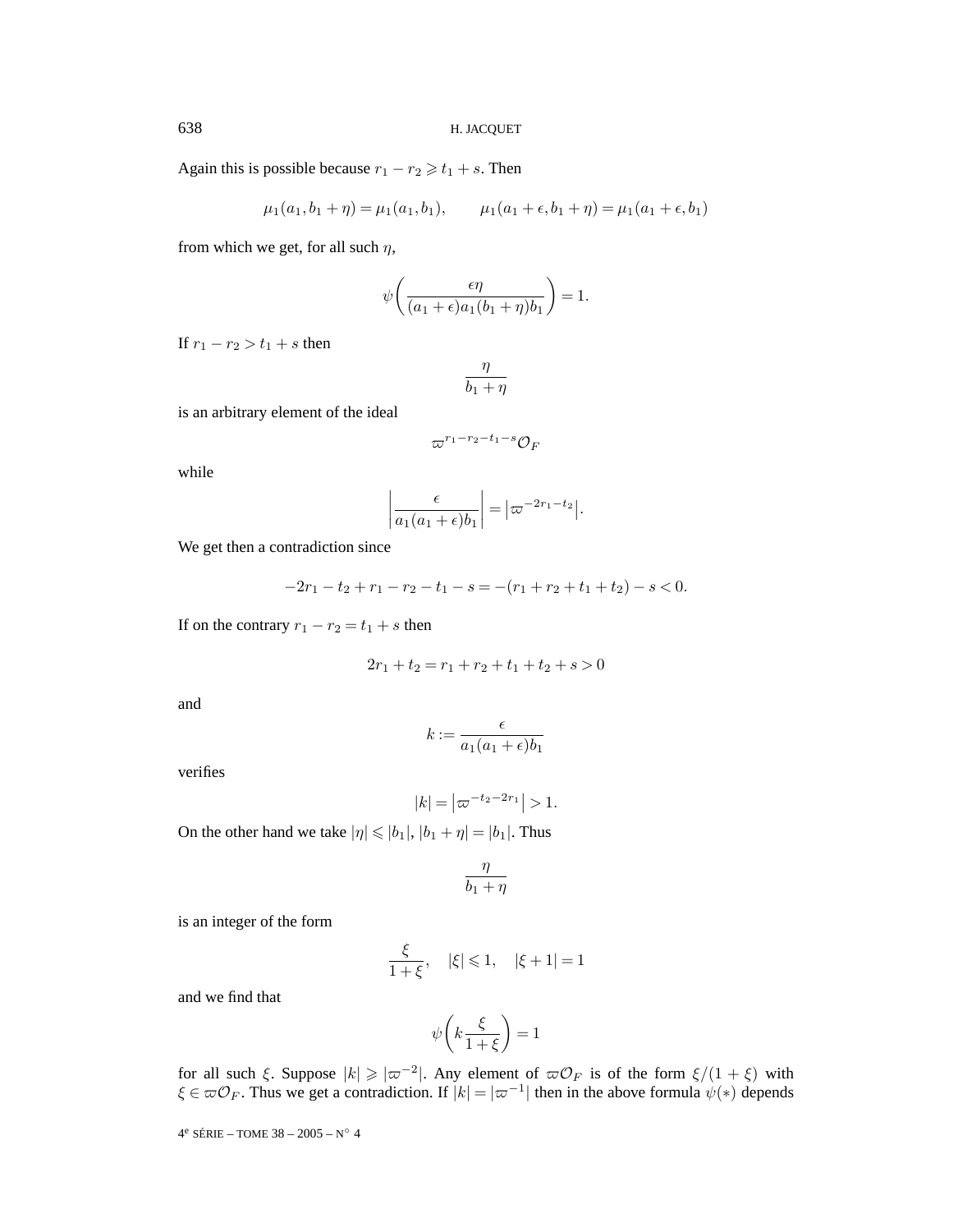Again this is possible because $r_1 - r_2 \geqslant t_1 + s$. Then

$$\mu_1(a_1, b_1 + \eta) = \mu_1(a_1, b_1), \qquad \mu_1(a_1 + \epsilon, b_1 + \eta) = \mu_1(a_1 + \epsilon, b_1)$$

from which we get, for all such $\eta$,

$$\psi\left(\frac{\epsilon\eta}{(a_1 + \epsilon)a_1(b_1 + \eta)b_1}\right) = 1.$$

If $r_1 - r_2 > t_1 + s$ then

$$\frac{\eta}{b_1 + \eta}$$

is an arbitrary element of the ideal

$$\varpi^{r_1 - r_2 - t_1 - s}\mathcal{O}_F$$

while

$$\left|\frac{\epsilon}{a_1(a_1 + \epsilon)b_1}\right| = \left|\varpi^{-2r_1 - t_2}\right|.$$

We get then a contradiction since

$$-2r_1 - t_2 + r_1 - r_2 - t_1 - s = -(r_1 + r_2 + t_1 + t_2) - s < 0.$$

If on the contrary $r_1 - r_2 = t_1 + s$ then

$$2r_1 + t_2 = r_1 + r_2 + t_1 + t_2 + s > 0$$

and

$$k := \frac{\epsilon}{a_1(a_1 + \epsilon)b_1}$$

verifies

$$|k| = \left|\varpi^{-t_2 - 2r_1}\right| > 1.$$

On the other hand we take $|\eta| \leqslant |b_1|$, $|b_1 + \eta| = |b_1|$. Thus

$$\frac{\eta}{b_1 + \eta}$$

is an integer of the form

$$\frac{\xi}{1 + \xi}, \quad |\xi| \leqslant 1, \quad |\xi + 1| = 1$$

and we find that

$$\psi\left(k\frac{\xi}{1 + \xi}\right) = 1$$

for all such $\xi$. Suppose $|k| \geqslant |\varpi^{-2}|$. Any element of $\varpi\mathcal{O}_F$ is of the form $\xi/(1 + \xi)$ with $\xi \in \varpi\mathcal{O}_F$. Thus we get a contradiction. If $|k| = |\varpi^{-1}|$ then in the above formula $\psi(*)$ depends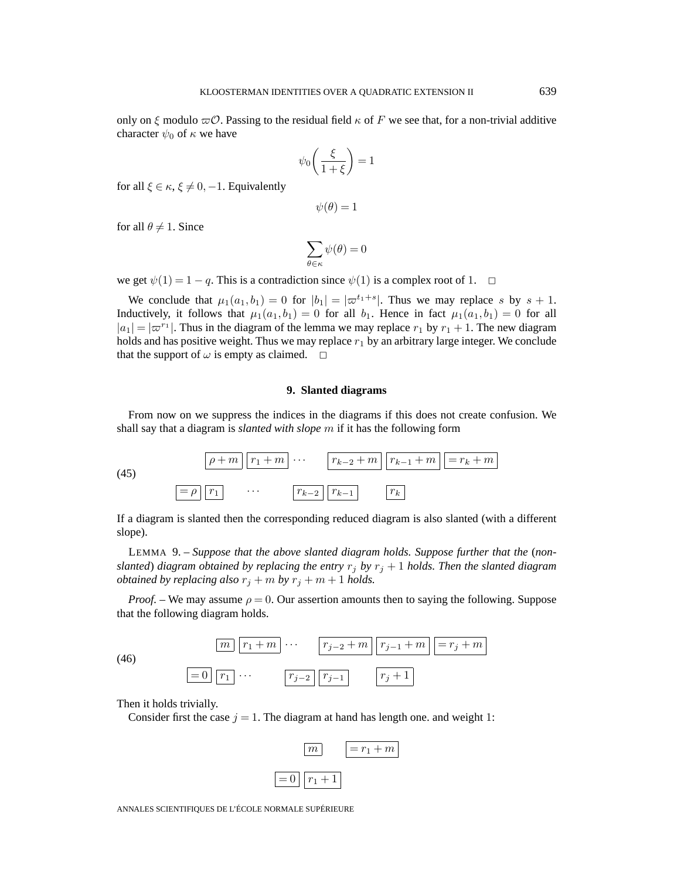only on $\xi$ modulo $\varpi\mathcal{O}$. Passing to the residual field $\kappa$ of $F$ we see that, for a non-trivial additive character $\psi_0$ of $\kappa$ we have

$$\psi_0\left(\frac{\xi}{1+\xi}\right) = 1$$

for all $\xi \in \kappa$, $\xi \neq 0, -1$. Equivalently

$$\psi(\theta) = 1$$

for all $\theta \neq 1$. Since

$$\sum_{\theta \in \kappa} \psi(\theta) = 0$$

we get $\psi(1) = 1 - q$. This is a contradiction since $\psi(1)$ is a complex root of 1. □

We conclude that $\mu_1(a_1, b_1) = 0$ for $|b_1| = |\varpi^{t_1+s}|$. Thus we may replace $s$ by $s+1$. Inductively, it follows that $\mu_1(a_1, b_1) = 0$ for all $b_1$. Hence in fact $\mu_1(a_1, b_1) = 0$ for all $|a_1| = |\varpi^{r_1}|$. Thus in the diagram of the lemma we may replace $r_1$ by $r_1 + 1$. The new diagram holds and has positive weight. Thus we may replace $r_1$ by an arbitrary large integer. We conclude that the support of $\omega$ is empty as claimed. □

## 9. Slanted diagrams

From now on we suppress the indices in the diagrams if this does not create confusion. We shall say that a diagram is *slanted with slope* $m$ if it has the following form

(45)

$$\begin{array}{ccccccc} & \boxed{\rho+m} & \boxed{r_1+m} & \cdots & \boxed{r_{k-2}+m} & \boxed{r_{k-1}+m} & \boxed{=r_k+m} \\ \boxed{=\rho} & \boxed{r_1} & \cdots & \boxed{r_{k-2}} & \boxed{r_{k-1}} & \boxed{r_k} & \end{array}$$

If a diagram is slanted then the corresponding reduced diagram is also slanted (with a different slope).

LEMMA 9. – *Suppose that the above slanted diagram holds. Suppose further that the (non-slanted) diagram obtained by replacing the entry $r_j$ by $r_j + 1$ holds. Then the slanted diagram obtained by replacing also $r_j + m$ by $r_j + m + 1$ holds.*

*Proof.* – We may assume $\rho = 0$. Our assertion amounts then to saying the following. Suppose that the following diagram holds.

(46)

$$\begin{array}{ccccccc} & \boxed{m} & \boxed{r_1+m} & \cdots & \boxed{r_{j-2}+m} & \boxed{r_{j-1}+m} & \boxed{=r_j+m} \\ \boxed{=0} & \boxed{r_1} & \cdots & \boxed{r_{j-2}} & \boxed{r_{j-1}} & \boxed{r_j+1} & \end{array}$$

Then it holds trivially.

Consider first the case $j = 1$. The diagram at hand has length one. and weight 1:

$$\begin{array}{ccc} & \boxed{m} & \boxed{=r_1+m} \\ \boxed{=0} & \boxed{r_1+1} & \end{array}$$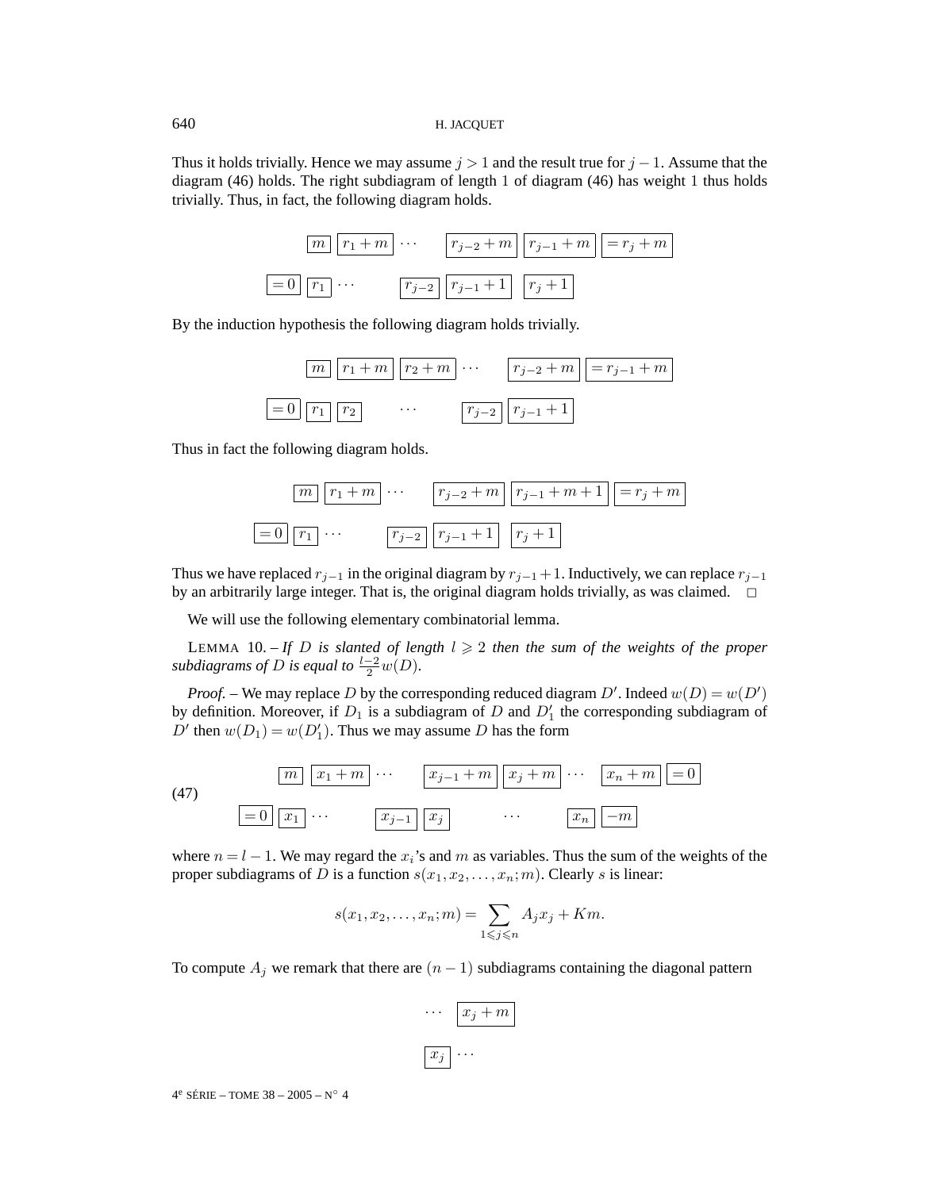Thus it holds trivially. Hence we may assume $j > 1$ and the result true for $j-1$. Assume that the diagram (46) holds. The right subdiagram of length 1 of diagram (46) has weight 1 thus holds trivially. Thus, in fact, the following diagram holds.

$$
\begin{array}{ccccccc}
 & \boxed{m} & \boxed{r_1+m} & \cdots & \boxed{r_{j-2}+m} & \boxed{r_{j-1}+m} & \boxed{=r_j+m} \\
\boxed{=0} & \boxed{r_1} & \cdots & \boxed{r_{j-2}} & \boxed{r_{j-1}+1} & \boxed{r_j+1} &
\end{array}
$$

By the induction hypothesis the following diagram holds trivially.

$$
\begin{array}{ccccccc}
 & \boxed{m} & \boxed{r_1+m} & \boxed{r_2+m} & \cdots & \boxed{r_{j-2}+m} & \boxed{=r_{j-1}+m} \\
\boxed{=0} & \boxed{r_1} & \boxed{r_2} & \cdots & \boxed{r_{j-2}} & \boxed{r_{j-1}+1} &
\end{array}
$$

Thus in fact the following diagram holds.

$$
\begin{array}{ccccccc}
 & \boxed{m} & \boxed{r_1+m} & \cdots & \boxed{r_{j-2}+m} & \boxed{r_{j-1}+m+1} & \boxed{=r_j+m} \\
\boxed{=0} & \boxed{r_1} & \cdots & \boxed{r_{j-2}} & \boxed{r_{j-1}+1} & \boxed{r_j+1} &
\end{array}
$$

Thus we have replaced $r_{j-1}$ in the original diagram by $r_{j-1}+1$. Inductively, we can replace $r_{j-1}$ by an arbitrarily large integer. That is, the original diagram holds trivially, as was claimed. $\square$

We will use the following elementary combinatorial lemma.

LEMMA 10. – *If $D$ is slanted of length $l \geqslant 2$ then the sum of the weights of the proper subdiagrams of $D$ is equal to $\frac{l-2}{2} w(D)$.*

*Proof.* – We may replace $D$ by the corresponding reduced diagram $D'$. Indeed $w(D) = w(D')$ by definition. Moreover, if $D_1$ is a subdiagram of $D$ and $D_1'$ the corresponding subdiagram of $D'$ then $w(D_1) = w(D_1')$. Thus we may assume $D$ has the form

$$
\begin{array}{cccccccccc}
 & \boxed{m} & \boxed{x_1+m} & \cdots & \boxed{x_{j-1}+m} & \boxed{x_j+m} & \cdots & \boxed{x_n+m} & \boxed{=0} \\
\boxed{=0} & \boxed{x_1} & \cdots & \boxed{x_{j-1}} & \boxed{x_j} & \cdots & \boxed{x_n} & \boxed{-m} &
\end{array}
\tag{47}
$$

where $n = l-1$. We may regard the $x_i$'s and $m$ as variables. Thus the sum of the weights of the proper subdiagrams of $D$ is a function $s(x_1, x_2, \ldots, x_n; m)$. Clearly $s$ is linear:

$$
s(x_1, x_2, \ldots, x_n; m) = \sum_{1 \leqslant j \leqslant n} A_j x_j + Km.
$$

To compute $A_j$ we remark that there are $(n-1)$ subdiagrams containing the diagonal pattern

$$
\begin{array}{cc}
\cdots & \boxed{x_j+m} \\
\boxed{x_j} & \cdots
\end{array}
$$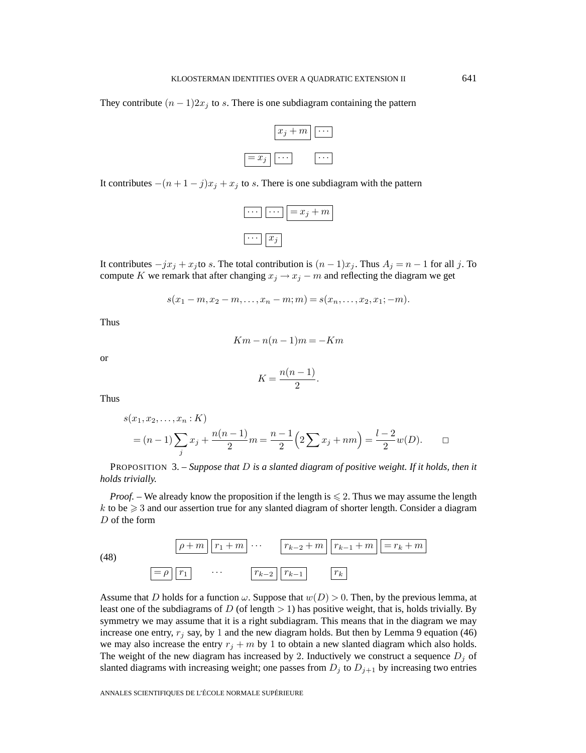They contribute $(n-1)2x_j$ to $s$. There is one subdiagram containing the pattern

$$\begin{array}{ccc} & \boxed{x_j+m} & \boxed{\cdots} \\ \boxed{=x_j} & \boxed{\cdots} & \qquad \boxed{\cdots} \end{array}$$

It contributes $-(n+1-j)x_j + x_j$ to $s$. There is one subdiagram with the pattern

$$\begin{array}{ccc} \boxed{\cdots} & \boxed{\cdots} & \boxed{=x_j+m} \\ \boxed{\cdots} & \boxed{x_j} & \end{array}$$

It contributes $-jx_j + x_j$to $s$. The total contribution is $(n-1)x_j$. Thus $A_j = n-1$ for all $j$. To compute $K$ we remark that after changing $x_j \to x_j - m$ and reflecting the diagram we get

$$s(x_1-m, x_2-m, \ldots, x_n-m; m) = s(x_n, \ldots, x_2, x_1; -m).$$

Thus

$$Km - n(n-1)m = -Km$$

or

$$K = \frac{n(n-1)}{2}.$$

Thus

$$\begin{aligned} &s(x_1, x_2, \ldots, x_n : K) \\ &\quad = (n-1)\sum_j x_j + \frac{n(n-1)}{2}m = \frac{n-1}{2}\Big(2\sum x_j + nm\Big) = \frac{l-2}{2}w(D). \qquad \square \end{aligned}$$

PROPOSITION 3. – *Suppose that $D$ is a slanted diagram of positive weight. If it holds, then it holds trivially.*

*Proof.* – We already know the proposition if the length is $\leqslant 2$. Thus we may assume the length $k$ to be $\geqslant 3$ and our assertion true for any slanted diagram of shorter length. Consider a diagram $D$ of the form

$$\begin{array}{cccccccc} & \boxed{\rho+m} & \boxed{r_1+m} & \cdots & \boxed{r_{k-2}+m} & \boxed{r_{k-1}+m} & \boxed{=r_k+m} \\ \boxed{=\rho} & \boxed{r_1} & \cdots & \boxed{r_{k-2}} & \boxed{r_{k-1}} & \boxed{r_k} & \end{array} \tag{48}$$

Assume that $D$ holds for a function $\omega$. Suppose that $w(D) > 0$. Then, by the previous lemma, at least one of the subdiagrams of $D$ (of length $> 1$) has positive weight, that is, holds trivially. By symmetry we may assume that it is a right subdiagram. This means that in the diagram we may increase one entry, $r_j$ say, by 1 and the new diagram holds. But then by Lemma 9 equation (46) we may also increase the entry $r_j + m$ by 1 to obtain a new slanted diagram which also holds. The weight of the new diagram has increased by 2. Inductively we construct a sequence $D_j$ of slanted diagrams with increasing weight; one passes from $D_j$ to $D_{j+1}$ by increasing two entries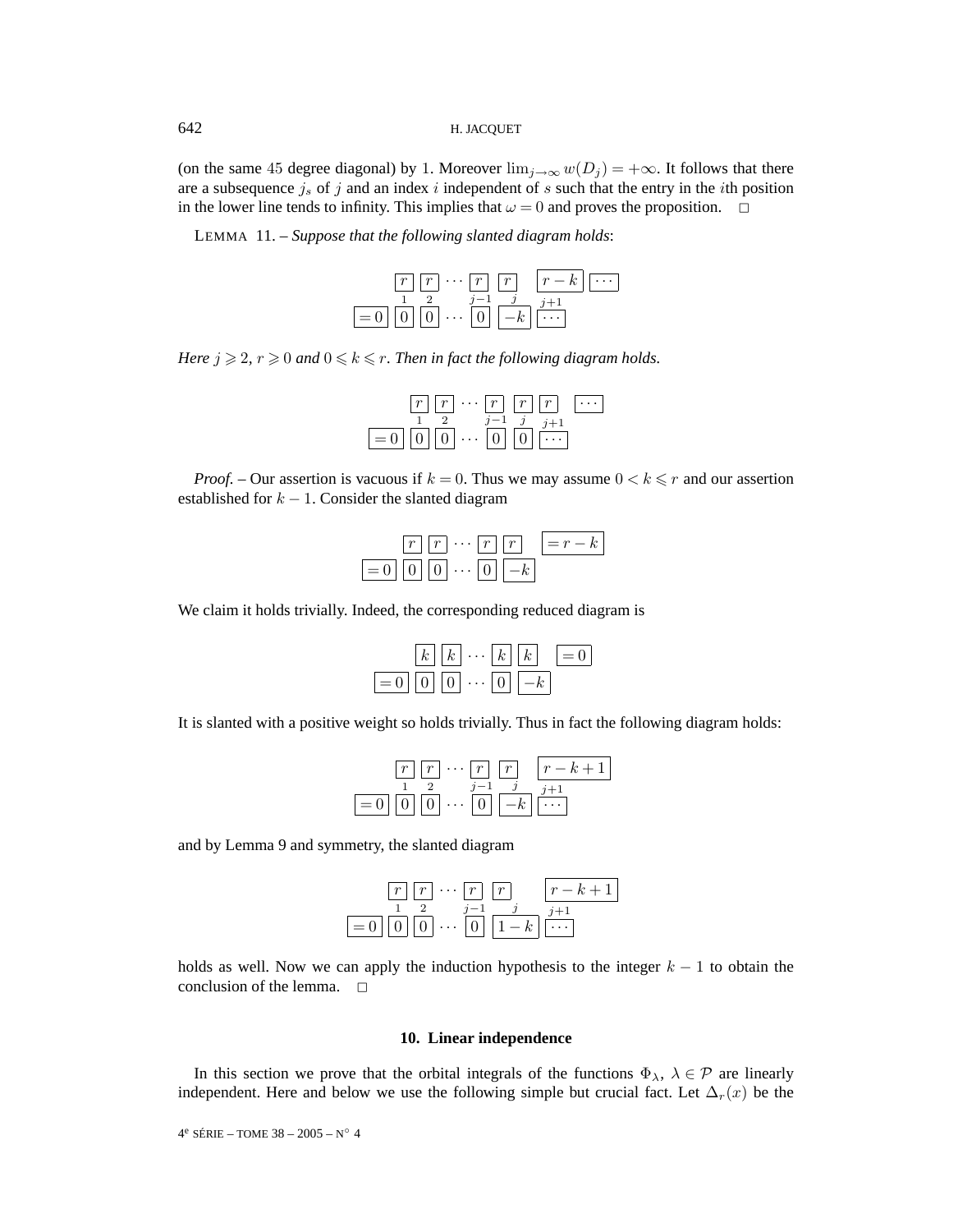(on the same 45 degree diagonal) by 1. Moreover $\lim_{j\to\infty} w(D_j) = +\infty$. It follows that there are a subsequence $j_s$ of $j$ and an index $i$ independent of $s$ such that the entry in the $i$th position in the lower line tends to infinity. This implies that $\omega = 0$ and proves the proposition. □

LEMMA 11. – *Suppose that the following slanted diagram holds*:

$$\begin{array}{ccccccccc} & \boxed{r} & \boxed{r} & \cdots & \boxed{r} & \boxed{r} & \boxed{r-k} & \boxed{\cdots} \\ & {\scriptstyle 1} & {\scriptstyle 2} & & {\scriptstyle j-1} & {\scriptstyle j} & {\scriptstyle j+1} & \\ \boxed{=0} & \boxed{0} & \boxed{0} & \cdots & \boxed{0} & \boxed{-k} & \boxed{\cdots} & \end{array}$$

*Here $j \geqslant 2$, $r \geqslant 0$ and $0 \leqslant k \leqslant r$. Then in fact the following diagram holds.*

$$\begin{array}{cccccccc} & \boxed{r} & \boxed{r} & \cdots & \boxed{r} & \boxed{r} & \boxed{r} & \boxed{\cdots} \\ & {\scriptstyle 1} & {\scriptstyle 2} & & {\scriptstyle j-1} & {\scriptstyle j} & {\scriptstyle j+1} & \\ \boxed{=0} & \boxed{0} & \boxed{0} & \cdots & \boxed{0} & \boxed{0} & \boxed{\cdots} & \end{array}$$

*Proof.* – Our assertion is vacuous if $k = 0$. Thus we may assume $0 < k \leqslant r$ and our assertion established for $k-1$. Consider the slanted diagram

$$\begin{array}{ccccccc} & \boxed{r} & \boxed{r} & \cdots & \boxed{r} & \boxed{r} & \boxed{=r-k} \\ \boxed{=0} & \boxed{0} & \boxed{0} & \cdots & \boxed{0} & \boxed{-k} & \end{array}$$

We claim it holds trivially. Indeed, the corresponding reduced diagram is

$$\begin{array}{ccccccc} & \boxed{k} & \boxed{k} & \cdots & \boxed{k} & \boxed{k} & \boxed{=0} \\ \boxed{=0} & \boxed{0} & \boxed{0} & \cdots & \boxed{0} & \boxed{-k} & \end{array}$$

It is slanted with a positive weight so holds trivially. Thus in fact the following diagram holds:

$$\begin{array}{ccccccc} & \boxed{r} & \boxed{r} & \cdots & \boxed{r} & \boxed{r} & \boxed{r-k+1} \\ & {\scriptstyle 1} & {\scriptstyle 2} & & {\scriptstyle j-1} & {\scriptstyle j} & {\scriptstyle j+1} \\ \boxed{=0} & \boxed{0} & \boxed{0} & \cdots & \boxed{0} & \boxed{-k} & \boxed{\cdots} \end{array}$$

and by Lemma 9 and symmetry, the slanted diagram

$$\begin{array}{ccccccc} & \boxed{r} & \boxed{r} & \cdots & \boxed{r} & \boxed{r} & \boxed{r-k+1} \\ & {\scriptstyle 1} & {\scriptstyle 2} & & {\scriptstyle j-1} & {\scriptstyle j} & {\scriptstyle j+1} \\ \boxed{=0} & \boxed{0} & \boxed{0} & \cdots & \boxed{0} & \boxed{1-k} & \boxed{\cdots} \end{array}$$

holds as well. Now we can apply the induction hypothesis to the integer $k-1$ to obtain the conclusion of the lemma. □

## 10. Linear independence

In this section we prove that the orbital integrals of the functions $\Phi_\lambda$, $\lambda \in \mathcal{P}$ are linearly independent. Here and below we use the following simple but crucial fact. Let $\Delta_r(x)$ be the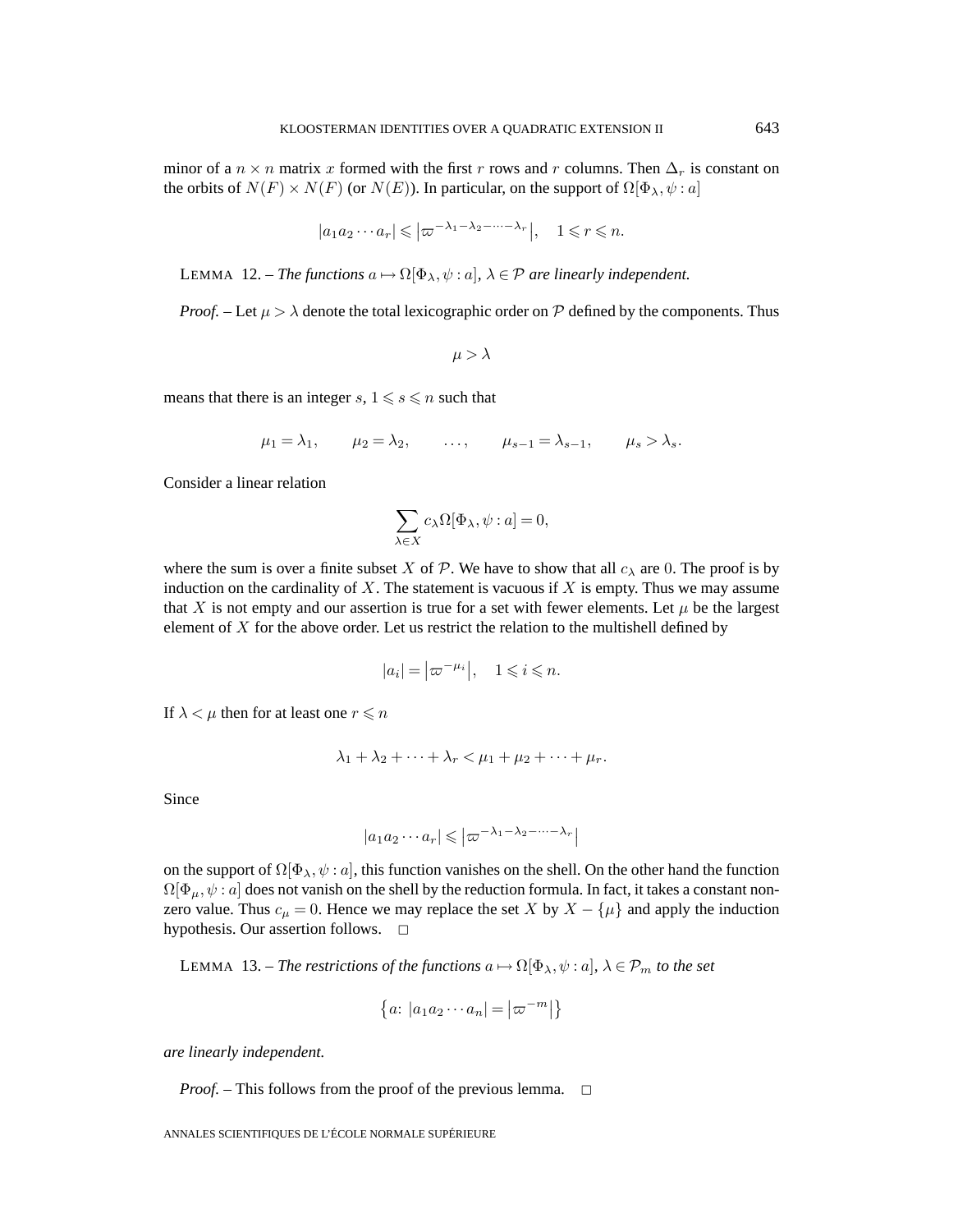minor of a $n \times n$ matrix $x$ formed with the first $r$ rows and $r$ columns. Then $\Delta_r$ is constant on the orbits of $N(F) \times N(F)$ (or $N(E)$). In particular, on the support of $\Omega[\Phi_\lambda, \psi : a]$

$$|a_1 a_2 \cdots a_r| \leqslant \left|\varpi^{-\lambda_1 - \lambda_2 - \cdots - \lambda_r}\right|, \quad 1 \leqslant r \leqslant n.$$

LEMMA 12. – *The functions $a \mapsto \Omega[\Phi_\lambda, \psi : a]$, $\lambda \in \mathcal{P}$ are linearly independent.*

*Proof.* – Let $\mu > \lambda$ denote the total lexicographic order on $\mathcal{P}$ defined by the components. Thus

$$\mu > \lambda$$

means that there is an integer $s$, $1 \leqslant s \leqslant n$ such that

$$\mu_1 = \lambda_1, \qquad \mu_2 = \lambda_2, \qquad \ldots, \qquad \mu_{s-1} = \lambda_{s-1}, \qquad \mu_s > \lambda_s.$$

Consider a linear relation

$$\sum_{\lambda \in X} c_\lambda \Omega[\Phi_\lambda, \psi : a] = 0,$$

where the sum is over a finite subset $X$ of $\mathcal{P}$. We have to show that all $c_\lambda$ are $0$. The proof is by induction on the cardinality of $X$. The statement is vacuous if $X$ is empty. Thus we may assume that $X$ is not empty and our assertion is true for a set with fewer elements. Let $\mu$ be the largest element of $X$ for the above order. Let us restrict the relation to the multishell defined by

$$|a_i| = \left|\varpi^{-\mu_i}\right|, \quad 1 \leqslant i \leqslant n.$$

If $\lambda < \mu$ then for at least one $r \leqslant n$

$$\lambda_1 + \lambda_2 + \cdots + \lambda_r < \mu_1 + \mu_2 + \cdots + \mu_r.$$

Since

$$|a_1 a_2 \cdots a_r| \leqslant \left|\varpi^{-\lambda_1 - \lambda_2 - \cdots - \lambda_r}\right|$$

on the support of $\Omega[\Phi_\lambda, \psi : a]$, this function vanishes on the shell. On the other hand the function $\Omega[\Phi_\mu, \psi : a]$ does not vanish on the shell by the reduction formula. In fact, it takes a constant non-zero value. Thus $c_\mu = 0$. Hence we may replace the set $X$ by $X - \{\mu\}$ and apply the induction hypothesis. Our assertion follows. $\square$

LEMMA 13. – *The restrictions of the functions $a \mapsto \Omega[\Phi_\lambda, \psi : a]$, $\lambda \in \mathcal{P}_m$ to the set*

$$\left\{a \colon |a_1 a_2 \cdots a_n| = \left|\varpi^{-m}\right|\right\}$$

*are linearly independent.*

*Proof.* – This follows from the proof of the previous lemma. $\square$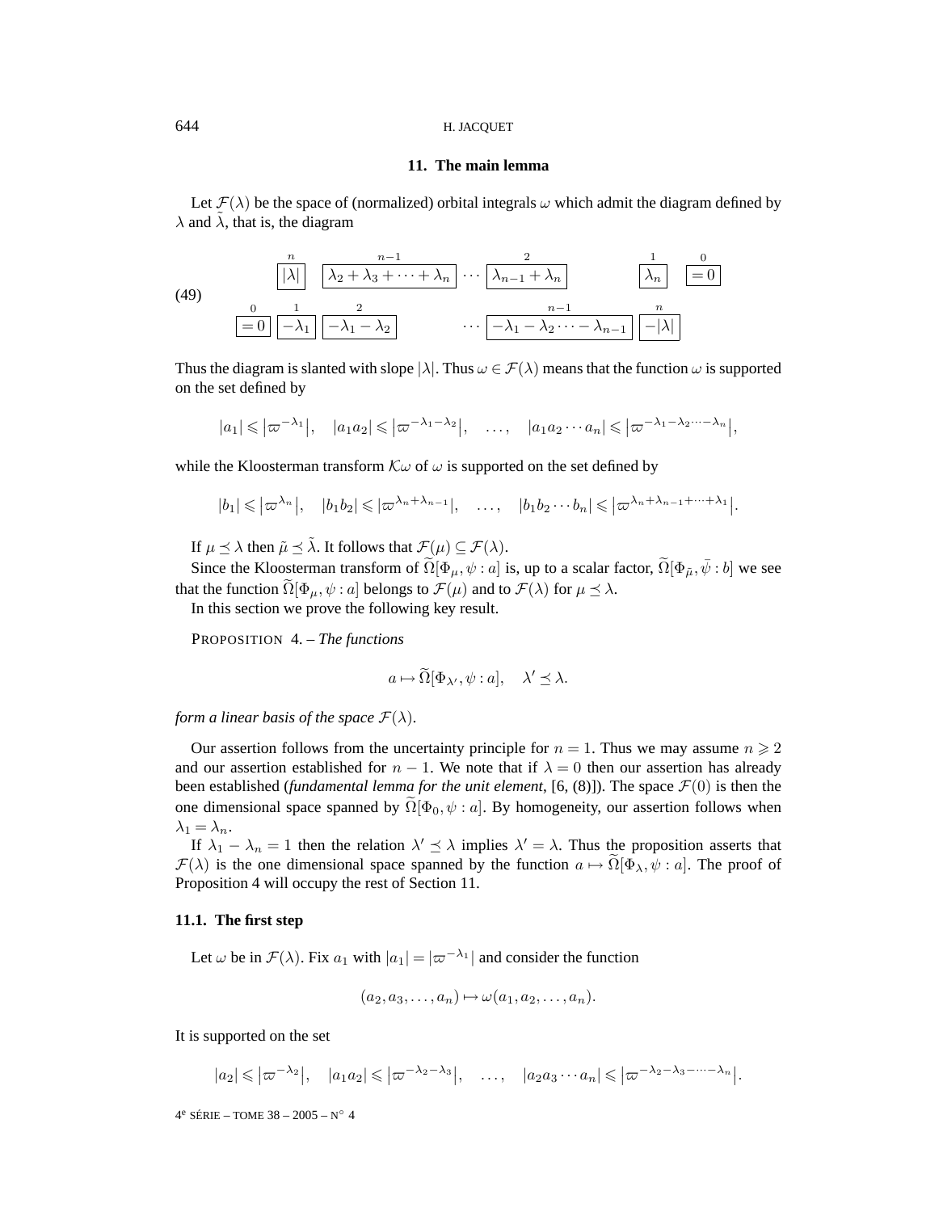## 11. The main lemma

Let $\mathcal{F}(\lambda)$ be the space of (normalized) orbital integrals $\omega$ which admit the diagram defined by $\lambda$ and $\tilde{\lambda}$, that is, the diagram

$$
\begin{array}{ccccccc}
 & \overset{n}{\boxed{|\lambda|}} & \overset{n-1}{\boxed{\lambda_2+\lambda_3+\cdots+\lambda_n}} & \cdots & \overset{2}{\boxed{\lambda_{n-1}+\lambda_n}} & \overset{1}{\boxed{\lambda_n}} & \overset{0}{\boxed{=0}} \\
\overset{0}{\boxed{=0}} & \overset{1}{\boxed{-\lambda_1}} & \overset{2}{\boxed{-\lambda_1-\lambda_2}} & \cdots & \overset{n-1}{\boxed{-\lambda_1-\lambda_2\cdots-\lambda_{n-1}}} & \overset{n}{\boxed{-|\lambda|}} &
\end{array}
\tag{49}
$$

Thus the diagram is slanted with slope $|\lambda|$. Thus $\omega \in \mathcal{F}(\lambda)$ means that the function $\omega$ is supported on the set defined by

$$
|a_1| \leqslant \left|\varpi^{-\lambda_1}\right|, \quad |a_1a_2| \leqslant \left|\varpi^{-\lambda_1-\lambda_2}\right|, \quad \ldots, \quad |a_1a_2\cdots a_n| \leqslant \left|\varpi^{-\lambda_1-\lambda_2\cdots-\lambda_n}\right|,
$$

while the Kloosterman transform $\mathcal{K}\omega$ of $\omega$ is supported on the set defined by

$$
|b_1| \leqslant \left|\varpi^{\lambda_n}\right|, \quad |b_1b_2| \leqslant \left|\varpi^{\lambda_n+\lambda_{n-1}}\right|, \quad \ldots, \quad |b_1b_2\cdots b_n| \leqslant \left|\varpi^{\lambda_n+\lambda_{n-1}+\cdots+\lambda_1}\right|.
$$

If $\mu \preceq \lambda$ then $\tilde{\mu} \preceq \tilde{\lambda}$. It follows that $\mathcal{F}(\mu) \subseteq \mathcal{F}(\lambda)$.

Since the Kloosterman transform of $\widetilde{\Omega}[\Phi_\mu, \psi : a]$ is, up to a scalar factor, $\widetilde{\Omega}[\Phi_{\tilde{\mu}}, \bar{\psi} : b]$ we see that the function $\widetilde{\Omega}[\Phi_\mu, \psi : a]$ belongs to $\mathcal{F}(\mu)$ and to $\mathcal{F}(\lambda)$ for $\mu \preceq \lambda$.

In this section we prove the following key result.

PROPOSITION 4. – *The functions*

$$
a \mapsto \widetilde{\Omega}[\Phi_{\lambda'}, \psi : a], \quad \lambda' \preceq \lambda.
$$

*form a linear basis of the space* $\mathcal{F}(\lambda)$.

Our assertion follows from the uncertainty principle for $n = 1$. Thus we may assume $n \geqslant 2$ and our assertion established for $n-1$. We note that if $\lambda = 0$ then our assertion has already been established (*fundamental lemma for the unit element*, [6, (8)]). The space $\mathcal{F}(0)$ is then the one dimensional space spanned by $\widetilde{\Omega}[\Phi_0, \psi : a]$. By homogeneity, our assertion follows when $\lambda_1 = \lambda_n$.

If $\lambda_1 - \lambda_n = 1$ then the relation $\lambda' \preceq \lambda$ implies $\lambda' = \lambda$. Thus the proposition asserts that $\mathcal{F}(\lambda)$ is the one dimensional space spanned by the function $a \mapsto \widetilde{\Omega}[\Phi_\lambda, \psi : a]$. The proof of Proposition 4 will occupy the rest of Section 11.

### 11.1. The first step

Let $\omega$ be in $\mathcal{F}(\lambda)$. Fix $a_1$ with $|a_1| = |\varpi^{-\lambda_1}|$ and consider the function

$$
(a_2, a_3, \ldots, a_n) \mapsto \omega(a_1, a_2, \ldots, a_n).
$$

It is supported on the set

$$
|a_2| \leqslant \left|\varpi^{-\lambda_2}\right|, \quad |a_1a_2| \leqslant \left|\varpi^{-\lambda_2-\lambda_3}\right|, \quad \ldots, \quad |a_2a_3\cdots a_n| \leqslant \left|\varpi^{-\lambda_2-\lambda_3-\cdots-\lambda_n}\right|.
$$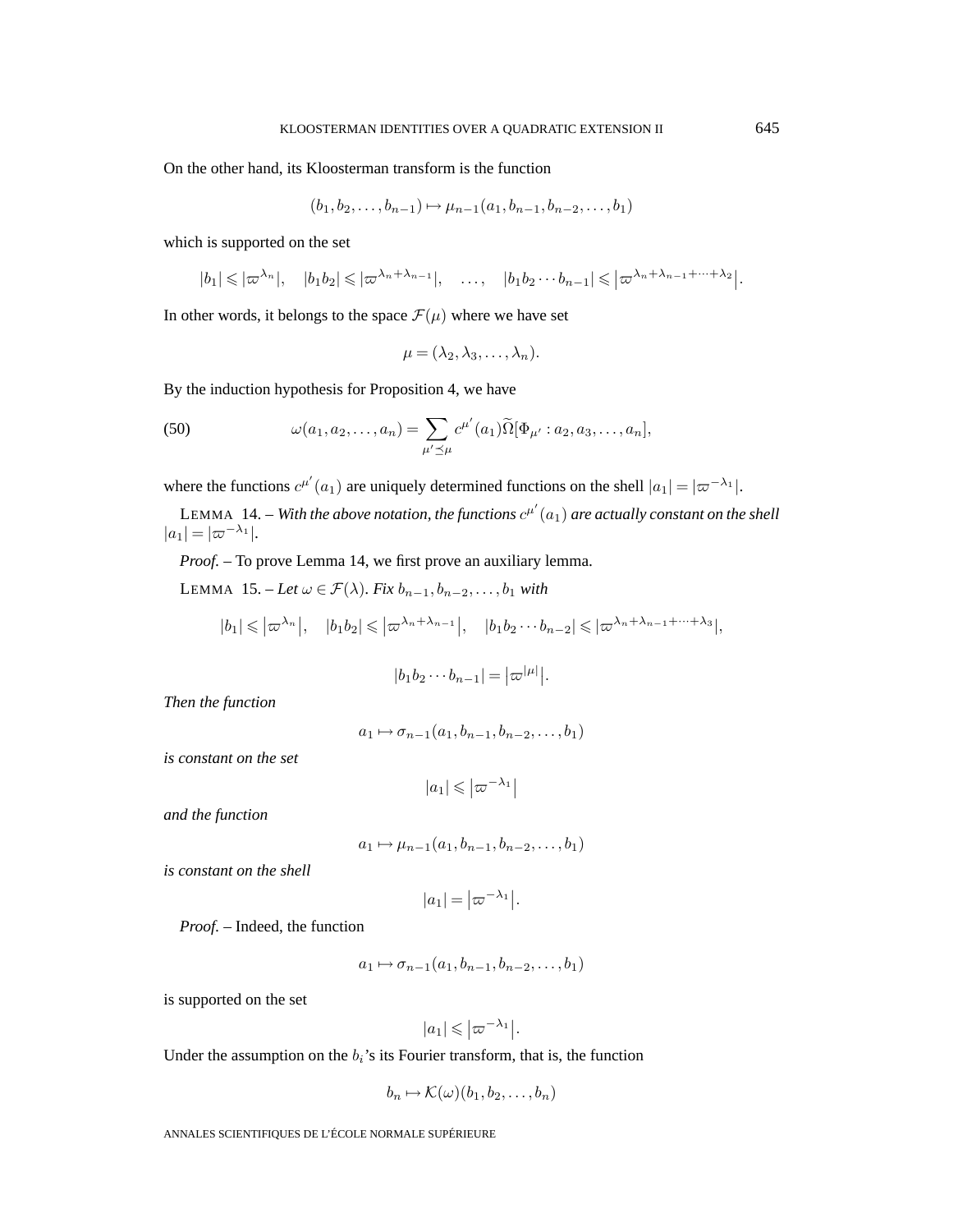On the other hand, its Kloosterman transform is the function

$$(b_1, b_2, \ldots, b_{n-1}) \mapsto \mu_{n-1}(a_1, b_{n-1}, b_{n-2}, \ldots, b_1)$$

which is supported on the set

$$|b_1| \leqslant |\varpi^{\lambda_n}|, \quad |b_1 b_2| \leqslant |\varpi^{\lambda_n + \lambda_{n-1}}|, \quad \ldots, \quad |b_1 b_2 \cdots b_{n-1}| \leqslant \left|\varpi^{\lambda_n + \lambda_{n-1} + \cdots + \lambda_2}\right|.$$

In other words, it belongs to the space $\mathcal{F}(\mu)$ where we have set

$$\mu = (\lambda_2, \lambda_3, \ldots, \lambda_n).$$

By the induction hypothesis for Proposition 4, we have

$$\omega(a_1, a_2, \ldots, a_n) = \sum_{\mu' \preceq \mu} c^{\mu'}(a_1) \widetilde{\Omega}[\Phi_{\mu'} : a_2, a_3, \ldots, a_n], \tag{50}$$

where the functions $c^{\mu'}(a_1)$ are uniquely determined functions on the shell $|a_1| = |\varpi^{-\lambda_1}|$.

LEMMA 14. – *With the above notation, the functions $c^{\mu'}(a_1)$ are actually constant on the shell $|a_1| = |\varpi^{-\lambda_1}|$.*

*Proof.* – To prove Lemma 14, we first prove an auxiliary lemma.

LEMMA 15. – *Let $\omega \in \mathcal{F}(\lambda)$. Fix $b_{n-1}, b_{n-2}, \ldots, b_1$ with*

$$|b_1| \leqslant \left|\varpi^{\lambda_n}\right|, \quad |b_1 b_2| \leqslant \left|\varpi^{\lambda_n + \lambda_{n-1}}\right|, \quad |b_1 b_2 \cdots b_{n-2}| \leqslant |\varpi^{\lambda_n + \lambda_{n-1} + \cdots + \lambda_3}|,$$

$$|b_1 b_2 \cdots b_{n-1}| = \left|\varpi^{|\mu|}\right|.$$

*Then the function*

$$a_1 \mapsto \sigma_{n-1}(a_1, b_{n-1}, b_{n-2}, \ldots, b_1)$$

*is constant on the set*

$$|a_1| \leqslant \left|\varpi^{-\lambda_1}\right|$$

*and the function*

$$a_1 \mapsto \mu_{n-1}(a_1, b_{n-1}, b_{n-2}, \ldots, b_1)$$

*is constant on the shell*

$$|a_1| = \left|\varpi^{-\lambda_1}\right|.$$

*Proof.* – Indeed, the function

$$a_1 \mapsto \sigma_{n-1}(a_1, b_{n-1}, b_{n-2}, \ldots, b_1)$$

is supported on the set

$$|a_1| \leqslant \left|\varpi^{-\lambda_1}\right|.$$

Under the assumption on the $b_i$'s its Fourier transform, that is, the function

$$b_n \mapsto \mathcal{K}(\omega)(b_1, b_2, \ldots, b_n)$$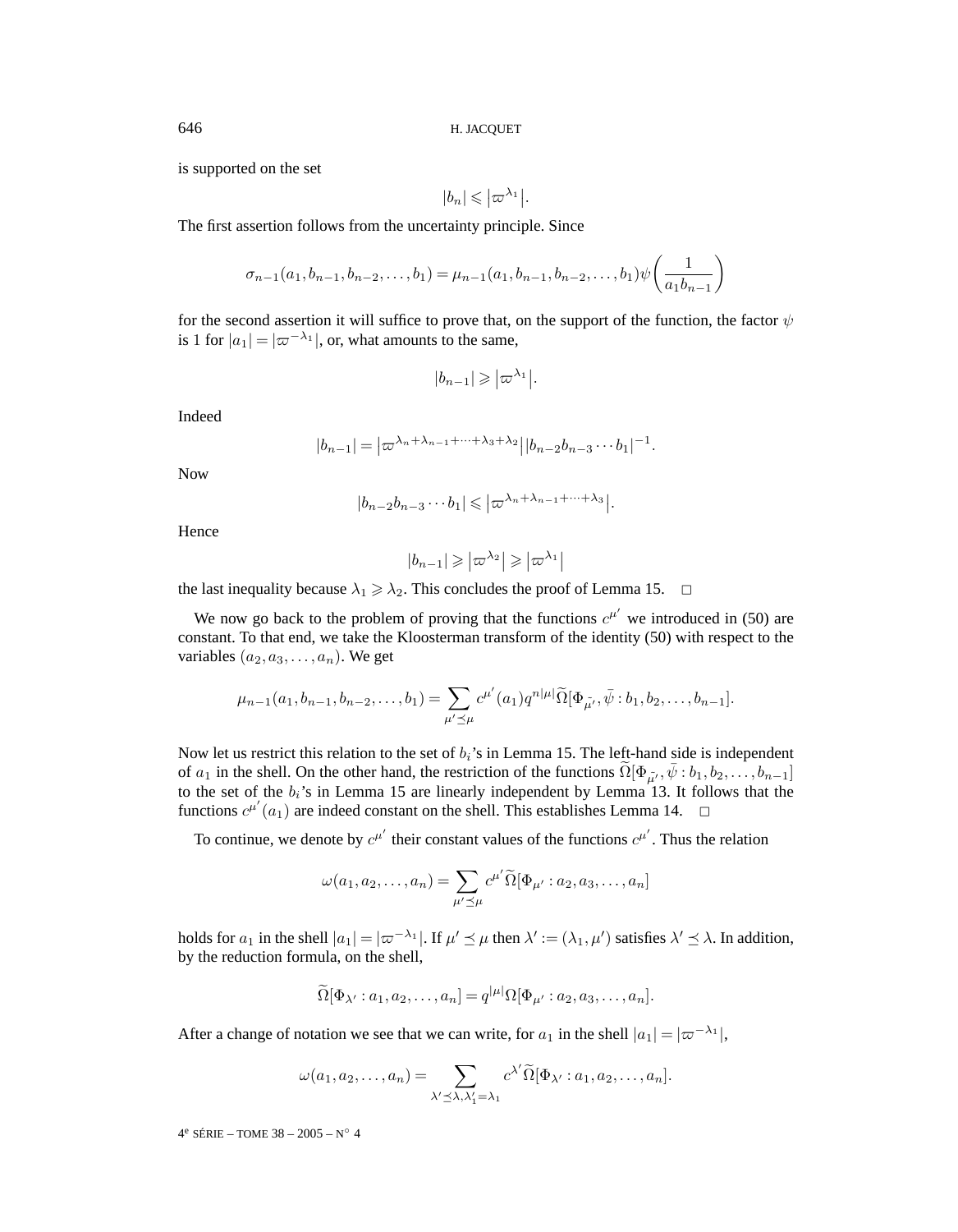is supported on the set

$$|b_n| \leqslant |\varpi^{\lambda_1}|.$$

The first assertion follows from the uncertainty principle. Since

$$\sigma_{n-1}(a_1, b_{n-1}, b_{n-2}, \ldots, b_1) = \mu_{n-1}(a_1, b_{n-1}, b_{n-2}, \ldots, b_1)\psi\left(\frac{1}{a_1 b_{n-1}}\right)$$

for the second assertion it will suffice to prove that, on the support of the function, the factor $\psi$ is 1 for $|a_1| = |\varpi^{-\lambda_1}|$, or, what amounts to the same,

$$|b_{n-1}| \geqslant |\varpi^{\lambda_1}|.$$

Indeed

$$|b_{n-1}| = |\varpi^{\lambda_n + \lambda_{n-1} + \cdots + \lambda_3 + \lambda_2}||b_{n-2} b_{n-3} \cdots b_1|^{-1}.$$

Now

$$|b_{n-2} b_{n-3} \cdots b_1| \leqslant |\varpi^{\lambda_n + \lambda_{n-1} + \cdots + \lambda_3}|.$$

Hence

$$|b_{n-1}| \geqslant |\varpi^{\lambda_2}| \geqslant |\varpi^{\lambda_1}|$$

the last inequality because $\lambda_1 \geqslant \lambda_2$. This concludes the proof of Lemma 15. $\square$

We now go back to the problem of proving that the functions $c^{\mu'}$ we introduced in (50) are constant. To that end, we take the Kloosterman transform of the identity (50) with respect to the variables $(a_2, a_3, \ldots, a_n)$. We get

$$\mu_{n-1}(a_1, b_{n-1}, b_{n-2}, \ldots, b_1) = \sum_{\mu' \preceq \mu} c^{\mu'}(a_1) q^{n|\mu|} \widetilde{\Omega}[\Phi_{\bar{\mu}'}, \bar{\psi} : b_1, b_2, \ldots, b_{n-1}].$$

Now let us restrict this relation to the set of $b_i$'s in Lemma 15. The left-hand side is independent of $a_1$ in the shell. On the other hand, the restriction of the functions $\widetilde{\Omega}[\Phi_{\bar{\mu}'}, \bar{\psi} : b_1, b_2, \ldots, b_{n-1}]$ to the set of the $b_i$'s in Lemma 15 are linearly independent by Lemma 13. It follows that the functions $c^{\mu'}(a_1)$ are indeed constant on the shell. This establishes Lemma 14. $\square$

To continue, we denote by $c^{\mu'}$ their constant values of the functions $c^{\mu'}$. Thus the relation

$$\omega(a_1, a_2, \ldots, a_n) = \sum_{\mu' \preceq \mu} c^{\mu'} \widetilde{\Omega}[\Phi_{\mu'} : a_2, a_3, \ldots, a_n]$$

holds for $a_1$ in the shell $|a_1| = |\varpi^{-\lambda_1}|$. If $\mu' \preceq \mu$ then $\lambda' := (\lambda_1, \mu')$ satisfies $\lambda' \preceq \lambda$. In addition, by the reduction formula, on the shell,

$$\widetilde{\Omega}[\Phi_{\lambda'} : a_1, a_2, \ldots, a_n] = q^{|\mu|} \Omega[\Phi_{\mu'} : a_2, a_3, \ldots, a_n].$$

After a change of notation we see that we can write, for $a_1$ in the shell $|a_1| = |\varpi^{-\lambda_1}|$,

$$\omega(a_1, a_2, \ldots, a_n) = \sum_{\lambda' \preceq \lambda, \lambda'_1 = \lambda_1} c^{\lambda'} \widetilde{\Omega}[\Phi_{\lambda'} : a_1, a_2, \ldots, a_n].$$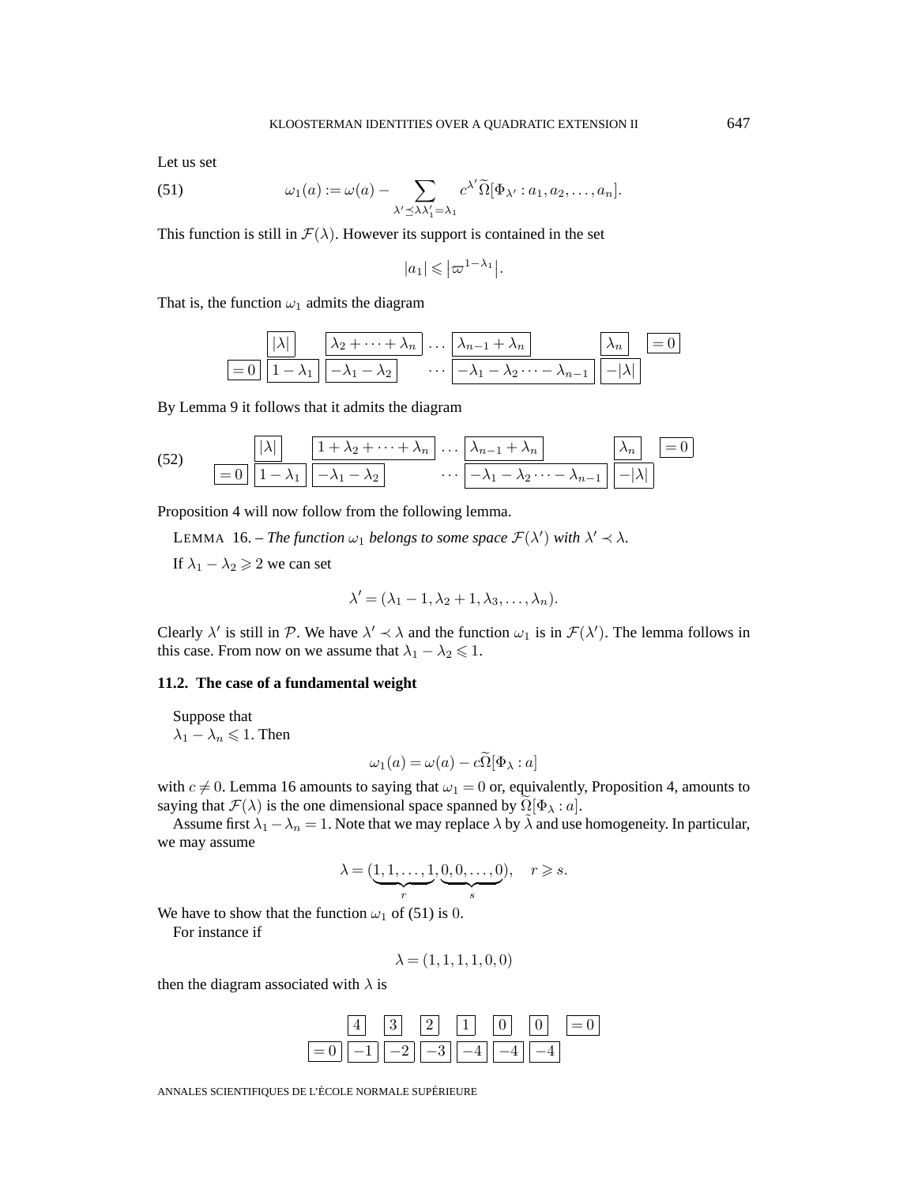Let us set

$$\omega_1(a) := \omega(a) - \sum_{\lambda' \preceq \lambda \lambda'_1 = \lambda_1} c^{\lambda'} \widetilde{\Omega}[\Phi_{\lambda'} : a_1, a_2, \ldots, a_n]. \tag{51}$$

This function is still in $\mathcal{F}(\lambda)$. However its support is contained in the set

$$|a_1| \leqslant |\varpi^{1-\lambda_1}|.$$

That is, the function $\omega_1$ admits the diagram

| | | | | | | |
|---|---|---|---|---|---|---|
| | $\boxed{\lvert\lambda\rvert}$ | $\boxed{\lambda_2 + \cdots + \lambda_n}$ | $\ldots$ $\boxed{\lambda_{n-1} + \lambda_n}$ | | $\boxed{\lambda_n}$ | $\boxed{=0}$ |
| $\boxed{=0}$ | $\boxed{1-\lambda_1}$ | $\boxed{-\lambda_1 - \lambda_2}$ | $\cdots$ $\boxed{-\lambda_1 - \lambda_2 \cdots - \lambda_{n-1}}$ | $\boxed{-\lvert\lambda\rvert}$ | | |

By Lemma 9 it follows that it admits the diagram

(52)

| | | | | | | |
|---|---|---|---|---|---|---|
| | $\boxed{\lvert\lambda\rvert}$ | $\boxed{1 + \lambda_2 + \cdots + \lambda_n}$ | $\ldots$ $\boxed{\lambda_{n-1} + \lambda_n}$ | | $\boxed{\lambda_n}$ | $\boxed{=0}$ |
| $\boxed{=0}$ | $\boxed{1-\lambda_1}$ | $\boxed{-\lambda_1 - \lambda_2}$ | $\cdots$ $\boxed{-\lambda_1 - \lambda_2 \cdots - \lambda_{n-1}}$ | $\boxed{-\lvert\lambda\rvert}$ | | |

Proposition 4 will now follow from the following lemma.

LEMMA 16. – *The function $\omega_1$ belongs to some space $\mathcal{F}(\lambda')$ with $\lambda' \prec \lambda$.*

If $\lambda_1 - \lambda_2 \geqslant 2$ we can set

$$\lambda' = (\lambda_1 - 1, \lambda_2 + 1, \lambda_3, \ldots, \lambda_n).$$

Clearly $\lambda'$ is still in $\mathcal{P}$. We have $\lambda' \prec \lambda$ and the function $\omega_1$ is in $\mathcal{F}(\lambda')$. The lemma follows in this case. From now on we assume that $\lambda_1 - \lambda_2 \leqslant 1$.

### 11.2. The case of a fundamental weight

Suppose that
$\lambda_1 - \lambda_n \leqslant 1$. Then

$$\omega_1(a) = \omega(a) - c\widetilde{\Omega}[\Phi_\lambda : a]$$

with $c \neq 0$. Lemma 16 amounts to saying that $\omega_1 = 0$ or, equivalently, Proposition 4, amounts to saying that $\mathcal{F}(\lambda)$ is the one dimensional space spanned by $\widetilde{\Omega}[\Phi_\lambda : a]$.

Assume first $\lambda_1 - \lambda_n = 1$. Note that we may replace $\lambda$ by $\tilde{\lambda}$ and use homogeneity. In particular, we may assume

$$\lambda = (\underbrace{1, 1, \ldots, 1}_{r}, \underbrace{0, 0, \ldots, 0}_{s}), \quad r \geqslant s.$$

We have to show that the function $\omega_1$ of (51) is $0$.

For instance if

$$\lambda = (1, 1, 1, 1, 0, 0)$$

then the diagram associated with $\lambda$ is

| | | | | | | | |
|---|---|---|---|---|---|---|---|
| | $\boxed{4}$ | $\boxed{3}$ | $\boxed{2}$ | $\boxed{1}$ | $\boxed{0}$ | $\boxed{0}$ | $\boxed{=0}$ |
| $\boxed{=0}$ | $\boxed{-1}$ | $\boxed{-2}$ | $\boxed{-3}$ | $\boxed{-4}$ | $\boxed{-4}$ | $\boxed{-4}$ | |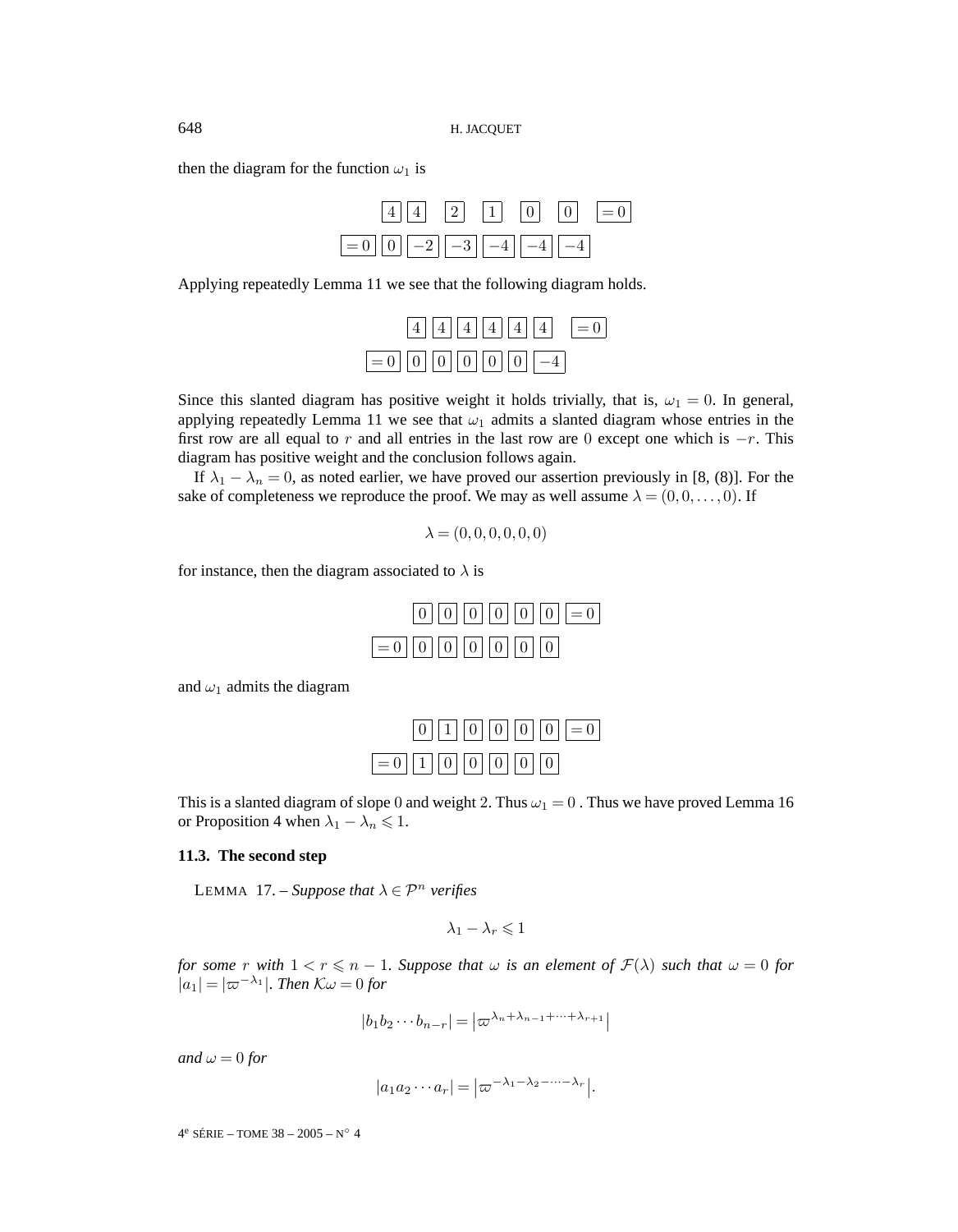then the diagram for the function $\omega_1$ is

$$\begin{array}{cccccccc} & \boxed{4}\,\boxed{4} & \boxed{2} & \boxed{1} & \boxed{0} & \boxed{0} & \boxed{=0} \\ \boxed{=0} & \boxed{0} & \boxed{-2} & \boxed{-3} & \boxed{-4} & \boxed{-4} & \boxed{-4} \end{array}$$

Applying repeatedly Lemma 11 we see that the following diagram holds.

$$\begin{array}{cccccccc} & \boxed{4} & \boxed{4} & \boxed{4} & \boxed{4} & \boxed{4} & \boxed{4} & \boxed{=0} \\ \boxed{=0} & \boxed{0} & \boxed{0} & \boxed{0} & \boxed{0} & \boxed{0} & \boxed{-4} & \end{array}$$

Since this slanted diagram has positive weight it holds trivially, that is, $\omega_1 = 0$. In general, applying repeatedly Lemma 11 we see that $\omega_1$ admits a slanted diagram whose entries in the first row are all equal to $r$ and all entries in the last row are $0$ except one which is $-r$. This diagram has positive weight and the conclusion follows again.

If $\lambda_1 - \lambda_n = 0$, as noted earlier, we have proved our assertion previously in [8, (8)]. For the sake of completeness we reproduce the proof. We may as well assume $\lambda = (0, 0, \ldots, 0)$. If

$$\lambda = (0, 0, 0, 0, 0, 0)$$

for instance, then the diagram associated to $\lambda$ is

$$\begin{array}{cccccccc} & \boxed{0} & \boxed{0} & \boxed{0} & \boxed{0} & \boxed{0} & \boxed{0} & \boxed{=0} \\ \boxed{=0} & \boxed{0} & \boxed{0} & \boxed{0} & \boxed{0} & \boxed{0} & \boxed{0} & \end{array}$$

and $\omega_1$ admits the diagram

$$\begin{array}{cccccccc} & \boxed{0} & \boxed{1} & \boxed{0} & \boxed{0} & \boxed{0} & \boxed{0} & \boxed{=0} \\ \boxed{=0} & \boxed{1} & \boxed{0} & \boxed{0} & \boxed{0} & \boxed{0} & \boxed{0} & \end{array}$$

This is a slanted diagram of slope $0$ and weight $2$. Thus $\omega_1 = 0$ . Thus we have proved Lemma 16 or Proposition 4 when $\lambda_1 - \lambda_n \leqslant 1$.

### 11.3. The second step

LEMMA 17. – *Suppose that $\lambda \in \mathcal{P}^n$ verifies*

$$\lambda_1 - \lambda_r \leqslant 1$$

*for some $r$ with $1 < r \leqslant n - 1$. Suppose that $\omega$ is an element of $\mathcal{F}(\lambda)$ such that $\omega = 0$ for $|a_1| = |\varpi^{-\lambda_1}|$. Then $\mathcal{K}\omega = 0$ for*

$$|b_1 b_2 \cdots b_{n-r}| = \left|\varpi^{\lambda_n + \lambda_{n-1} + \cdots + \lambda_{r+1}}\right|$$

*and $\omega = 0$ for*

$$|a_1 a_2 \cdots a_r| = \left|\varpi^{-\lambda_1 - \lambda_2 - \cdots - \lambda_r}\right|.$$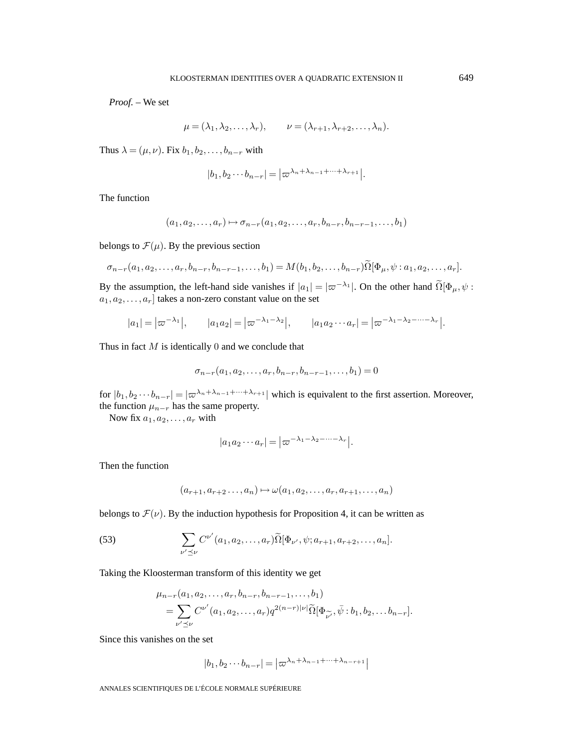*Proof.* – We set

$$\mu = (\lambda_1, \lambda_2, \dots, \lambda_r), \qquad \nu = (\lambda_{r+1}, \lambda_{r+2}, \dots, \lambda_n).$$

Thus $\lambda = (\mu, \nu)$. Fix $b_1, b_2, \dots, b_{n-r}$ with

$$|b_1, b_2 \cdots b_{n-r}| = \left|\varpi^{\lambda_n + \lambda_{n-1} + \cdots + \lambda_{r+1}}\right|.$$

The function

$$(a_1, a_2, \dots, a_r) \mapsto \sigma_{n-r}(a_1, a_2, \dots, a_r, b_{n-r}, b_{n-r-1}, \dots, b_1)$$

belongs to $\mathcal{F}(\mu)$. By the previous section

$$\sigma_{n-r}(a_1, a_2, \dots, a_r, b_{n-r}, b_{n-r-1}, \dots, b_1) = M(b_1, b_2, \dots, b_{n-r})\widetilde{\Omega}[\Phi_\mu, \psi : a_1, a_2, \dots, a_r].$$

By the assumption, the left-hand side vanishes if $|a_1| = |\varpi^{-\lambda_1}|$. On the other hand $\widetilde{\Omega}[\Phi_\mu, \psi : a_1, a_2, \dots, a_r]$ takes a non-zero constant value on the set

$$|a_1| = \left|\varpi^{-\lambda_1}\right|, \qquad |a_1 a_2| = \left|\varpi^{-\lambda_1 - \lambda_2}\right|, \qquad |a_1 a_2 \cdots a_r| = \left|\varpi^{-\lambda_1 - \lambda_2 - \cdots - \lambda_r}\right|.$$

Thus in fact $M$ is identically $0$ and we conclude that

$$\sigma_{n-r}(a_1, a_2, \dots, a_r, b_{n-r}, b_{n-r-1}, \dots, b_1) = 0$$

for $|b_1, b_2 \cdots b_{n-r}| = |\varpi^{\lambda_n + \lambda_{n-1} + \cdots + \lambda_{r+1}}|$ which is equivalent to the first assertion. Moreover, the function $\mu_{n-r}$ has the same property.

Now fix $a_1, a_2, \dots, a_r$ with

$$|a_1 a_2 \cdots a_r| = \left|\varpi^{-\lambda_1 - \lambda_2 - \cdots - \lambda_r}\right|.$$

Then the function

$$(a_{r+1}, a_{r+2} \dots, a_n) \mapsto \omega(a_1, a_2, \dots, a_r, a_{r+1}, \dots, a_n)$$

belongs to $\mathcal{F}(\nu)$. By the induction hypothesis for Proposition 4, it can be written as

$$\sum_{\nu' \preceq \nu} C^{\nu'}(a_1, a_2, \dots, a_r)\widetilde{\Omega}[\Phi_{\nu'}, \psi; a_{r+1}, a_{r+2}, \dots, a_n]. \tag{53}$$

Taking the Kloosterman transform of this identity we get

$$\begin{aligned}
&\mu_{n-r}(a_1, a_2, \dots, a_r, b_{n-r}, b_{n-r-1}, \dots, b_1) \\
&\quad = \sum_{\nu' \preceq \nu} C^{\nu'}(a_1, a_2, \dots, a_r) q^{2(n-r)|\nu|}\widetilde{\Omega}[\Phi_{\widetilde{\nu'}}, \bar{\psi} : b_1, b_2, \dots b_{n-r}].
\end{aligned}$$

Since this vanishes on the set

$$|b_1, b_2 \cdots b_{n-r}| = \left|\varpi^{\lambda_n + \lambda_{n-1} + \cdots + \lambda_{n-r+1}}\right|$$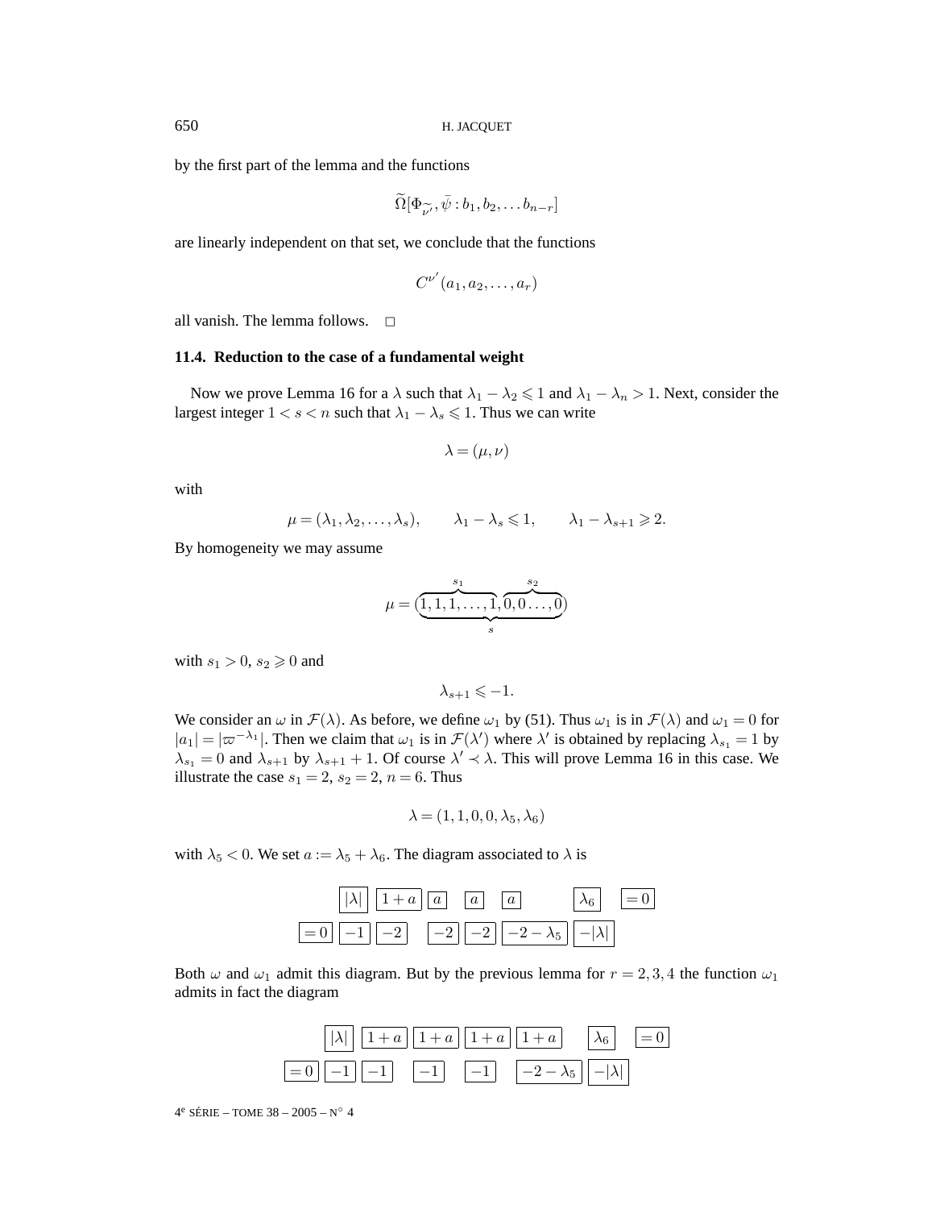by the first part of the lemma and the functions

$$\widetilde{\Omega}[\Phi_{\widetilde{\nu'}}, \bar{\psi} : b_1, b_2, \dots b_{n-r}]$$

are linearly independent on that set, we conclude that the functions

$$C^{\nu'}(a_1, a_2, \dots, a_r)$$

all vanish. The lemma follows. □

### 11.4. Reduction to the case of a fundamental weight

Now we prove Lemma 16 for a $\lambda$ such that $\lambda_1 - \lambda_2 \leqslant 1$ and $\lambda_1 - \lambda_n > 1$. Next, consider the largest integer $1 < s < n$ such that $\lambda_1 - \lambda_s \leqslant 1$. Thus we can write

$$\lambda = (\mu, \nu)$$

with

$$\mu = (\lambda_1, \lambda_2, \dots, \lambda_s), \qquad \lambda_1 - \lambda_s \leqslant 1, \qquad \lambda_1 - \lambda_{s+1} \geqslant 2.$$

By homogeneity we may assume

$$\mu = (\underbrace{\overbrace{1, 1, 1, \dots, 1}^{s_1}, \overbrace{0, 0 \dots, 0}^{s_2}}_{s})$$

with $s_1 > 0$, $s_2 \geqslant 0$ and

$$\lambda_{s+1} \leqslant -1.$$

We consider an $\omega$ in $\mathcal{F}(\lambda)$. As before, we define $\omega_1$ by (51). Thus $\omega_1$ is in $\mathcal{F}(\lambda)$ and $\omega_1 = 0$ for $|a_1| = |\varpi^{-\lambda_1}|$. Then we claim that $\omega_1$ is in $\mathcal{F}(\lambda')$ where $\lambda'$ is obtained by replacing $\lambda_{s_1} = 1$ by $\lambda_{s_1} = 0$ and $\lambda_{s+1}$ by $\lambda_{s+1} + 1$. Of course $\lambda' \prec \lambda$. This will prove Lemma 16 in this case. We illustrate the case $s_1 = 2$, $s_2 = 2$, $n = 6$. Thus

$$\lambda = (1, 1, 0, 0, \lambda_5, \lambda_6)$$

with $\lambda_5 < 0$. We set $a := \lambda_5 + \lambda_6$. The diagram associated to $\lambda$ is

$$\begin{array}{cccccccc} & \boxed{|\lambda|} & \boxed{1+a} & \boxed{a} & \boxed{a} & \boxed{a} & \boxed{\lambda_6} & \boxed{=0} \\ \boxed{=0} & \boxed{-1} & \boxed{-2} & \boxed{-2} & \boxed{-2} & \boxed{-2-\lambda_5} & \boxed{-|\lambda|} & \end{array}$$

Both $\omega$ and $\omega_1$ admit this diagram. But by the previous lemma for $r = 2, 3, 4$ the function $\omega_1$ admits in fact the diagram

$$\begin{array}{cccccccc} & \boxed{|\lambda|} & \boxed{1+a} & \boxed{1+a} & \boxed{1+a} & \boxed{1+a} & \boxed{\lambda_6} & \boxed{=0} \\ \boxed{=0} & \boxed{-1} & \boxed{-1} & \boxed{-1} & \boxed{-1} & \boxed{-2-\lambda_5} & \boxed{-|\lambda|} & \end{array}$$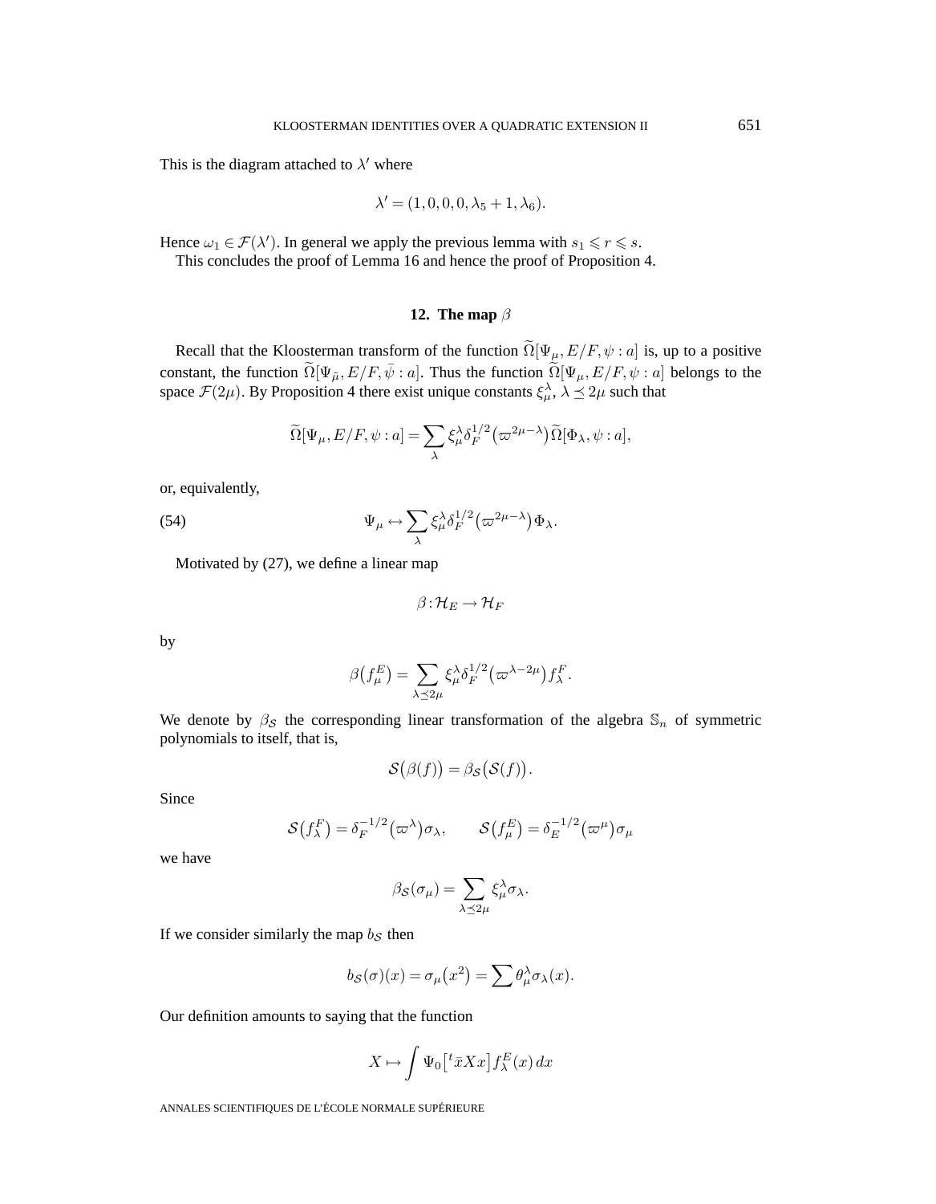This is the diagram attached to $\lambda'$ where

$$\lambda' = (1, 0, 0, 0, \lambda_5 + 1, \lambda_6).$$

Hence $\omega_1 \in \mathcal{F}(\lambda')$. In general we apply the previous lemma with $s_1 \leqslant r \leqslant s$.

This concludes the proof of Lemma 16 and hence the proof of Proposition 4.

## 12. The map $\beta$

Recall that the Kloosterman transform of the function $\widetilde{\Omega}[\Psi_\mu, E/F, \psi : a]$ is, up to a positive constant, the function $\widetilde{\Omega}[\Psi_{\bar{\mu}}, E/F, \bar{\psi} : a]$. Thus the function $\widetilde{\Omega}[\Psi_\mu, E/F, \psi : a]$ belongs to the space $\mathcal{F}(2\mu)$. By Proposition 4 there exist unique constants $\xi_\mu^\lambda$, $\lambda \preceq 2\mu$ such that

$$\widetilde{\Omega}[\Psi_\mu, E/F, \psi : a] = \sum_\lambda \xi_\mu^\lambda \delta_F^{1/2}\big(\varpi^{2\mu - \lambda}\big)\widetilde{\Omega}[\Phi_\lambda, \psi : a],$$

or, equivalently,

$$\Psi_\mu \leftrightarrow \sum_\lambda \xi_\mu^\lambda \delta_F^{1/2}\big(\varpi^{2\mu - \lambda}\big)\Phi_\lambda. \tag{54}$$

Motivated by (27), we define a linear map

$$\beta : \mathcal{H}_E \to \mathcal{H}_F$$

by

$$\beta\big(f_\mu^E\big) = \sum_{\lambda \preceq 2\mu} \xi_\mu^\lambda \delta_F^{1/2}\big(\varpi^{\lambda - 2\mu}\big) f_\lambda^F.$$

We denote by $\beta_{\mathcal{S}}$ the corresponding linear transformation of the algebra $\mathbb{S}_n$ of symmetric polynomials to itself, that is,

$$\mathcal{S}\big(\beta(f)\big) = \beta_{\mathcal{S}}\big(\mathcal{S}(f)\big).$$

Since

$$\mathcal{S}\big(f_\lambda^F\big) = \delta_F^{-1/2}\big(\varpi^\lambda\big)\sigma_\lambda, \qquad \mathcal{S}\big(f_\mu^E\big) = \delta_E^{-1/2}\big(\varpi^\mu\big)\sigma_\mu$$

we have

$$\beta_{\mathcal{S}}(\sigma_\mu) = \sum_{\lambda \preceq 2\mu} \xi_\mu^\lambda \sigma_\lambda.$$

If we consider similarly the map $b_{\mathcal{S}}$ then

$$b_{\mathcal{S}}(\sigma)(x) = \sigma_\mu\big(x^2\big) = \sum \theta_\mu^\lambda \sigma_\lambda(x).$$

Our definition amounts to saying that the function

$$X \mapsto \int \Psi_0\big[{}^t\bar{x}Xx\big] f_\lambda^E(x)\, dx$$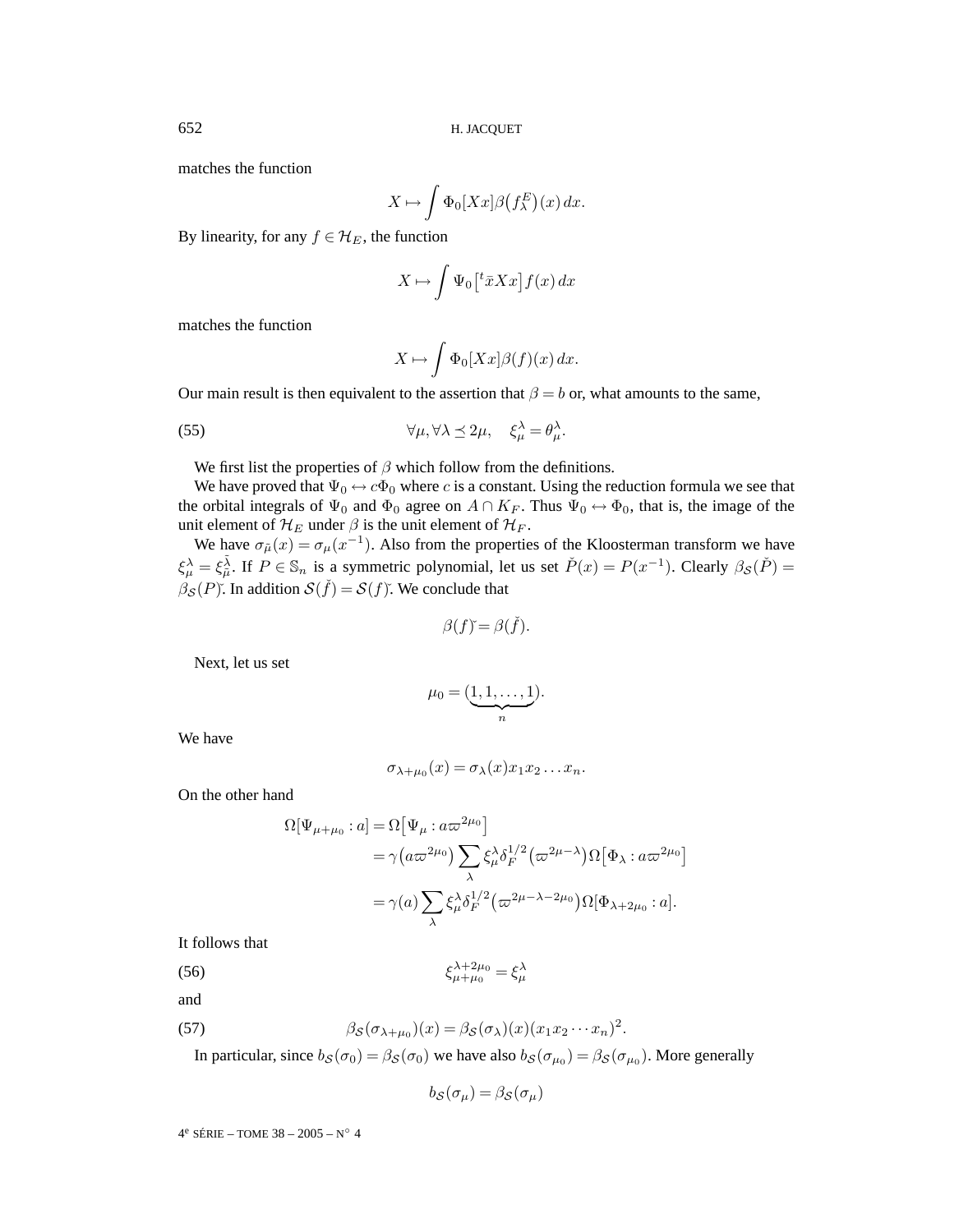matches the function

$$X \mapsto \int \Phi_0[Xx]\beta\big(f_\lambda^E\big)(x)\,dx.$$

By linearity, for any $f \in \mathcal{H}_E$, the function

$$X \mapsto \int \Psi_0\big[{}^t\bar{x}Xx\big]f(x)\,dx$$

matches the function

$$X \mapsto \int \Phi_0[Xx]\beta(f)(x)\,dx.$$

Our main result is then equivalent to the assertion that $\beta = b$ or, what amounts to the same,

$$\forall\mu, \forall\lambda \preceq 2\mu, \quad \xi_\mu^\lambda = \theta_\mu^\lambda. \tag{55}$$

We first list the properties of $\beta$ which follow from the definitions.

We have proved that $\Psi_0 \leftrightarrow c\Phi_0$ where $c$ is a constant. Using the reduction formula we see that the orbital integrals of $\Psi_0$ and $\Phi_0$ agree on $A \cap K_F$. Thus $\Psi_0 \leftrightarrow \Phi_0$, that is, the image of the unit element of $\mathcal{H}_E$ under $\beta$ is the unit element of $\mathcal{H}_F$.

We have $\sigma_{\check{\mu}}(x) = \sigma_\mu(x^{-1})$. Also from the properties of the Kloosterman transform we have $\xi_\mu^\lambda = \xi_{\check{\mu}}^{\check{\lambda}}$. If $P \in \mathbb{S}_n$ is a symmetric polynomial, let us set $\check{P}(x) = P(x^{-1})$. Clearly $\beta_{\mathcal{S}}(\check{P}) = \beta_{\mathcal{S}}(P)\check{}$. In addition $\mathcal{S}(\check{f}) = \mathcal{S}(f)\check{}$. We conclude that

$$\beta(f)\check{} = \beta(\check{f}).$$

Next, let us set

$$\mu_0 = (\underbrace{1, 1, \ldots, 1}_{n}).$$

We have

$$\sigma_{\lambda+\mu_0}(x) = \sigma_\lambda(x)x_1x_2\ldots x_n.$$

On the other hand

$$\begin{aligned}
\Omega[\Psi_{\mu+\mu_0} : a] &= \Omega\big[\Psi_\mu : a\varpi^{2\mu_0}\big] \\
&= \gamma\big(a\varpi^{2\mu_0}\big)\sum_\lambda \xi_\mu^\lambda \delta_F^{1/2}\big(\varpi^{2\mu-\lambda}\big)\Omega\big[\Phi_\lambda : a\varpi^{2\mu_0}\big] \\
&= \gamma(a)\sum_\lambda \xi_\mu^\lambda \delta_F^{1/2}\big(\varpi^{2\mu-\lambda-2\mu_0}\big)\Omega[\Phi_{\lambda+2\mu_0} : a].
\end{aligned}$$

It follows that

$$\xi_{\mu+\mu_0}^{\lambda+2\mu_0} = \xi_\mu^\lambda \tag{56}$$

and

$$\beta_{\mathcal{S}}(\sigma_{\lambda+\mu_0})(x) = \beta_{\mathcal{S}}(\sigma_\lambda)(x)(x_1x_2\cdots x_n)^2. \tag{57}$$

In particular, since $b_{\mathcal{S}}(\sigma_0) = \beta_{\mathcal{S}}(\sigma_0)$ we have also $b_{\mathcal{S}}(\sigma_{\mu_0}) = \beta_{\mathcal{S}}(\sigma_{\mu_0})$. More generally

$$b_{\mathcal{S}}(\sigma_\mu) = \beta_{\mathcal{S}}(\sigma_\mu)$$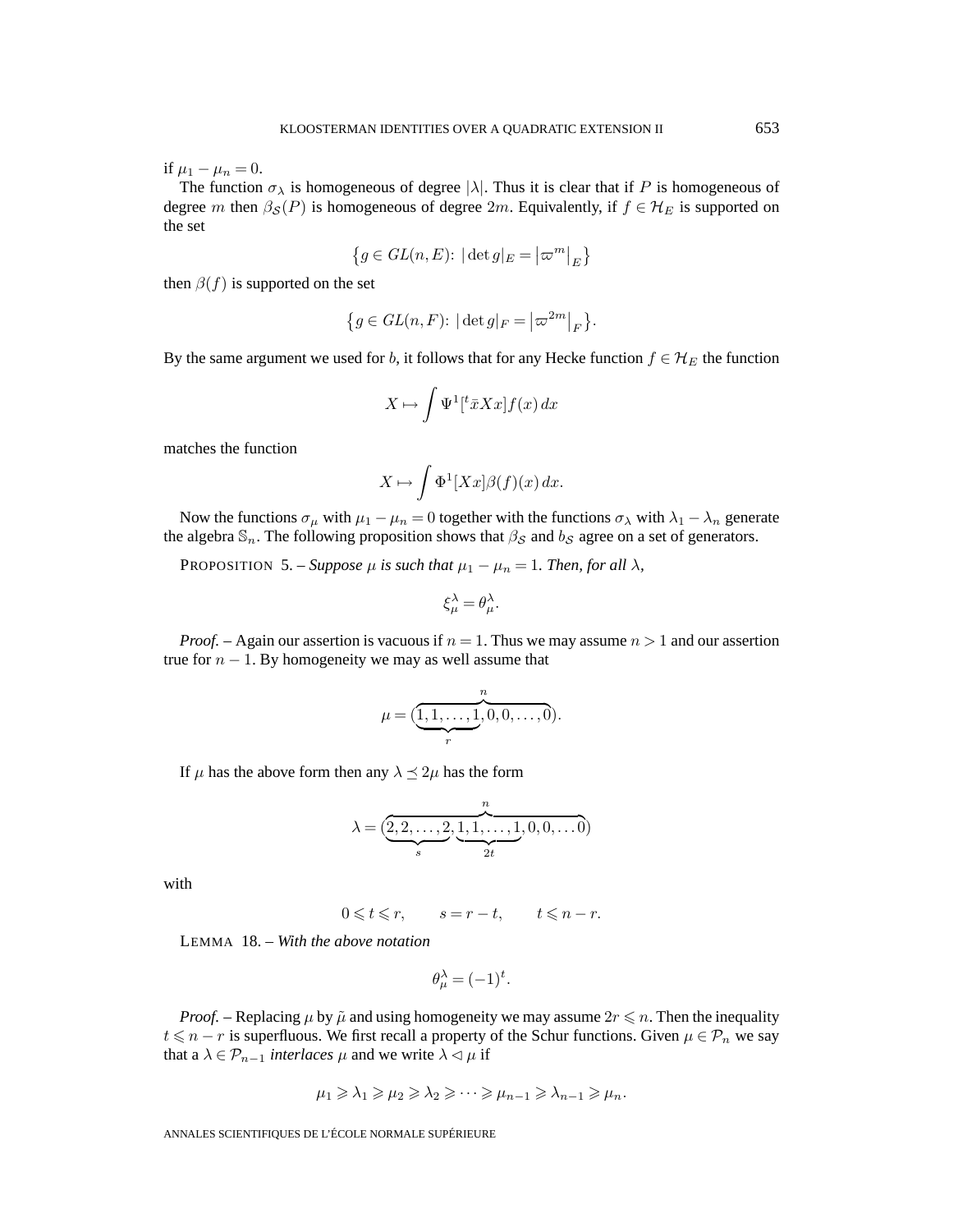if $\mu_1 - \mu_n = 0$.

The function $\sigma_\lambda$ is homogeneous of degree $|\lambda|$. Thus it is clear that if $P$ is homogeneous of degree $m$ then $\beta_{\mathcal{S}}(P)$ is homogeneous of degree $2m$. Equivalently, if $f \in \mathcal{H}_E$ is supported on the set

$$\left\{g \in GL(n,E)\colon \, |\det g|_E = \left|\varpi^m\right|_E\right\}$$

then $\beta(f)$ is supported on the set

$$\left\{g \in GL(n,F)\colon \, |\det g|_F = \left|\varpi^{2m}\right|_F\right\}.$$

By the same argument we used for $b$, it follows that for any Hecke function $f \in \mathcal{H}_E$ the function

$$X \mapsto \int \Psi^1[{}^t\bar{x}Xx]f(x)\,dx$$

matches the function

$$X \mapsto \int \Phi^1[Xx]\beta(f)(x)\,dx.$$

Now the functions $\sigma_\mu$ with $\mu_1 - \mu_n = 0$ together with the functions $\sigma_\lambda$ with $\lambda_1 - \lambda_n$ generate the algebra $\mathbb{S}_n$. The following proposition shows that $\beta_{\mathcal{S}}$ and $b_{\mathcal{S}}$ agree on a set of generators.

PROPOSITION 5. – *Suppose $\mu$ is such that $\mu_1 - \mu_n = 1$. Then, for all $\lambda$,*

$$\xi_\mu^\lambda = \theta_\mu^\lambda.$$

*Proof.* – Again our assertion is vacuous if $n = 1$. Thus we may assume $n > 1$ and our assertion true for $n - 1$. By homogeneity we may as well assume that

$$\mu = (\overbrace{\underbrace{1,1,\ldots,1}_{r},0,0,\ldots,0}^{n}).$$

If $\mu$ has the above form then any $\lambda \preceq 2\mu$ has the form

$$\lambda = (\overbrace{\underbrace{2,2,\ldots,2}_{s},\underbrace{1,1,\ldots,1}_{2t},0,0,\ldots 0}^{n})$$

with

$$0 \leqslant t \leqslant r, \qquad s = r - t, \qquad t \leqslant n - r.$$

LEMMA 18. – *With the above notation*

$$\theta_\mu^\lambda = (-1)^t.$$

*Proof.* – Replacing $\mu$ by $\tilde{\mu}$ and using homogeneity we may assume $2r \leqslant n$. Then the inequality $t \leqslant n - r$ is superfluous. We first recall a property of the Schur functions. Given $\mu \in \mathcal{P}_n$ we say that a $\lambda \in \mathcal{P}_{n-1}$ *interlaces* $\mu$ and we write $\lambda \lhd \mu$ if

$$\mu_1 \geqslant \lambda_1 \geqslant \mu_2 \geqslant \lambda_2 \geqslant \cdots \geqslant \mu_{n-1} \geqslant \lambda_{n-1} \geqslant \mu_n.$$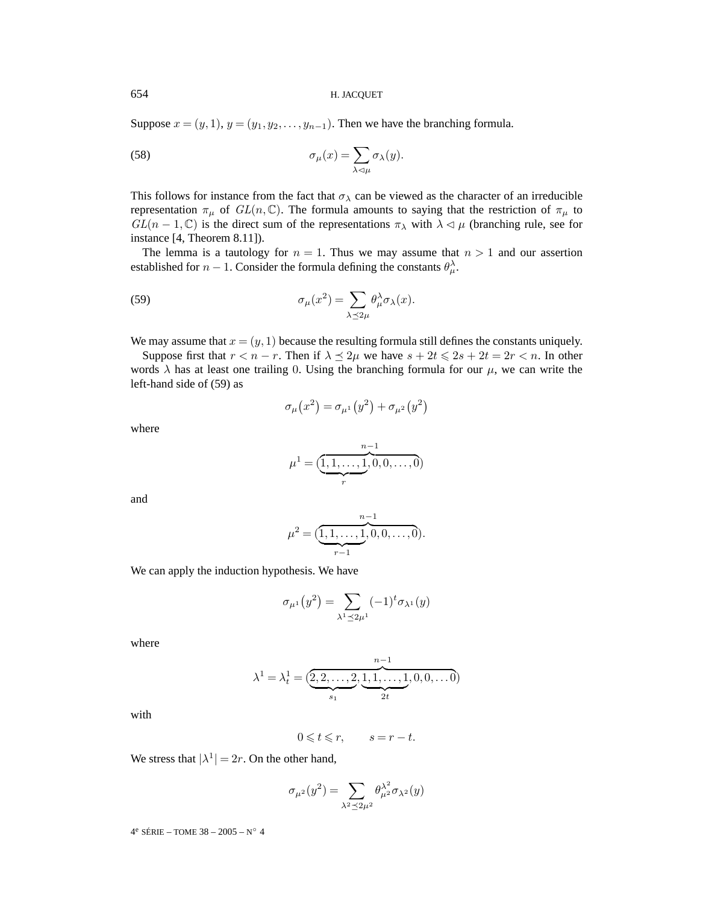Suppose $x = (y, 1)$, $y = (y_1, y_2, \ldots, y_{n-1})$. Then we have the branching formula.

$$\sigma_\mu(x) = \sum_{\lambda \lhd \mu} \sigma_\lambda(y). \tag{58}$$

This follows for instance from the fact that $\sigma_\lambda$ can be viewed as the character of an irreducible representation $\pi_\mu$ of $GL(n, \mathbb{C})$. The formula amounts to saying that the restriction of $\pi_\mu$ to $GL(n-1, \mathbb{C})$ is the direct sum of the representations $\pi_\lambda$ with $\lambda \lhd \mu$ (branching rule, see for instance [4, Theorem 8.11]).

The lemma is a tautology for $n = 1$. Thus we may assume that $n > 1$ and our assertion established for $n - 1$. Consider the formula defining the constants $\theta^\lambda_\mu$.

$$\sigma_\mu(x^2) = \sum_{\lambda \preceq 2\mu} \theta^\lambda_\mu \sigma_\lambda(x). \tag{59}$$

We may assume that $x = (y, 1)$ because the resulting formula still defines the constants uniquely.

Suppose first that $r < n - r$. Then if $\lambda \preceq 2\mu$ we have $s + 2t \leqslant 2s + 2t = 2r < n$. In other words $\lambda$ has at least one trailing $0$. Using the branching formula for our $\mu$, we can write the left-hand side of (59) as

$$\sigma_\mu(x^2) = \sigma_{\mu^1}(y^2) + \sigma_{\mu^2}(y^2)$$

where

$$\mu^1 = (\overbrace{\underbrace{1, 1, \ldots, 1}_{r}, 0, 0, \ldots, 0}^{n-1})$$

and

$$\mu^2 = (\overbrace{\underbrace{1, 1, \ldots, 1}_{r-1}, 0, 0, \ldots, 0}^{n-1}).$$

We can apply the induction hypothesis. We have

$$\sigma_{\mu^1}(y^2) = \sum_{\lambda^1 \preceq 2\mu^1} (-1)^t \sigma_{\lambda^1}(y)$$

where

$$\lambda^1 = \lambda^1_t = (\overbrace{\underbrace{2, 2, \ldots, 2}_{s_1}, \underbrace{1, 1, \ldots, 1}_{2t}, 0, 0, \ldots 0}^{n-1})$$

with

$$0 \leqslant t \leqslant r, \qquad s = r - t.$$

We stress that $|\lambda^1| = 2r$. On the other hand,

$$\sigma_{\mu^2}(y^2) = \sum_{\lambda^2 \preceq 2\mu^2} \theta^{\lambda^2}_{\mu^2} \sigma_{\lambda^2}(y)$$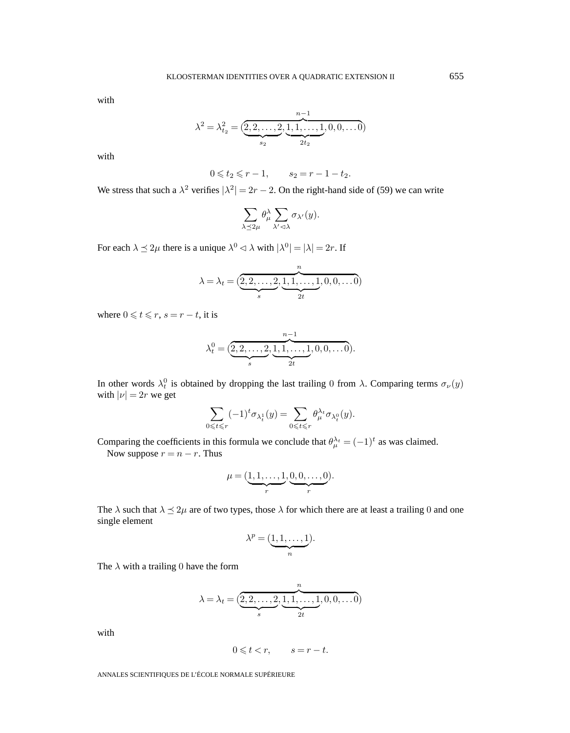with

$$\lambda^2 = \lambda^2_{t_2} = (\overbrace{\underbrace{2, 2, \dots, 2}_{s_2}, \underbrace{1, 1, \dots, 1}_{2t_2}, 0, 0, \dots 0}^{n-1})$$

with

$$0 \leqslant t_2 \leqslant r - 1, \qquad s_2 = r - 1 - t_2.$$

We stress that such a $\lambda^2$ verifies $|\lambda^2| = 2r - 2$. On the right-hand side of (59) we can write

$$\sum_{\lambda \preceq 2\mu} \theta^\lambda_\mu \sum_{\lambda' \lhd \lambda} \sigma_{\lambda'}(y).$$

For each $\lambda \preceq 2\mu$ there is a unique $\lambda^0 \lhd \lambda$ with $|\lambda^0| = |\lambda| = 2r$. If

$$\lambda = \lambda_t = (\overbrace{\underbrace{2, 2, \dots, 2}_{s}, \underbrace{1, 1, \dots, 1}_{2t}, 0, 0, \dots 0}^{n})$$

where $0 \leqslant t \leqslant r$, $s = r - t$, it is

$$\lambda^0_t = (\overbrace{\underbrace{2, 2, \dots, 2}_{s}, \underbrace{1, 1, \dots, 1}_{2t}, 0, 0, \dots 0}^{n-1}).$$

In other words $\lambda^0_t$ is obtained by dropping the last trailing $0$ from $\lambda$. Comparing terms $\sigma_\nu(y)$ with $|\nu| = 2r$ we get

$$\sum_{0 \leqslant t \leqslant r} (-1)^t \sigma_{\lambda^1_t}(y) = \sum_{0 \leqslant t \leqslant r} \theta^{\lambda_t}_\mu \sigma_{\lambda^0_t}(y).$$

Comparing the coefficients in this formula we conclude that $\theta^{\lambda_t}_\mu = (-1)^t$ as was claimed.

Now suppose $r = n - r$. Thus

$$\mu = (\underbrace{1, 1, \dots, 1}_{r}, \underbrace{0, 0, \dots, 0}_{r}).$$

The $\lambda$ such that $\lambda \preceq 2\mu$ are of two types, those $\lambda$ for which there are at least a trailing $0$ and one single element

$$\lambda^p = (\underbrace{1, 1, \dots, 1}_{n}).$$

The $\lambda$ with a trailing $0$ have the form

$$\lambda = \lambda_t = (\overbrace{\underbrace{2, 2, \dots, 2}_{s}, \underbrace{1, 1, \dots, 1}_{2t}, 0, 0, \dots 0}^{n})$$

with

$$0 \leqslant t < r, \qquad s = r - t.$$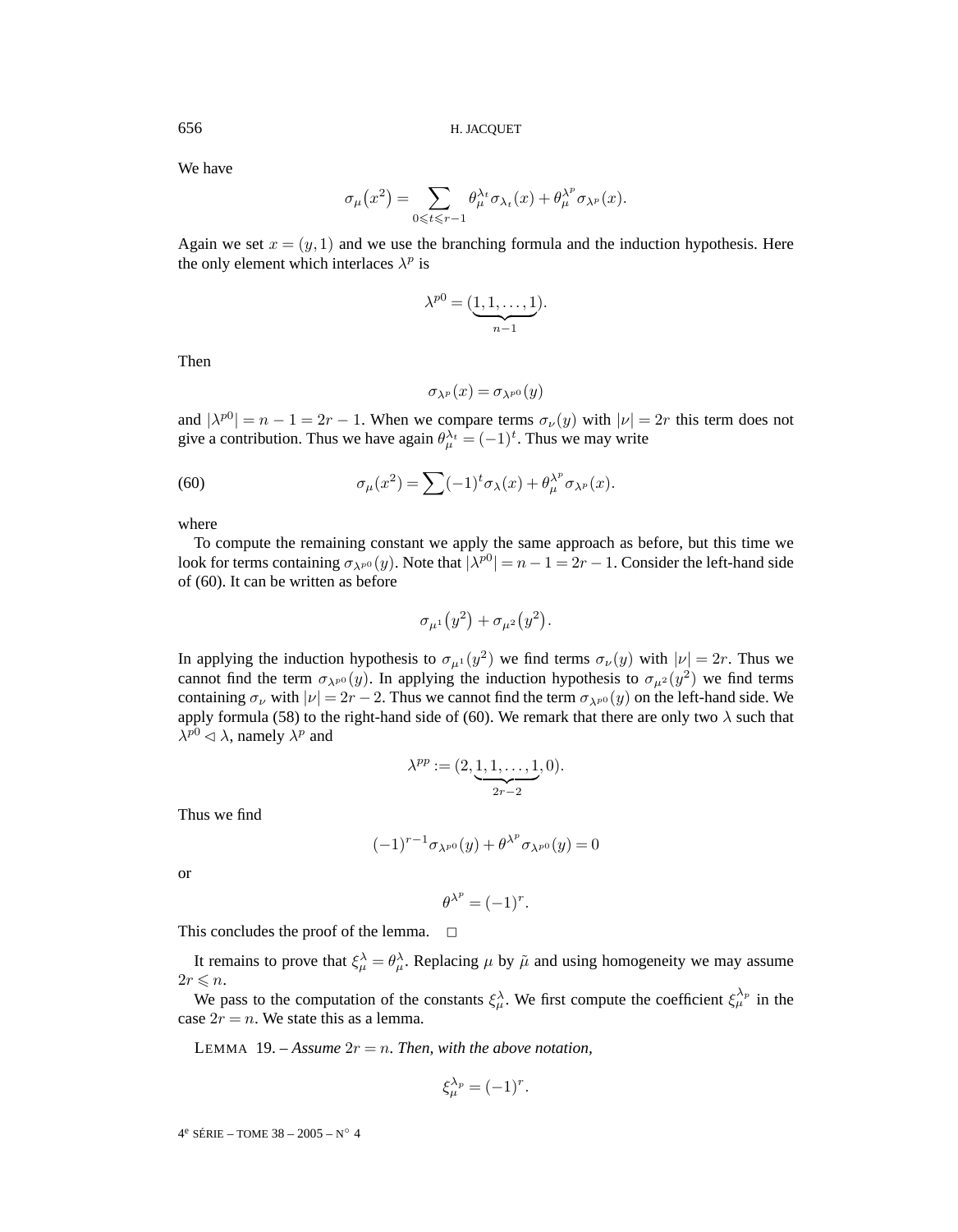We have

$$\sigma_\mu\big(x^2\big) = \sum_{0\leqslant t\leqslant r-1} \theta_\mu^{\lambda_t}\sigma_{\lambda_t}(x) + \theta_\mu^{\lambda^p}\sigma_{\lambda^p}(x).$$

Again we set $x=(y,1)$ and we use the branching formula and the induction hypothesis. Here the only element which interlaces $\lambda^p$ is

$$\lambda^{p0} = (\underbrace{1,1,\ldots,1}_{n-1}).$$

Then

$$\sigma_{\lambda^p}(x) = \sigma_{\lambda^{p0}}(y)$$

and $|\lambda^{p0}| = n-1 = 2r-1$. When we compare terms $\sigma_\nu(y)$ with $|\nu| = 2r$ this term does not give a contribution. Thus we have again $\theta_\mu^{\lambda_t} = (-1)^t$. Thus we may write

$$\sigma_\mu(x^2) = \sum (-1)^t \sigma_\lambda(x) + \theta_\mu^{\lambda^p}\sigma_{\lambda^p}(x). \tag{60}$$

where

To compute the remaining constant we apply the same approach as before, but this time we look for terms containing $\sigma_{\lambda^{p0}}(y)$. Note that $|\lambda^{p0}| = n-1 = 2r-1$. Consider the left-hand side of (60). It can be written as before

$$\sigma_{\mu^1}\big(y^2\big) + \sigma_{\mu^2}\big(y^2\big).$$

In applying the induction hypothesis to $\sigma_{\mu^1}(y^2)$ we find terms $\sigma_\nu(y)$ with $|\nu| = 2r$. Thus we cannot find the term $\sigma_{\lambda^{p0}}(y)$. In applying the induction hypothesis to $\sigma_{\mu^2}(y^2)$ we find terms containing $\sigma_\nu$ with $|\nu| = 2r-2$. Thus we cannot find the term $\sigma_{\lambda^{p0}}(y)$ on the left-hand side. We apply formula (58) to the right-hand side of (60). We remark that there are only two $\lambda$ such that $\lambda^{p0} \lhd \lambda$, namely $\lambda^p$ and

$$\lambda^{pp} := (2,\underbrace{1,1,\ldots,1}_{2r-2},0).$$

Thus we find

$$(-1)^{r-1}\sigma_{\lambda^{p0}}(y) + \theta^{\lambda^p}\sigma_{\lambda^{p0}}(y) = 0$$

or

$$\theta^{\lambda^p} = (-1)^r.$$

This concludes the proof of the lemma. □

It remains to prove that $\xi_\mu^\lambda = \theta_\mu^\lambda$. Replacing $\mu$ by $\tilde\mu$ and using homogeneity we may assume $2r \leqslant n$.

We pass to the computation of the constants $\xi_\mu^\lambda$. We first compute the coefficient $\xi_\mu^{\lambda_p}$ in the case $2r = n$. We state this as a lemma.

LEMMA 19. – *Assume $2r = n$. Then, with the above notation,*

$$\xi_\mu^{\lambda_p} = (-1)^r.$$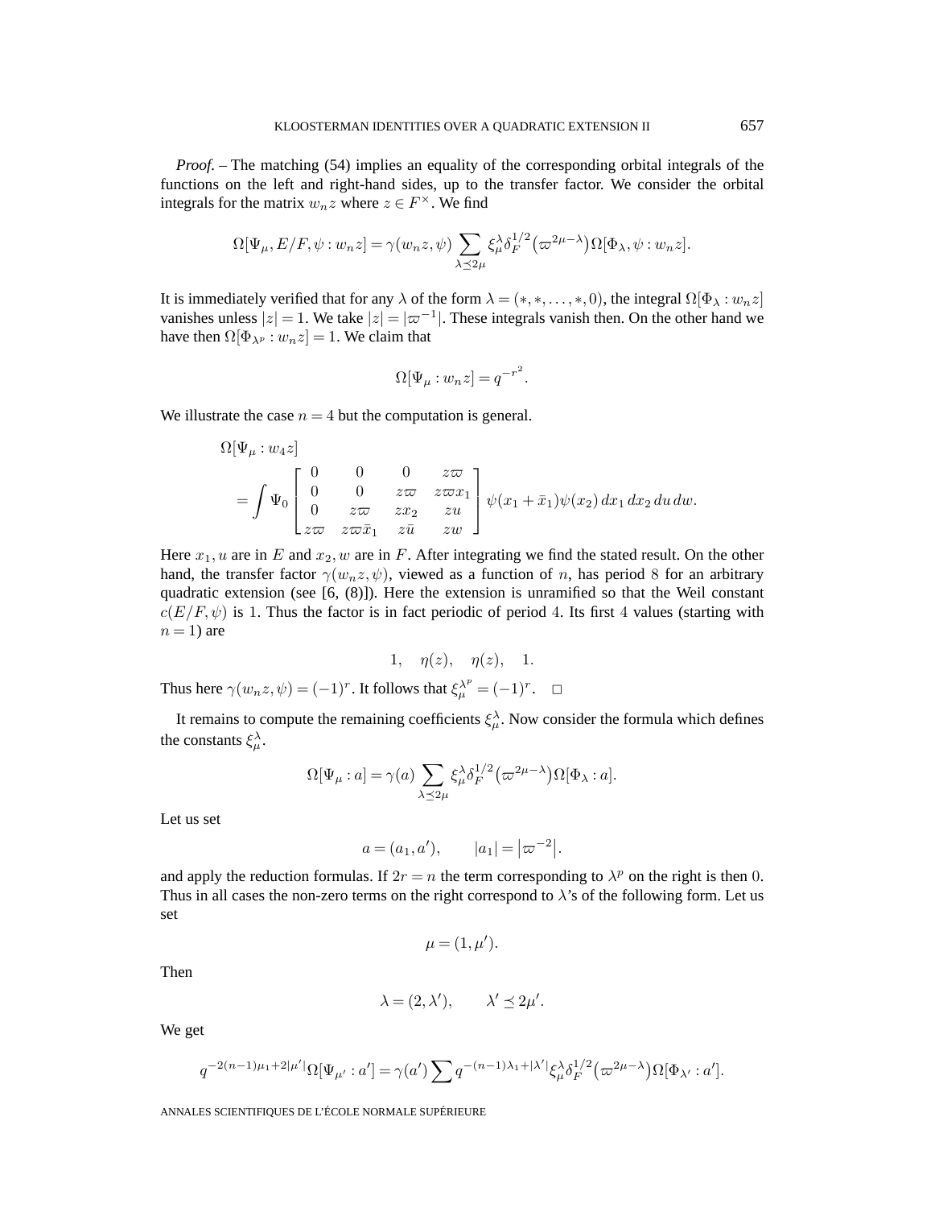*Proof.* – The matching (54) implies an equality of the corresponding orbital integrals of the functions on the left and right-hand sides, up to the transfer factor. We consider the orbital integrals for the matrix $w_n z$ where $z \in F^\times$. We find

$$\Omega[\Psi_\mu, E/F, \psi : w_n z] = \gamma(w_n z, \psi) \sum_{\lambda \preceq 2\mu} \xi_\mu^\lambda \delta_F^{1/2}\big(\varpi^{2\mu-\lambda}\big) \Omega[\Phi_\lambda, \psi : w_n z].$$

It is immediately verified that for any $\lambda$ of the form $\lambda = (*, *, \ldots, *, 0)$, the integral $\Omega[\Phi_\lambda : w_n z]$ vanishes unless $|z| = 1$. We take $|z| = |\varpi^{-1}|$. These integrals vanish then. On the other hand we have then $\Omega[\Phi_{\lambda^p} : w_n z] = 1$. We claim that

$$\Omega[\Psi_\mu : w_n z] = q^{-r^2}.$$

We illustrate the case $n = 4$ but the computation is general.

$$\Omega[\Psi_\mu : w_4 z] = \int \Psi_0 \begin{bmatrix} 0 & 0 & 0 & z\varpi \\ 0 & 0 & z\varpi & z\varpi x_1 \\ 0 & z\varpi & z x_2 & z u \\ z\varpi & z\varpi \bar{x}_1 & z\bar{u} & z w \end{bmatrix} \psi(x_1 + \bar{x}_1)\psi(x_2)\, dx_1\, dx_2\, du\, dw.$$

Here $x_1, u$ are in $E$ and $x_2, w$ are in $F$. After integrating we find the stated result. On the other hand, the transfer factor $\gamma(w_n z, \psi)$, viewed as a function of $n$, has period $8$ for an arbitrary quadratic extension (see [6, (8)]). Here the extension is unramified so that the Weil constant $c(E/F, \psi)$ is $1$. Thus the factor is in fact periodic of period $4$. Its first $4$ values (starting with $n = 1$) are

$$1, \quad \eta(z), \quad \eta(z), \quad 1.$$

Thus here $\gamma(w_n z, \psi) = (-1)^r$. It follows that $\xi_\mu^{\lambda^p} = (-1)^r$. $\square$

It remains to compute the remaining coefficients $\xi_\mu^\lambda$. Now consider the formula which defines the constants $\xi_\mu^\lambda$.

$$\Omega[\Psi_\mu : a] = \gamma(a) \sum_{\lambda \preceq 2\mu} \xi_\mu^\lambda \delta_F^{1/2}\big(\varpi^{2\mu-\lambda}\big) \Omega[\Phi_\lambda : a].$$

Let us set

$$a = (a_1, a'), \qquad |a_1| = \big|\varpi^{-2}\big|.$$

and apply the reduction formulas. If $2r = n$ the term corresponding to $\lambda^p$ on the right is then $0$. Thus in all cases the non-zero terms on the right correspond to $\lambda$'s of the following form. Let us set

$$\mu = (1, \mu').$$

Then

$$\lambda = (2, \lambda'), \qquad \lambda' \preceq 2\mu'.$$

We get

$$q^{-2(n-1)\mu_1 + 2|\mu'|} \Omega[\Psi_{\mu'} : a'] = \gamma(a') \sum q^{-(n-1)\lambda_1 + |\lambda'|} \xi_\mu^\lambda \delta_F^{1/2}\big(\varpi^{2\mu-\lambda}\big) \Omega[\Phi_{\lambda'} : a'].$$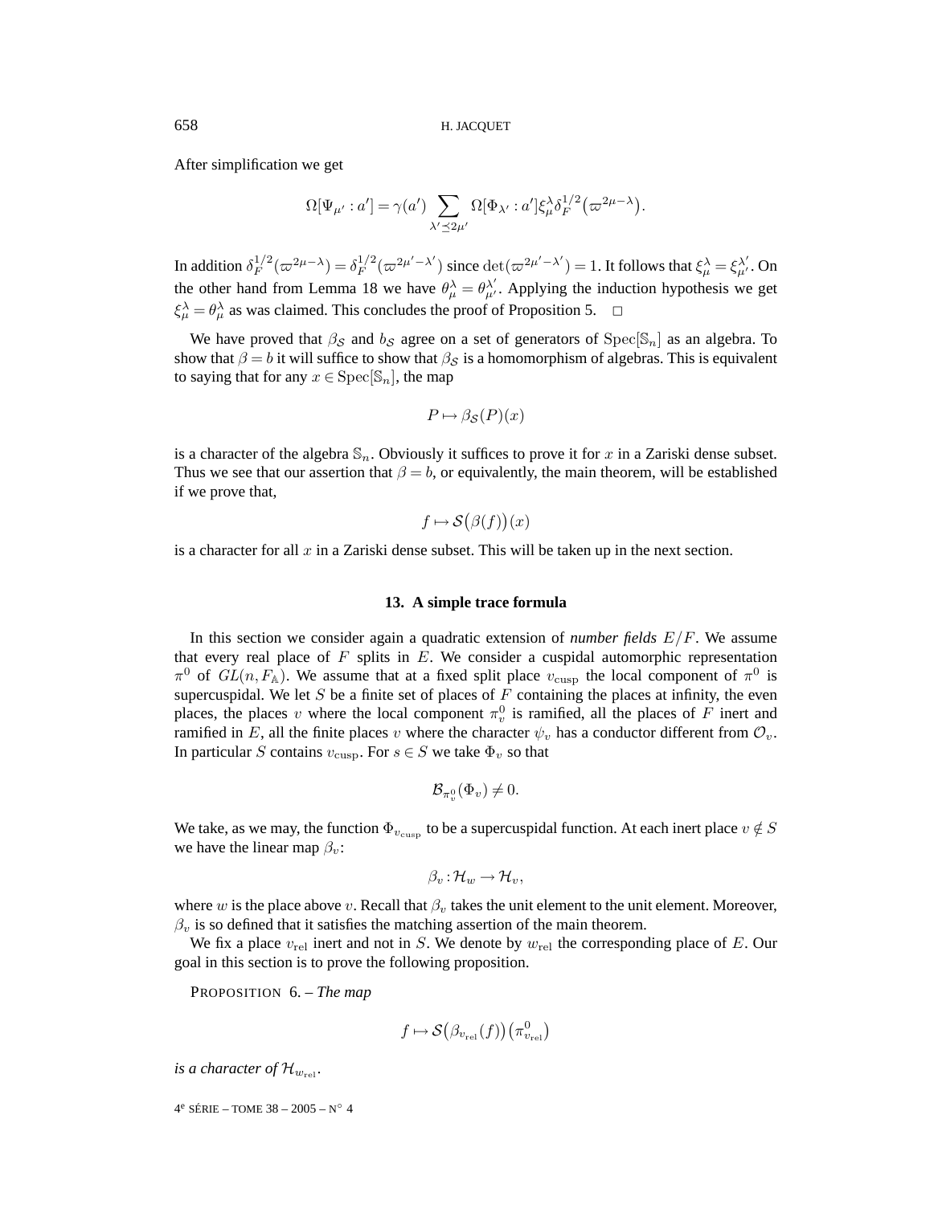After simplification we get

$$\Omega[\Psi_{\mu'} : a'] = \gamma(a') \sum_{\lambda' \preceq 2\mu'} \Omega[\Phi_{\lambda'} : a'] \xi_\mu^\lambda \delta_F^{1/2}\big(\varpi^{2\mu-\lambda}\big).$$

In addition $\delta_F^{1/2}(\varpi^{2\mu-\lambda}) = \delta_F^{1/2}(\varpi^{2\mu'-\lambda'})$ since $\det(\varpi^{2\mu'-\lambda'}) = 1$. It follows that $\xi_\mu^\lambda = \xi_{\mu'}^{\lambda'}$. On the other hand from Lemma 18 we have $\theta_\mu^\lambda = \theta_{\mu'}^{\lambda'}$. Applying the induction hypothesis we get $\xi_\mu^\lambda = \theta_\mu^\lambda$ as was claimed. This concludes the proof of Proposition 5. $\square$

We have proved that $\beta_{\mathcal{S}}$ and $b_{\mathcal{S}}$ agree on a set of generators of $\mathrm{Spec}[\mathbb{S}_n]$ as an algebra. To show that $\beta = b$ it will suffice to show that $\beta_{\mathcal{S}}$ is a homomorphism of algebras. This is equivalent to saying that for any $x \in \mathrm{Spec}[\mathbb{S}_n]$, the map

$$P \mapsto \beta_{\mathcal{S}}(P)(x)$$

is a character of the algebra $\mathbb{S}_n$. Obviously it suffices to prove it for $x$ in a Zariski dense subset. Thus we see that our assertion that $\beta = b$, or equivalently, the main theorem, will be established if we prove that,

$$f \mapsto \mathcal{S}\big(\beta(f)\big)(x)$$

is a character for all $x$ in a Zariski dense subset. This will be taken up in the next section.

## 13. A simple trace formula

In this section we consider again a quadratic extension of *number fields* $E/F$. We assume that every real place of $F$ splits in $E$. We consider a cuspidal automorphic representation $\pi^0$ of $GL(n, F_{\mathbb{A}})$. We assume that at a fixed split place $v_{\mathrm{cusp}}$ the local component of $\pi^0$ is supercuspidal. We let $S$ be a finite set of places of $F$ containing the places at infinity, the even places, the places $v$ where the local component $\pi_v^0$ is ramified, all the places of $F$ inert and ramified in $E$, all the finite places $v$ where the character $\psi_v$ has a conductor different from $\mathcal{O}_v$. In particular $S$ contains $v_{\mathrm{cusp}}$. For $s \in S$ we take $\Phi_v$ so that

$$\mathcal{B}_{\pi_v^0}(\Phi_v) \neq 0.$$

We take, as we may, the function $\Phi_{v_{\mathrm{cusp}}}$ to be a supercuspidal function. At each inert place $v \notin S$ we have the linear map $\beta_v$:

$$\beta_v : \mathcal{H}_w \to \mathcal{H}_v,$$

where $w$ is the place above $v$. Recall that $\beta_v$ takes the unit element to the unit element. Moreover, $\beta_v$ is so defined that it satisfies the matching assertion of the main theorem.

We fix a place $v_{\mathrm{rel}}$ inert and not in $S$. We denote by $w_{\mathrm{rel}}$ the corresponding place of $E$. Our goal in this section is to prove the following proposition.

PROPOSITION 6. – *The map*

$$f \mapsto \mathcal{S}\big(\beta_{v_{\mathrm{rel}}}(f)\big)\big(\pi_{v_{\mathrm{rel}}}^0\big)$$

*is a character of* $\mathcal{H}_{w_{\mathrm{rel}}}$.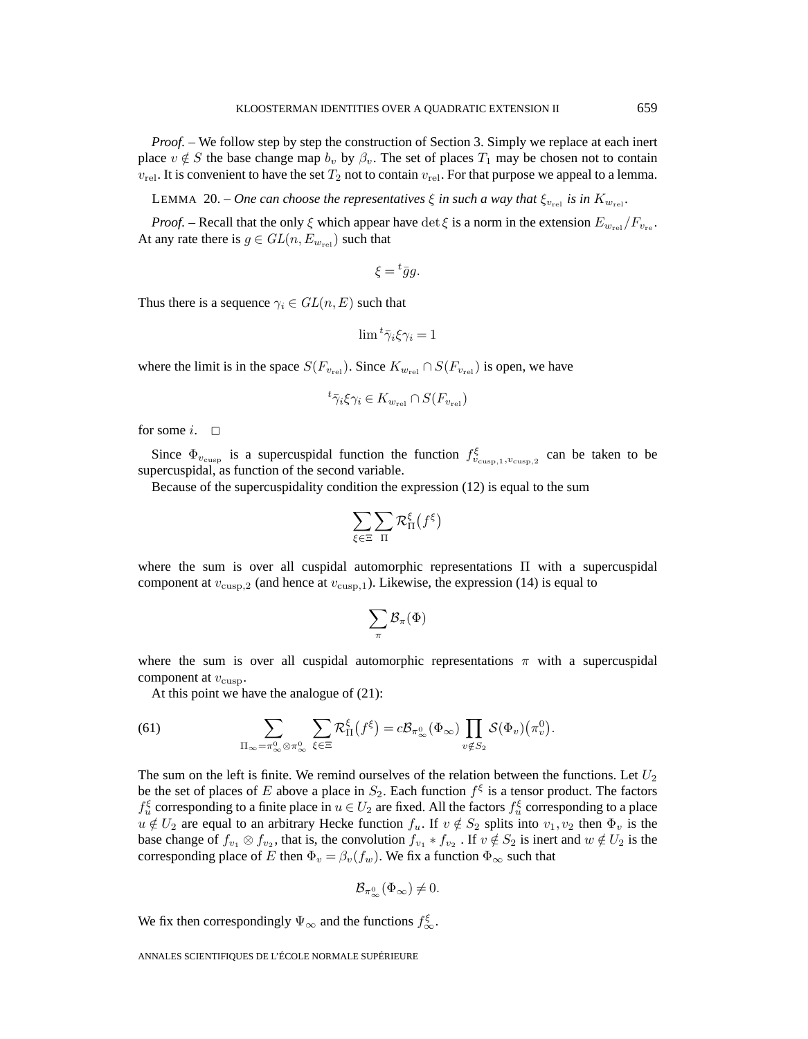*Proof.* – We follow step by step the construction of Section 3. Simply we replace at each inert place $v \notin S$ the base change map $b_v$ by $\beta_v$. The set of places $T_1$ may be chosen not to contain $v_{\rm rel}$. It is convenient to have the set $T_2$ not to contain $v_{\rm rel}$. For that purpose we appeal to a lemma.

LEMMA 20. – *One can choose the representatives $\xi$ in such a way that $\xi_{v_{\rm rel}}$ is in $K_{w_{\rm rel}}$.*

*Proof.* – Recall that the only $\xi$ which appear have $\det \xi$ is a norm in the extension $E_{w_{\rm rel}}/F_{v_{\rm re}}$. At any rate there is $g \in GL(n, E_{w_{\rm rel}})$ such that

$$\xi = {}^t\bar{g}g.$$

Thus there is a sequence $\gamma_i \in GL(n, E)$ such that

$$\lim {}^t\bar{\gamma}_i \xi \gamma_i = 1$$

where the limit is in the space $S(F_{v_{\rm rel}})$. Since $K_{w_{\rm rel}} \cap S(F_{v_{\rm rel}})$ is open, we have

$${}^t\bar{\gamma}_i \xi \gamma_i \in K_{w_{\rm rel}} \cap S(F_{v_{\rm rel}})$$

for some $i$. $\square$

Since $\Phi_{v_{\rm cusp}}$ is a supercuspidal function the function $f^\xi_{v_{\rm cusp,1}, v_{\rm cusp,2}}$ can be taken to be supercuspidal, as function of the second variable.

Because of the supercuspidality condition the expression (12) is equal to the sum

$$\sum_{\xi \in \Xi} \sum_{\Pi} \mathcal{R}^\xi_\Pi(f^\xi)$$

where the sum is over all cuspidal automorphic representations $\Pi$ with a supercuspidal component at $v_{\rm cusp,2}$ (and hence at $v_{\rm cusp,1}$). Likewise, the expression (14) is equal to

$$\sum_\pi \mathcal{B}_\pi(\Phi)$$

where the sum is over all cuspidal automorphic representations $\pi$ with a supercuspidal component at $v_{\rm cusp}$.

At this point we have the analogue of (21):

$$\sum_{\Pi_\infty = \pi^0_\infty \otimes \pi^0_\infty} \sum_{\xi \in \Xi} \mathcal{R}^\xi_\Pi(f^\xi) = c\mathcal{B}_{\pi^0_\infty}(\Phi_\infty) \prod_{v \notin S_2} \mathcal{S}(\Phi_v)(\pi^0_v). \tag{61}$$

The sum on the left is finite. We remind ourselves of the relation between the functions. Let $U_2$ be the set of places of $E$ above a place in $S_2$. Each function $f^\xi$ is a tensor product. The factors $f^\xi_u$ corresponding to a finite place in $u \in U_2$ are fixed. All the factors $f^\xi_u$ corresponding to a place $u \notin U_2$ are equal to an arbitrary Hecke function $f_u$. If $v \notin S_2$ splits into $v_1, v_2$ then $\Phi_v$ is the base change of $f_{v_1} \otimes f_{v_2}$, that is, the convolution $f_{v_1} * f_{v_2}$. If $v \notin S_2$ is inert and $w \notin U_2$ is the corresponding place of $E$ then $\Phi_v = \beta_v(f_w)$. We fix a function $\Phi_\infty$ such that

$$\mathcal{B}_{\pi^0_\infty}(\Phi_\infty) \neq 0.$$

We fix then correspondingly $\Psi_\infty$ and the functions $f^\xi_\infty$.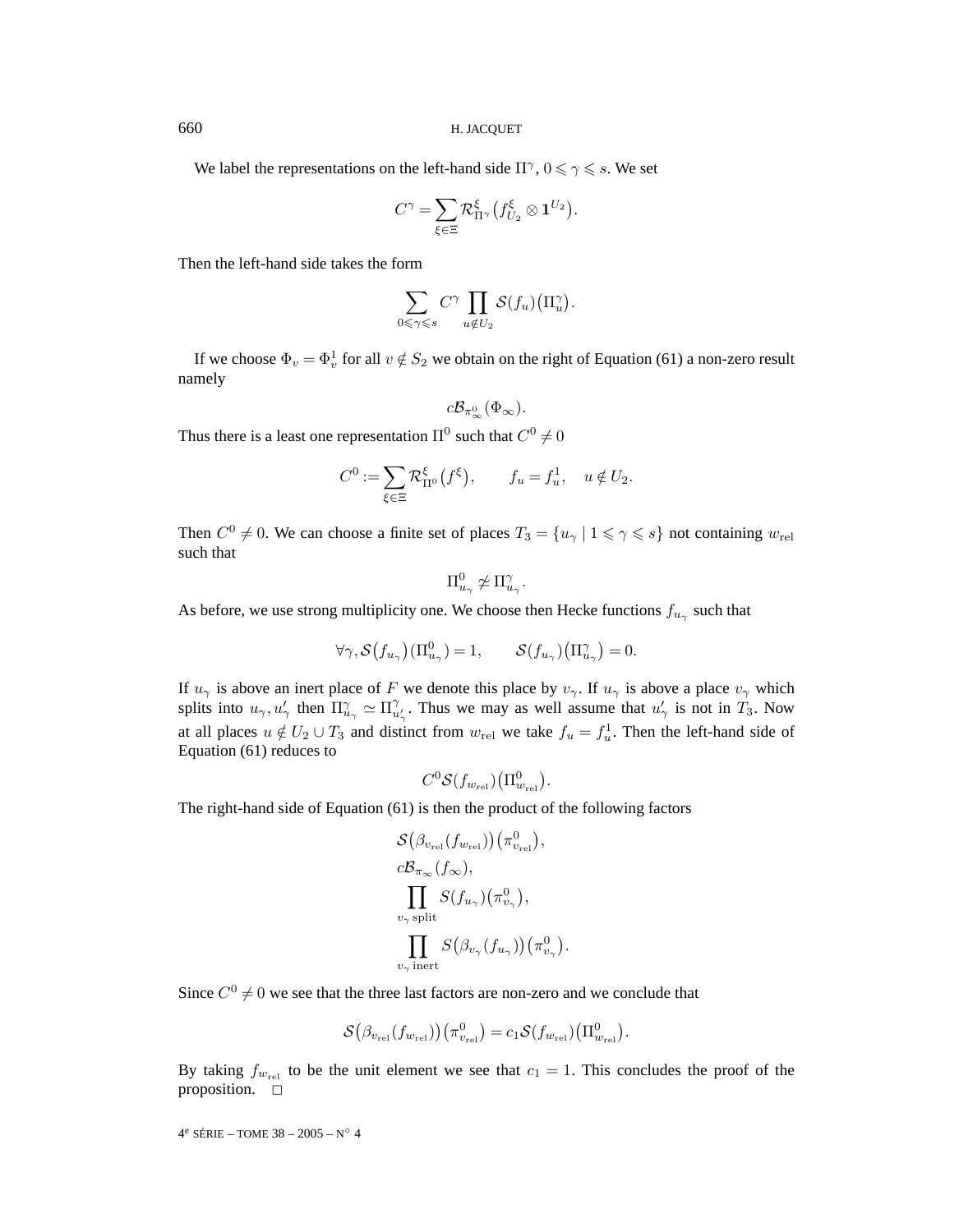We label the representations on the left-hand side $\Pi^\gamma$, $0 \leqslant \gamma \leqslant s$. We set

$$C^\gamma = \sum_{\xi \in \Xi} \mathcal{R}^\xi_{\Pi^\gamma}\big(f^\xi_{U_2} \otimes \mathbf{1}^{U_2}\big).$$

Then the left-hand side takes the form

$$\sum_{0 \leqslant \gamma \leqslant s} C^\gamma \prod_{u \notin U_2} \mathcal{S}(f_u)\big(\Pi^\gamma_u\big).$$

If we choose $\Phi_v = \Phi^1_v$ for all $v \notin S_2$ we obtain on the right of Equation (61) a non-zero result namely

$$c\mathcal{B}_{\pi^0_\infty}(\Phi_\infty).$$

Thus there is a least one representation $\Pi^0$ such that $C^0 \neq 0$

$$C^0 := \sum_{\xi \in \Xi} \mathcal{R}^\xi_{\Pi^0}\big(f^\xi\big), \qquad f_u = f^1_u, \quad u \notin U_2.$$

Then $C^0 \neq 0$. We can choose a finite set of places $T_3 = \{u_\gamma \mid 1 \leqslant \gamma \leqslant s\}$ not containing $w_{\mathrm{rel}}$ such that

$$\Pi^0_{u_\gamma} \not\simeq \Pi^\gamma_{u_\gamma}.$$

As before, we use strong multiplicity one. We choose then Hecke functions $f_{u_\gamma}$ such that

$$\forall \gamma, \mathcal{S}\big(f_{u_\gamma}\big)(\Pi^0_{u_\gamma}) = 1, \qquad \mathcal{S}(f_{u_\gamma})\big(\Pi^\gamma_{u_\gamma}\big) = 0.$$

If $u_\gamma$ is above an inert place of $F$ we denote this place by $v_\gamma$. If $u_\gamma$ is above a place $v_\gamma$ which splits into $u_\gamma, u'_\gamma$ then $\Pi^\gamma_{u_\gamma} \simeq \Pi^\gamma_{u'_\gamma}$. Thus we may as well assume that $u'_\gamma$ is not in $T_3$. Now at all places $u \notin U_2 \cup T_3$ and distinct from $w_{\mathrm{rel}}$ we take $f_u = f^1_u$. Then the left-hand side of Equation (61) reduces to

$$C^0 \mathcal{S}(f_{w_{\mathrm{rel}}})\big(\Pi^0_{w_{\mathrm{rel}}}\big).$$

The right-hand side of Equation (61) is then the product of the following factors

$$\begin{aligned}
&\mathcal{S}\big(\beta_{v_{\mathrm{rel}}}(f_{w_{\mathrm{rel}}})\big)\big(\pi^0_{v_{\mathrm{rel}}}\big),\\
&c\mathcal{B}_{\pi_\infty}(f_\infty),\\
&\prod_{v_\gamma\ \mathrm{split}} S(f_{u_\gamma})\big(\pi^0_{v_\gamma}\big),\\
&\prod_{v_\gamma\ \mathrm{inert}} S\big(\beta_{v_\gamma}(f_{u_\gamma})\big)\big(\pi^0_{v_\gamma}\big).
\end{aligned}$$

Since $C^0 \neq 0$ we see that the three last factors are non-zero and we conclude that

$$\mathcal{S}\big(\beta_{v_{\mathrm{rel}}}(f_{w_{\mathrm{rel}}})\big)\big(\pi^0_{v_{\mathrm{rel}}}\big) = c_1 \mathcal{S}(f_{w_{\mathrm{rel}}})\big(\Pi^0_{w_{\mathrm{rel}}}\big).$$

By taking $f_{w_{\mathrm{rel}}}$ to be the unit element we see that $c_1 = 1$. This concludes the proof of the proposition. $\square$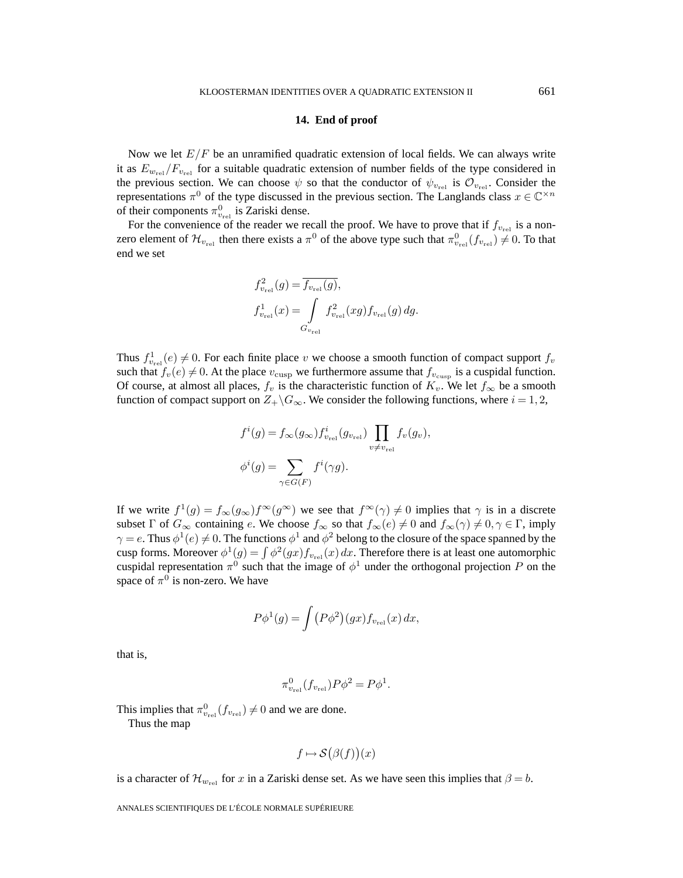## 14. End of proof

Now we let $E/F$ be an unramified quadratic extension of local fields. We can always write it as $E_{w_{\rm rel}}/F_{v_{\rm rel}}$ for a suitable quadratic extension of number fields of the type considered in the previous section. We can choose $\psi$ so that the conductor of $\psi_{v_{\rm rel}}$ is $\mathcal{O}_{v_{\rm rel}}$. Consider the representations $\pi^0$ of the type discussed in the previous section. The Langlands class $x \in \mathbb{C}^{\times n}$ of their components $\pi^0_{v_{\rm rel}}$ is Zariski dense.

For the convenience of the reader we recall the proof. We have to prove that if $f_{v_{\rm rel}}$ is a non-zero element of $\mathcal{H}_{v_{\rm rel}}$ then there exists a $\pi^0$ of the above type such that $\pi^0_{v_{\rm rel}}(f_{v_{\rm rel}}) \neq 0$. To that end we set

$$f^2_{v_{\rm rel}}(g) = \overline{f_{v_{\rm rel}}(g)},$$
$$f^1_{v_{\rm rel}}(x) = \int\limits_{G_{v_{\rm rel}}} f^2_{v_{\rm rel}}(xg) f_{v_{\rm rel}}(g)\, dg.$$

Thus $f^1_{v_{\rm rel}}(e) \neq 0$. For each finite place $v$ we choose a smooth function of compact support $f_v$ such that $f_v(e) \neq 0$. At the place $v_{\rm cusp}$ we furthermore assume that $f_{v_{\rm cusp}}$ is a cuspidal function. Of course, at almost all places, $f_v$ is the characteristic function of $K_v$. We let $f_\infty$ be a smooth function of compact support on $Z_+\backslash G_\infty$. We consider the following functions, where $i = 1, 2$,

$$f^i(g) = f_\infty(g_\infty) f^i_{v_{\rm rel}}(g_{v_{\rm rel}}) \prod_{v \neq v_{\rm rel}} f_v(g_v),$$
$$\phi^i(g) = \sum_{\gamma \in G(F)} f^i(\gamma g).$$

If we write $f^1(g) = f_\infty(g_\infty) f^\infty(g^\infty)$ we see that $f^\infty(\gamma) \neq 0$ implies that $\gamma$ is in a discrete subset $\Gamma$ of $G_\infty$ containing $e$. We choose $f_\infty$ so that $f_\infty(e) \neq 0$ and $f_\infty(\gamma) \neq 0, \gamma \in \Gamma$, imply $\gamma = e$. Thus $\phi^1(e) \neq 0$. The functions $\phi^1$ and $\phi^2$ belong to the closure of the space spanned by the cusp forms. Moreover $\phi^1(g) = \int \phi^2(gx) f_{v_{\rm rel}}(x)\, dx$. Therefore there is at least one automorphic cuspidal representation $\pi^0$ such that the image of $\phi^1$ under the orthogonal projection $P$ on the space of $\pi^0$ is non-zero. We have

$$P\phi^1(g) = \int \big(P\phi^2\big)(gx) f_{v_{\rm rel}}(x)\, dx,$$

that is,

$$\pi^0_{v_{\rm rel}}(f_{v_{\rm rel}}) P\phi^2 = P\phi^1.$$

This implies that $\pi^0_{v_{\rm rel}}(f_{v_{\rm rel}}) \neq 0$ and we are done.

Thus the map

$$f \mapsto \mathcal{S}\big(\beta(f)\big)(x)$$

is a character of $\mathcal{H}_{w_{\rm rel}}$ for $x$ in a Zariski dense set. As we have seen this implies that $\beta = b$.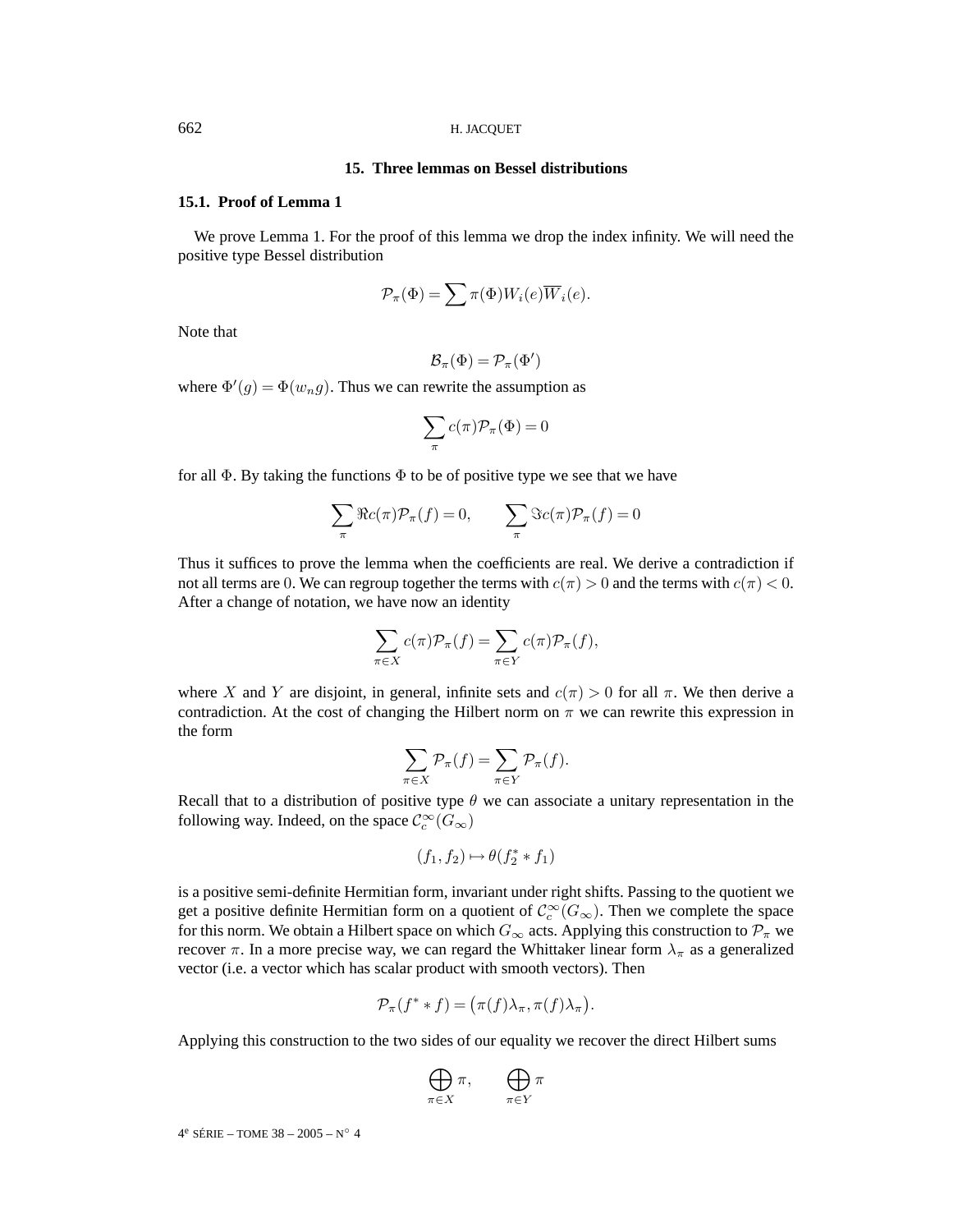## 15. Three lemmas on Bessel distributions

### 15.1. Proof of Lemma 1

We prove Lemma 1. For the proof of this lemma we drop the index infinity. We will need the positive type Bessel distribution

$$\mathcal{P}_\pi(\Phi) = \sum \pi(\Phi) W_i(e) \overline{W}_i(e).$$

Note that

$$\mathcal{B}_\pi(\Phi) = \mathcal{P}_\pi(\Phi')$$

where $\Phi'(g) = \Phi(w_n g)$. Thus we can rewrite the assumption as

$$\sum_\pi c(\pi) \mathcal{P}_\pi(\Phi) = 0$$

for all $\Phi$. By taking the functions $\Phi$ to be of positive type we see that we have

$$\sum_\pi \Re c(\pi) \mathcal{P}_\pi(f) = 0, \qquad \sum_\pi \Im c(\pi) \mathcal{P}_\pi(f) = 0$$

Thus it suffices to prove the lemma when the coefficients are real. We derive a contradiction if not all terms are $0$. We can regroup together the terms with $c(\pi) > 0$ and the terms with $c(\pi) < 0$. After a change of notation, we have now an identity

$$\sum_{\pi \in X} c(\pi) \mathcal{P}_\pi(f) = \sum_{\pi \in Y} c(\pi) \mathcal{P}_\pi(f),$$

where $X$ and $Y$ are disjoint, in general, infinite sets and $c(\pi) > 0$ for all $\pi$. We then derive a contradiction. At the cost of changing the Hilbert norm on $\pi$ we can rewrite this expression in the form

$$\sum_{\pi \in X} \mathcal{P}_\pi(f) = \sum_{\pi \in Y} \mathcal{P}_\pi(f).$$

Recall that to a distribution of positive type $\theta$ we can associate a unitary representation in the following way. Indeed, on the space $\mathcal{C}_c^\infty(G_\infty)$

$$(f_1, f_2) \mapsto \theta(f_2^* * f_1)$$

is a positive semi-definite Hermitian form, invariant under right shifts. Passing to the quotient we get a positive definite Hermitian form on a quotient of $\mathcal{C}_c^\infty(G_\infty)$. Then we complete the space for this norm. We obtain a Hilbert space on which $G_\infty$ acts. Applying this construction to $\mathcal{P}_\pi$ we recover $\pi$. In a more precise way, we can regard the Whittaker linear form $\lambda_\pi$ as a generalized vector (i.e. a vector which has scalar product with smooth vectors). Then

$$\mathcal{P}_\pi(f^* * f) = \big(\pi(f)\lambda_\pi, \pi(f)\lambda_\pi\big).$$

Applying this construction to the two sides of our equality we recover the direct Hilbert sums

$$\bigoplus_{\pi \in X} \pi, \qquad \bigoplus_{\pi \in Y} \pi$$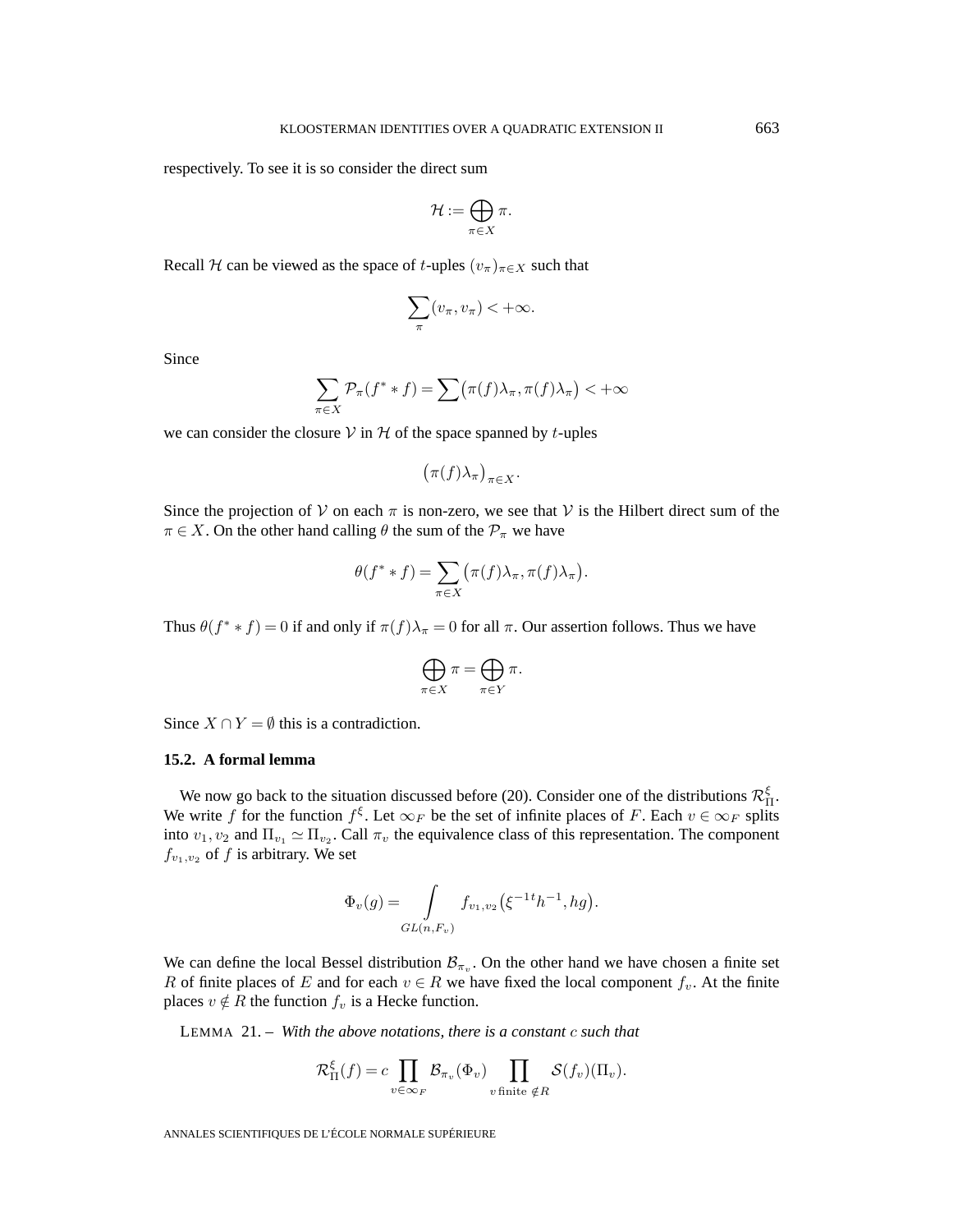respectively. To see it is so consider the direct sum

$$\mathcal{H} := \bigoplus_{\pi \in X} \pi.$$

Recall $\mathcal{H}$ can be viewed as the space of $t$-uples $(v_\pi)_{\pi \in X}$ such that

$$\sum_{\pi} (v_\pi, v_\pi) < +\infty.$$

Since

$$\sum_{\pi \in X} \mathcal{P}_\pi(f^* * f) = \sum \big(\pi(f)\lambda_\pi, \pi(f)\lambda_\pi\big) < +\infty$$

we can consider the closure $\mathcal{V}$ in $\mathcal{H}$ of the space spanned by $t$-uples

$$\big(\pi(f)\lambda_\pi\big)_{\pi \in X}.$$

Since the projection of $\mathcal{V}$ on each $\pi$ is non-zero, we see that $\mathcal{V}$ is the Hilbert direct sum of the $\pi \in X$. On the other hand calling $\theta$ the sum of the $\mathcal{P}_\pi$ we have

$$\theta(f^* * f) = \sum_{\pi \in X} \big(\pi(f)\lambda_\pi, \pi(f)\lambda_\pi\big).$$

Thus $\theta(f^* * f) = 0$ if and only if $\pi(f)\lambda_\pi = 0$ for all $\pi$. Our assertion follows. Thus we have

$$\bigoplus_{\pi \in X} \pi = \bigoplus_{\pi \in Y} \pi.$$

Since $X \cap Y = \emptyset$ this is a contradiction.

### 15.2. A formal lemma

We now go back to the situation discussed before (20). Consider one of the distributions $\mathcal{R}_\Pi^\xi$. We write $f$ for the function $f^\xi$. Let $\infty_F$ be the set of infinite places of $F$. Each $v \in \infty_F$ splits into $v_1, v_2$ and $\Pi_{v_1} \simeq \Pi_{v_2}$. Call $\pi_v$ the equivalence class of this representation. The component $f_{v_1,v_2}$ of $f$ is arbitrary. We set

$$\Phi_v(g) = \int_{GL(n,F_v)} f_{v_1,v_2}\big(\xi^{-1\,t}h^{-1}, hg\big).$$

We can define the local Bessel distribution $\mathcal{B}_{\pi_v}$. On the other hand we have chosen a finite set $R$ of finite places of $E$ and for each $v \in R$ we have fixed the local component $f_v$. At the finite places $v \notin R$ the function $f_v$ is a Hecke function.

LEMMA 21. – *With the above notations, there is a constant $c$ such that*

$$\mathcal{R}_\Pi^\xi(f) = c \prod_{v \in \infty_F} \mathcal{B}_{\pi_v}(\Phi_v) \prod_{v \text{ finite } \notin R} \mathcal{S}(f_v)(\Pi_v).$$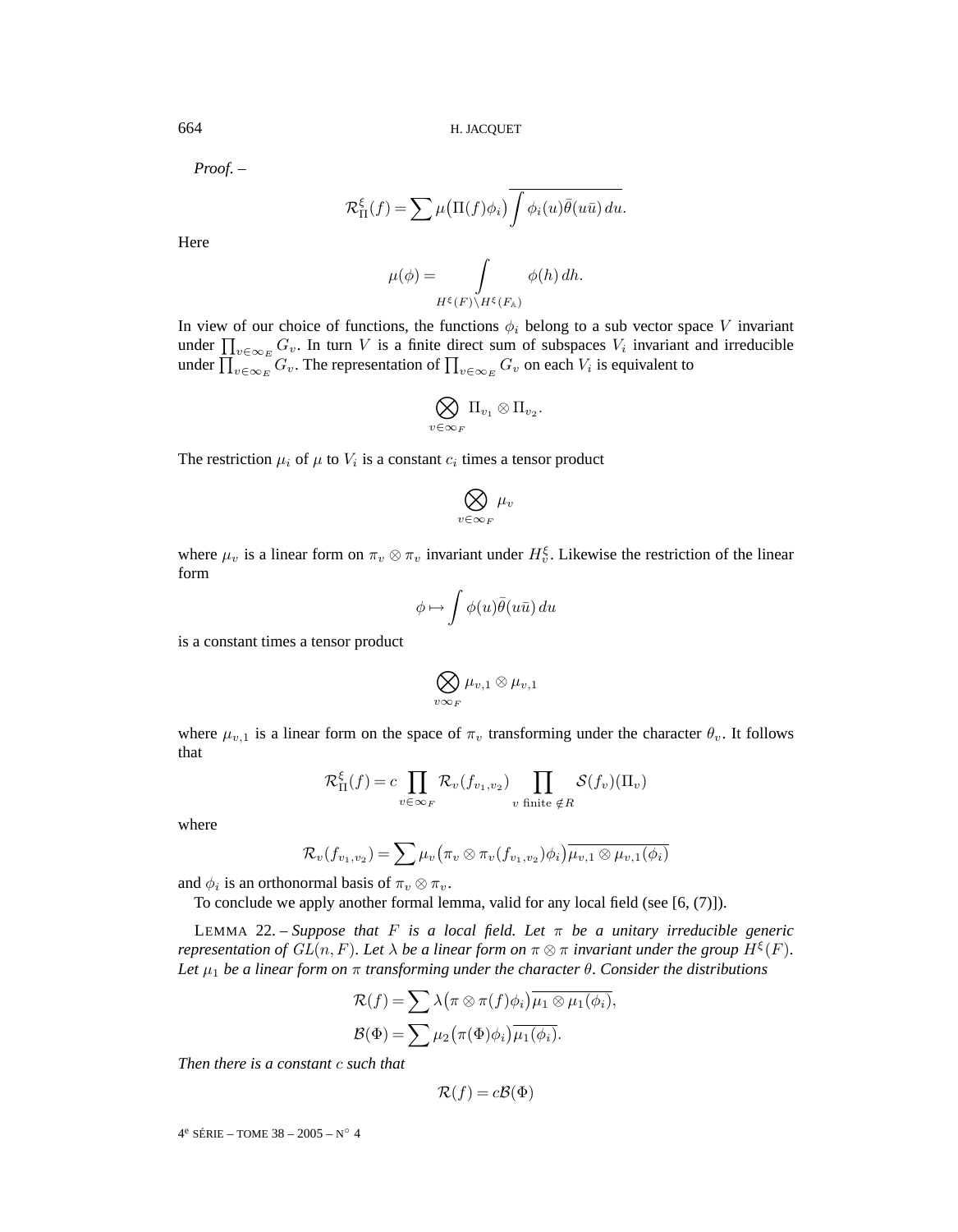*Proof.* –

$$\mathcal{R}^{\xi}_{\Pi}(f) = \sum \mu\big(\Pi(f)\phi_i\big)\overline{\int \phi_i(u)\bar{\theta}(u\bar{u})\,du}.$$

Here

$$\mu(\phi) = \int\limits_{H^{\xi}(F)\backslash H^{\xi}(F_{\mathbb{A}})} \phi(h)\,dh.$$

In view of our choice of functions, the functions $\phi_i$ belong to a sub vector space $V$ invariant under $\prod_{v\in\infty_E} G_v$. In turn $V$ is a finite direct sum of subspaces $V_i$ invariant and irreducible under $\prod_{v\in\infty_E} G_v$. The representation of $\prod_{v\in\infty_E} G_v$ on each $V_i$ is equivalent to

$$\bigotimes_{v\in\infty_F} \Pi_{v_1}\otimes\Pi_{v_2}.$$

The restriction $\mu_i$ of $\mu$ to $V_i$ is a constant $c_i$ times a tensor product

$$\bigotimes_{v\in\infty_F} \mu_v$$

where $\mu_v$ is a linear form on $\pi_v\otimes\pi_v$ invariant under $H^{\xi}_v$. Likewise the restriction of the linear form

$$\phi\mapsto\int\phi(u)\bar{\theta}(u\bar{u})\,du$$

is a constant times a tensor product

$$\bigotimes_{v\infty_F} \mu_{v,1}\otimes\mu_{v,1}$$

where $\mu_{v,1}$ is a linear form on the space of $\pi_v$ transforming under the character $\theta_v$. It follows that

$$\mathcal{R}^{\xi}_{\Pi}(f) = c\prod_{v\in\infty_F}\mathcal{R}_v(f_{v_1,v_2})\prod_{v\text{ finite }\notin R}\mathcal{S}(f_v)(\Pi_v)$$

where

$$\mathcal{R}_v(f_{v_1,v_2}) = \sum\mu_v\big(\pi_v\otimes\pi_v(f_{v_1,v_2})\phi_i\big)\overline{\mu_{v,1}\otimes\mu_{v,1}(\phi_i)}$$

and $\phi_i$ is an orthonormal basis of $\pi_v\otimes\pi_v$.

To conclude we apply another formal lemma, valid for any local field (see [6, (7)]).

LEMMA 22. – *Suppose that $F$ is a local field. Let $\pi$ be a unitary irreducible generic representation of $GL(n,F)$. Let $\lambda$ be a linear form on $\pi\otimes\pi$ invariant under the group $H^{\xi}(F)$. Let $\mu_1$ be a linear form on $\pi$ transforming under the character $\theta$. Consider the distributions*

$$\mathcal{R}(f) = \sum\lambda\big(\pi\otimes\pi(f)\phi_i\big)\overline{\mu_1\otimes\mu_1(\phi_i)},$$
$$\mathcal{B}(\Phi) = \sum\mu_2\big(\pi(\Phi)\phi_i\big)\overline{\mu_1(\phi_i)}.$$

*Then there is a constant $c$ such that*

$$\mathcal{R}(f) = c\mathcal{B}(\Phi)$$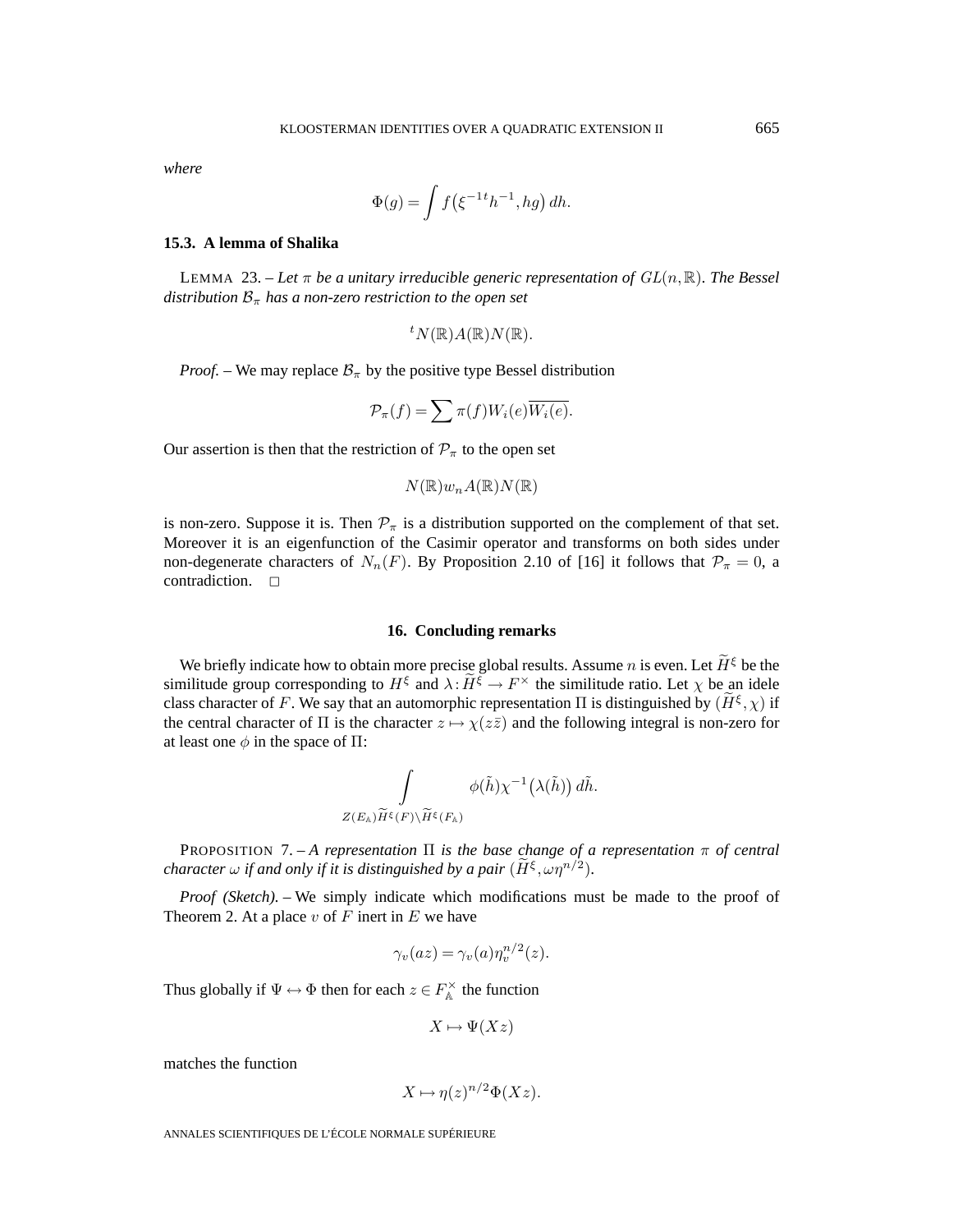*where*

$$\Phi(g) = \int f\big(\xi^{-1t}h^{-1}, hg\big)\, dh.$$

### 15.3. A lemma of Shalika

LEMMA 23. – *Let $\pi$ be a unitary irreducible generic representation of $GL(n,\mathbb{R})$. The Bessel distribution $\mathcal{B}_\pi$ has a non-zero restriction to the open set*

$${}^tN(\mathbb{R})A(\mathbb{R})N(\mathbb{R}).$$

*Proof.* – We may replace $\mathcal{B}_\pi$ by the positive type Bessel distribution

$$\mathcal{P}_\pi(f) = \sum \pi(f)W_i(e)\overline{W_i(e)}.$$

Our assertion is then that the restriction of $\mathcal{P}_\pi$ to the open set

$$N(\mathbb{R})w_n A(\mathbb{R})N(\mathbb{R})$$

is non-zero. Suppose it is. Then $\mathcal{P}_\pi$ is a distribution supported on the complement of that set. Moreover it is an eigenfunction of the Casimir operator and transforms on both sides under non-degenerate characters of $N_n(F)$. By Proposition 2.10 of [16] it follows that $\mathcal{P}_\pi = 0$, a contradiction. □

## 16. Concluding remarks

We briefly indicate how to obtain more precise global results. Assume $n$ is even. Let $\widetilde{H}^\xi$ be the similitude group corresponding to $H^\xi$ and $\lambda : \widetilde{H}^\xi \to F^\times$ the similitude ratio. Let $\chi$ be an idele class character of $F$. We say that an automorphic representation $\Pi$ is distinguished by $(\widetilde{H}^\xi, \chi)$ if the central character of $\Pi$ is the character $z \mapsto \chi(z\bar{z})$ and the following integral is non-zero for at least one $\phi$ in the space of $\Pi$:

$$\int\limits_{Z(E_{\mathbb{A}})\widetilde{H}^\xi(F)\backslash \widetilde{H}^\xi(F_{\mathbb{A}})} \phi(\tilde{h})\chi^{-1}\big(\lambda(\tilde{h})\big)\, d\tilde{h}.$$

PROPOSITION 7. – *A representation $\Pi$ is the base change of a representation $\pi$ of central character $\omega$ if and only if it is distinguished by a pair $(\widetilde{H}^\xi, \omega\eta^{n/2})$.*

*Proof (Sketch).* – We simply indicate which modifications must be made to the proof of Theorem 2. At a place $v$ of $F$ inert in $E$ we have

$$\gamma_v(az) = \gamma_v(a)\eta_v^{n/2}(z).$$

Thus globally if $\Psi \leftrightarrow \Phi$ then for each $z \in F_{\mathbb{A}}^\times$ the function

$$X \mapsto \Psi(Xz)$$

matches the function

$$X \mapsto \eta(z)^{n/2}\Phi(Xz).$$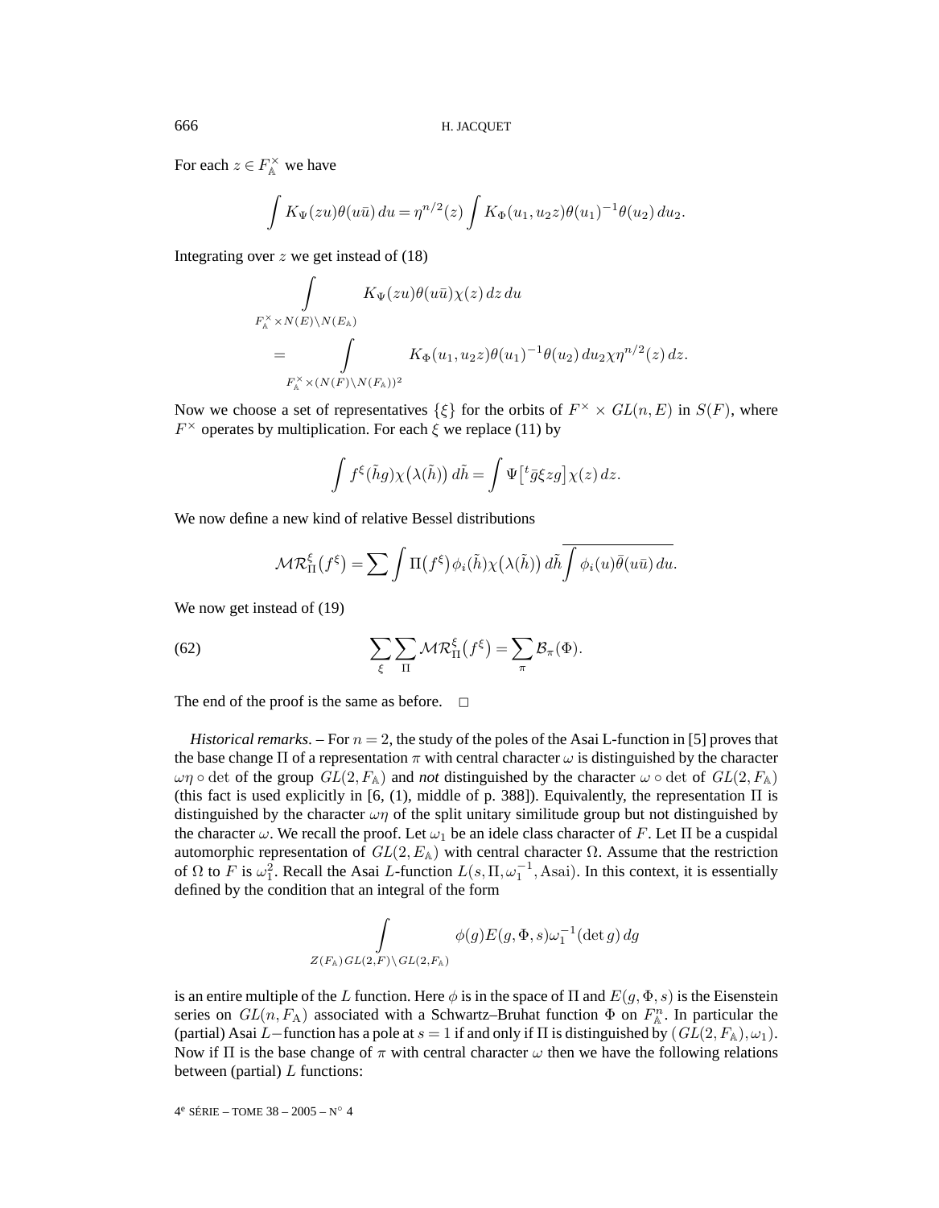For each $z \in F_{\mathbb{A}}^{\times}$ we have

$$\int K_{\Psi}(zu)\theta(u\bar{u})\,du = \eta^{n/2}(z)\int K_{\Phi}(u_1, u_2 z)\theta(u_1)^{-1}\theta(u_2)\,du_2.$$

Integrating over $z$ we get instead of (18)

$$\begin{aligned}
&\int\limits_{F_{\mathbb{A}}^{\times}\times N(E)\backslash N(E_{\mathbb{A}})} K_{\Psi}(zu)\theta(u\bar{u})\chi(z)\,dz\,du \\
&\quad = \int\limits_{F_{\mathbb{A}}^{\times}\times (N(F)\backslash N(F_{\mathbb{A}}))^2} K_{\Phi}(u_1, u_2 z)\theta(u_1)^{-1}\theta(u_2)\,du_2\chi\eta^{n/2}(z)\,dz.
\end{aligned}$$

Now we choose a set of representatives $\{\xi\}$ for the orbits of $F^{\times}\times GL(n,E)$ in $S(F)$, where $F^{\times}$ operates by multiplication. For each $\xi$ we replace (11) by

$$\int f^{\xi}(\tilde{h}g)\chi\big(\lambda(\tilde{h})\big)\,d\tilde{h} = \int \Psi\big[{}^t\bar{g}\xi z g\big]\chi(z)\,dz.$$

We now define a new kind of relative Bessel distributions

$$\mathcal{MR}_{\Pi}^{\xi}\big(f^{\xi}\big) = \sum \int \Pi\big(f^{\xi}\big)\phi_i(\tilde{h})\chi\big(\lambda(\tilde{h})\big)\,d\tilde{h}\overline{\int \phi_i(u)\bar{\theta}(u\bar{u})\,du}.$$

We now get instead of (19)

$$\sum_{\xi}\sum_{\Pi}\mathcal{MR}_{\Pi}^{\xi}\big(f^{\xi}\big) = \sum_{\pi}\mathcal{B}_{\pi}(\Phi). \tag{62}$$

The end of the proof is the same as before. □

*Historical remarks*. – For $n = 2$, the study of the poles of the Asai L-function in [5] proves that the base change $\Pi$ of a representation $\pi$ with central character $\omega$ is distinguished by the character $\omega\eta\circ\det$ of the group $GL(2, F_{\mathbb{A}})$ and *not* distinguished by the character $\omega\circ\det$ of $GL(2, F_{\mathbb{A}})$ (this fact is used explicitly in [6, (1), middle of p. 388]). Equivalently, the representation $\Pi$ is distinguished by the character $\omega\eta$ of the split unitary similitude group but not distinguished by the character $\omega$. We recall the proof. Let $\omega_1$ be an idele class character of $F$. Let $\Pi$ be a cuspidal automorphic representation of $GL(2, E_{\mathbb{A}})$ with central character $\Omega$. Assume that the restriction of $\Omega$ to $F$ is $\omega_1^2$. Recall the Asai $L$-function $L(s, \Pi, \omega_1^{-1}, \mathrm{Asai})$. In this context, it is essentially defined by the condition that an integral of the form

$$\int\limits_{Z(F_{\mathbb{A}})GL(2,F)\backslash GL(2,F_{\mathbb{A}})} \phi(g)E(g,\Phi,s)\omega_1^{-1}(\det g)\,dg$$

is an entire multiple of the $L$ function. Here $\phi$ is in the space of $\Pi$ and $E(g, \Phi, s)$ is the Eisenstein series on $GL(n, F_{\mathrm{A}})$ associated with a Schwartz–Bruhat function $\Phi$ on $F_{\mathbb{A}}^n$. In particular the (partial) Asai $L-$function has a pole at $s = 1$ if and only if $\Pi$ is distinguished by $(GL(2, F_{\mathbb{A}}), \omega_1)$. Now if $\Pi$ is the base change of $\pi$ with central character $\omega$ then we have the following relations between (partial) $L$ functions: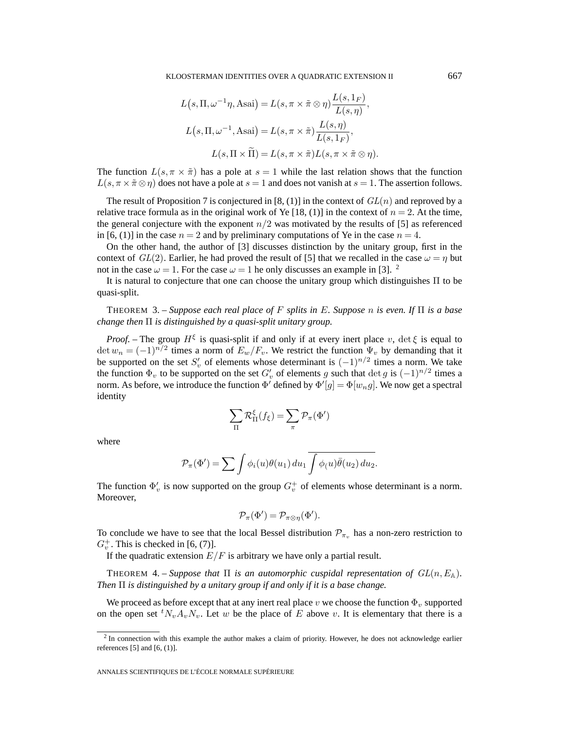$$L\big(s, \Pi, \omega^{-1}\eta, \mathrm{Asai}\big) = L(s, \pi \times \tilde{\pi} \otimes \eta)\frac{L(s, 1_F)}{L(s, \eta)},$$

$$L\big(s, \Pi, \omega^{-1}, \mathrm{Asai}\big) = L(s, \pi \times \tilde{\pi})\frac{L(s, \eta)}{L(s, 1_F)},$$

$$L(s, \Pi \times \widetilde{\Pi}) = L(s, \pi \times \tilde{\pi})L(s, \pi \times \tilde{\pi} \otimes \eta).$$ [2]

The function $L(s, \pi \times \tilde{\pi})$ has a pole at $s = 1$ while the last relation shows that the function $L(s, \pi \times \tilde{\pi} \otimes \eta)$ does not have a pole at $s = 1$ and does not vanish at $s = 1$. The assertion follows.

The result of Proposition 7 is conjectured in [8, (1)] in the context of $GL(n)$ and reproved by a relative trace formula as in the original work of Ye [18, (1)] in the context of $n = 2$. At the time, the general conjecture with the exponent $n/2$ was motivated by the results of [5] as referenced in [6, (1)] in the case $n = 2$ and by preliminary computations of Ye in the case $n = 4$.

On the other hand, the author of [3] discusses distinction by the unitary group, first in the context of $GL(2)$. Earlier, he had proved the result of [5] that we recalled in the case $\omega = \eta$ but not in the case $\omega = 1$. For the case $\omega = 1$ he only discusses an example in [3]. [2]

It is natural to conjecture that one can choose the unitary group which distinguishes $\Pi$ to be quasi-split.

THEOREM 3. – *Suppose each real place of $F$ splits in $E$. Suppose $n$ is even. If $\Pi$ is a base change then $\Pi$ is distinguished by a quasi-split unitary group.*

*Proof.* – The group $H^\xi$ is quasi-split if and only if at every inert place $v$, $\det \xi$ is equal to $\det w_n = (-1)^{n/2}$ times a norm of $E_w/F_v$. We restrict the function $\Psi_v$ by demanding that it be supported on the set $S'_v$ of elements whose determinant is $(-1)^{n/2}$ times a norm. We take the function $\Phi_v$ to be supported on the set $G'_v$ of elements $g$ such that $\det g$ is $(-1)^{n/2}$ times a norm. As before, we introduce the function $\Phi'$ defined by $\Phi'[g] = \Phi[w_n g]$. We now get a spectral identity

$$\sum_{\Pi} \mathcal{R}^{\xi}_{\Pi}(f_\xi) = \sum_{\pi} \mathcal{P}_\pi(\Phi')$$

where

$$\mathcal{P}_\pi(\Phi') = \sum \int \phi_i(u)\theta(u_1)\,du_1 \overline{\int \phi_(u)\bar{\theta}(u_2)\,du_2}.$$

The function $\Phi'_v$ is now supported on the group $G^+_v$ of elements whose determinant is a norm. Moreover,

$$\mathcal{P}_\pi(\Phi') = \mathcal{P}_{\pi\otimes\eta}(\Phi').$$

To conclude we have to see that the local Bessel distribution $\mathcal{P}_{\pi_v}$ has a non-zero restriction to $G^+_v$. This is checked in [6, (7)].

If the quadratic extension $E/F$ is arbitrary we have only a partial result.

THEOREM 4. – *Suppose that $\Pi$ is an automorphic cuspidal representation of $GL(n, E_{\mathbb{A}})$. Then $\Pi$ is distinguished by a unitary group if and only if it is a base change.*

We proceed as before except that at any inert real place $v$ we choose the function $\Phi_v$ supported on the open set ${}^tN_v A_v N_v$. Let $w$ be the place of $E$ above $v$. It is elementary that there is a

---

[2] In connection with this example the author makes a claim of priority. However, he does not acknowledge earlier references [5] and [6, (1)].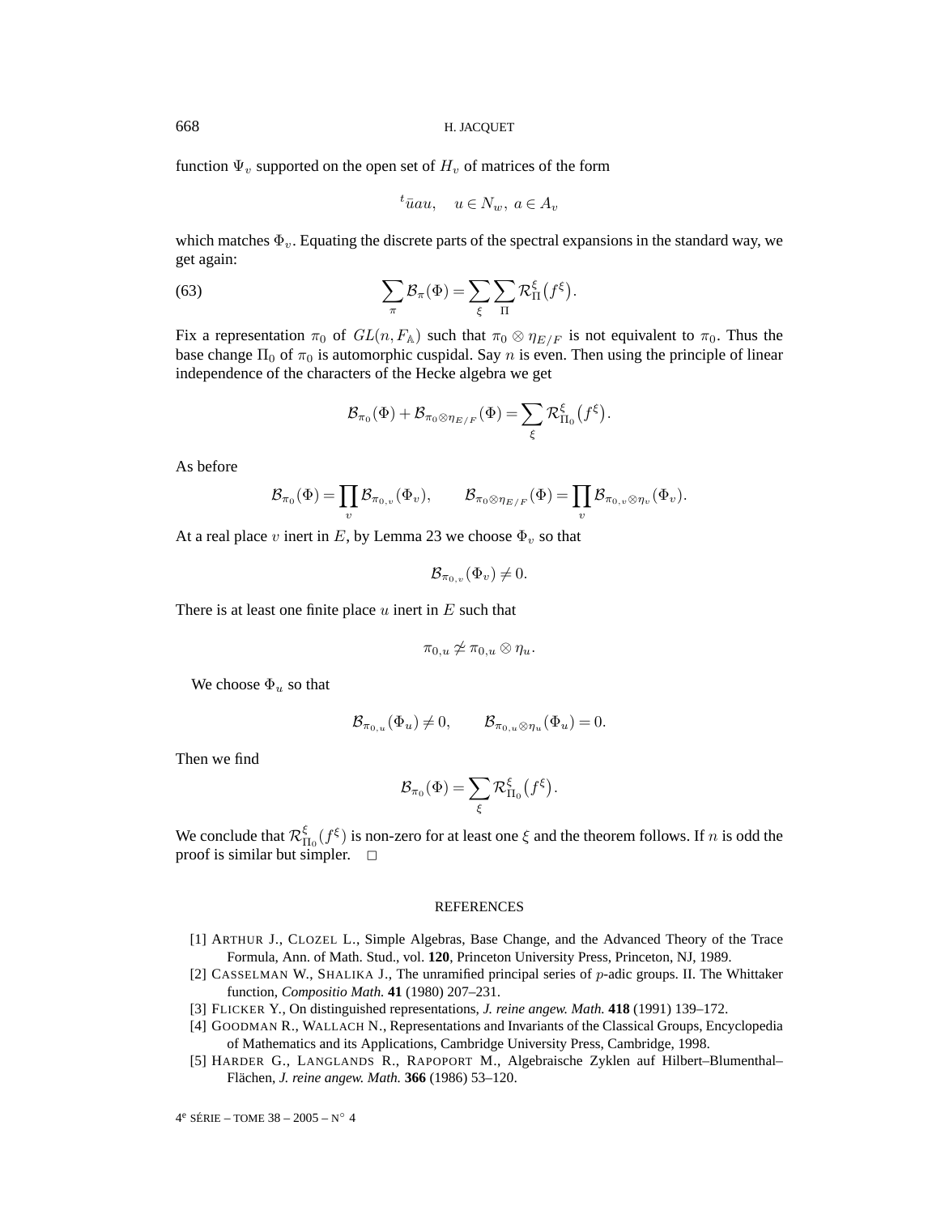function $\Psi_v$ supported on the open set of $H_v$ of matrices of the form

$$
{}^t\bar{u}au, \quad u \in N_w,\ a \in A_v
$$

which matches $\Phi_v$. Equating the discrete parts of the spectral expansions in the standard way, we get again:

$$
\sum_{\pi} \mathcal{B}_\pi(\Phi) = \sum_{\xi} \sum_{\Pi} \mathcal{R}^{\xi}_{\Pi}\big(f^{\xi}\big). \tag{63}
$$

Fix a representation $\pi_0$ of $GL(n, F_{\mathbb{A}})$ such that $\pi_0 \otimes \eta_{E/F}$ is not equivalent to $\pi_0$. Thus the base change $\Pi_0$ of $\pi_0$ is automorphic cuspidal. Say $n$ is even. Then using the principle of linear independence of the characters of the Hecke algebra we get

$$
\mathcal{B}_{\pi_0}(\Phi) + \mathcal{B}_{\pi_0 \otimes \eta_{E/F}}(\Phi) = \sum_{\xi} \mathcal{R}^{\xi}_{\Pi_0}\big(f^{\xi}\big).
$$

As before

$$
\mathcal{B}_{\pi_0}(\Phi) = \prod_v \mathcal{B}_{\pi_{0,v}}(\Phi_v), \qquad \mathcal{B}_{\pi_0 \otimes \eta_{E/F}}(\Phi) = \prod_v \mathcal{B}_{\pi_{0,v} \otimes \eta_v}(\Phi_v).
$$

At a real place $v$ inert in $E$, by Lemma 23 we choose $\Phi_v$ so that

$$
\mathcal{B}_{\pi_{0,v}}(\Phi_v) \neq 0.
$$

There is at least one finite place $u$ inert in $E$ such that

$$
\pi_{0,u} \not\simeq \pi_{0,u} \otimes \eta_u.
$$

We choose $\Phi_u$ so that

$$
\mathcal{B}_{\pi_{0,u}}(\Phi_u) \neq 0, \qquad \mathcal{B}_{\pi_{0,u} \otimes \eta_u}(\Phi_u) = 0.
$$

Then we find

$$
\mathcal{B}_{\pi_0}(\Phi) = \sum_{\xi} \mathcal{R}^{\xi}_{\Pi_0}\big(f^{\xi}\big).
$$

We conclude that $\mathcal{R}^{\xi}_{\Pi_0}(f^{\xi})$ is non-zero for at least one $\xi$ and the theorem follows. If $n$ is odd the proof is similar but simpler. □

## REFERENCES

[1] ARTHUR J., CLOZEL L., Simple Algebras, Base Change, and the Advanced Theory of the Trace Formula, Ann. of Math. Stud., vol. **120**, Princeton University Press, Princeton, NJ, 1989.

[2] CASSELMAN W., SHALIKA J., The unramified principal series of $p$-adic groups. II. The Whittaker function, *Compositio Math.* **41** (1980) 207–231.

[3] FLICKER Y., On distinguished representations, *J. reine angew. Math.* **418** (1991) 139–172.

[4] GOODMAN R., WALLACH N., Representations and Invariants of the Classical Groups, Encyclopedia of Mathematics and its Applications, Cambridge University Press, Cambridge, 1998.

[5] HARDER G., LANGLANDS R., RAPOPORT M., Algebraische Zyklen auf Hilbert–Blumenthal–Flächen, *J. reine angew. Math.* **366** (1986) 53–120.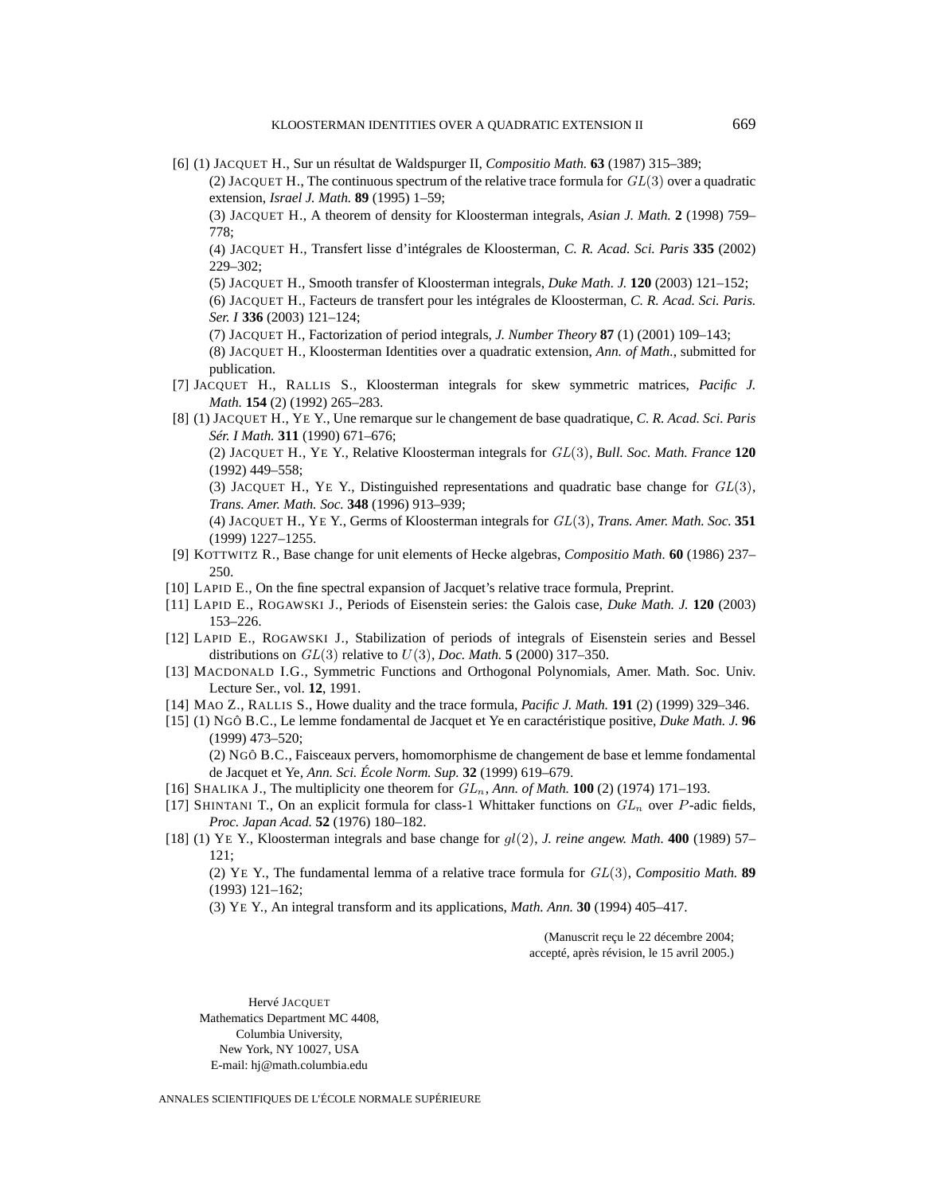[6] (1) JACQUET H., Sur un résultat de Waldspurger II, *Compositio Math.* **63** (1987) 315–389;

(2) JACQUET H., The continuous spectrum of the relative trace formula for $GL(3)$ over a quadratic extension, *Israel J. Math.* **89** (1995) 1–59;

(3) JACQUET H., A theorem of density for Kloosterman integrals, *Asian J. Math.* **2** (1998) 759–778;

(4) JACQUET H., Transfert lisse d'intégrales de Kloosterman, *C. R. Acad. Sci. Paris* **335** (2002) 229–302;

(5) JACQUET H., Smooth transfer of Kloosterman integrals, *Duke Math. J.* **120** (2003) 121–152;

(6) JACQUET H., Facteurs de transfert pour les intégrales de Kloosterman, *C. R. Acad. Sci. Paris. Ser. I* **336** (2003) 121–124;

(7) JACQUET H., Factorization of period integrals, *J. Number Theory* **87** (1) (2001) 109–143;

(8) JACQUET H., Kloosterman Identities over a quadratic extension, *Ann. of Math.*, submitted for publication.

[7] JACQUET H., RALLIS S., Kloosterman integrals for skew symmetric matrices, *Pacific J. Math.* **154** (2) (1992) 265–283.

[8] (1) JACQUET H., YE Y., Une remarque sur le changement de base quadratique, *C. R. Acad. Sci. Paris Sér. I Math.* **311** (1990) 671–676;

(2) JACQUET H., YE Y., Relative Kloosterman integrals for $GL(3)$, *Bull. Soc. Math. France* **120** (1992) 449–558;

(3) JACQUET H., YE Y., Distinguished representations and quadratic base change for $GL(3)$, *Trans. Amer. Math. Soc.* **348** (1996) 913–939;

(4) JACQUET H., YE Y., Germs of Kloosterman integrals for $GL(3)$, *Trans. Amer. Math. Soc.* **351** (1999) 1227–1255.

[9] KOTTWITZ R., Base change for unit elements of Hecke algebras, *Compositio Math.* **60** (1986) 237–250.

[10] LAPID E., On the fine spectral expansion of Jacquet's relative trace formula, Preprint.

[11] LAPID E., ROGAWSKI J., Periods of Eisenstein series: the Galois case, *Duke Math. J.* **120** (2003) 153–226.

[12] LAPID E., ROGAWSKI J., Stabilization of periods of integrals of Eisenstein series and Bessel distributions on $GL(3)$ relative to $U(3)$, *Doc. Math.* **5** (2000) 317–350.

[13] MACDONALD I.G., Symmetric Functions and Orthogonal Polynomials, Amer. Math. Soc. Univ. Lecture Ser., vol. **12**, 1991.

[14] MAO Z., RALLIS S., Howe duality and the trace formula, *Pacific J. Math.* **191** (2) (1999) 329–346.

[15] (1) NGÔ B.C., Le lemme fondamental de Jacquet et Ye en caractéristique positive, *Duke Math. J.* **96** (1999) 473–520;

(2) NGÔ B.C., Faisceaux pervers, homomorphisme de changement de base et lemme fondamental de Jacquet et Ye, *Ann. Sci. École Norm. Sup.* **32** (1999) 619–679.

[16] SHALIKA J., The multiplicity one theorem for $GL_n$, *Ann. of Math.* **100** (2) (1974) 171–193.

[17] SHINTANI T., On an explicit formula for class-1 Whittaker functions on $GL_n$ over $P$-adic fields, *Proc. Japan Acad.* **52** (1976) 180–182.

[18] (1) YE Y., Kloosterman integrals and base change for $gl(2)$, *J. reine angew. Math.* **400** (1989) 57–121;

(2) YE Y., The fundamental lemma of a relative trace formula for $GL(3)$, *Compositio Math.* **89** (1993) 121–162;

(3) YE Y., An integral transform and its applications, *Math. Ann.* **30** (1994) 405–417.

(Manuscrit reçu le 22 décembre 2004;
accepté, après révision, le 15 avril 2005.)

Hervé JACQUET
Mathematics Department MC 4408,
Columbia University,
New York, NY 10027, USA
E-mail: hj@math.columbia.edu